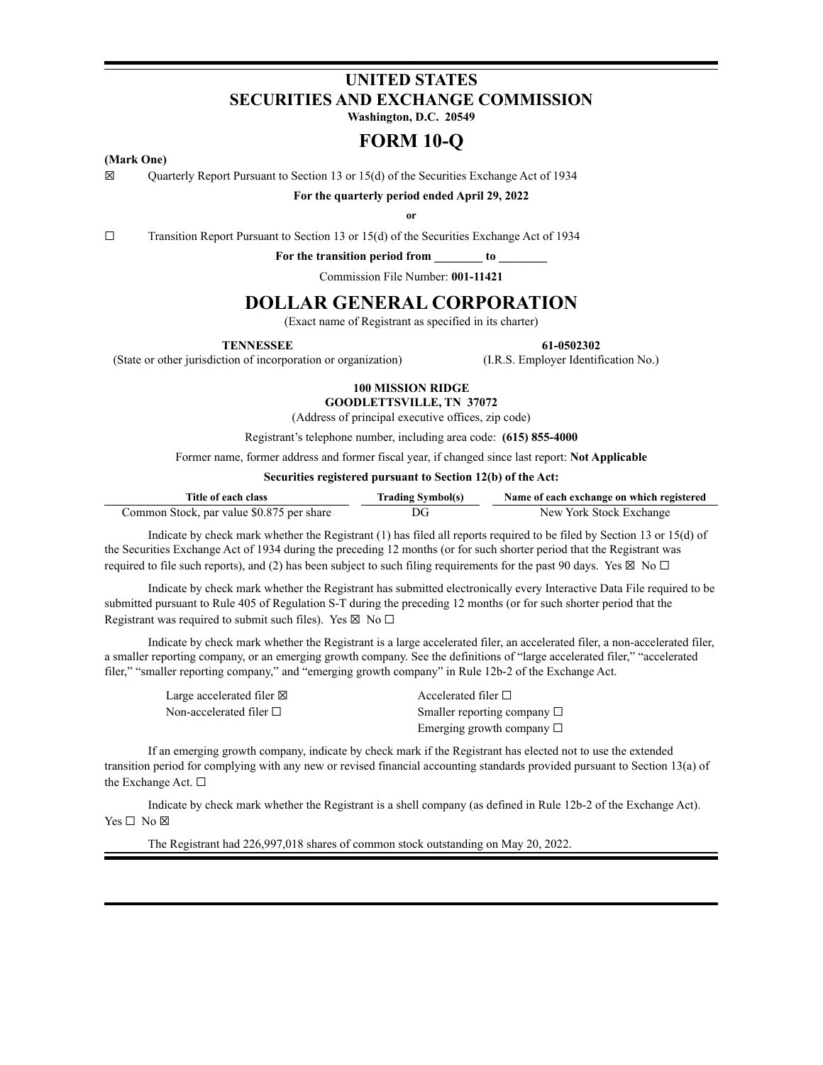# UNITED STATES
# SECURITIES AND EXCHANGE COMMISSION

**Washington, D.C. 20549**

# FORM 10-Q

**(Mark One)**

☒ Quarterly Report Pursuant to Section 13 or 15(d) of the Securities Exchange Act of 1934

**For the quarterly period ended April 29, 2022**

**or**

☐ Transition Report Pursuant to Section 13 or 15(d) of the Securities Exchange Act of 1934

**For the transition period from ________ to ________**

Commission File Number: **001-11421**

# DOLLAR GENERAL CORPORATION

(Exact name of Registrant as specified in its charter)

| **TENNESSEE** | **61-0502302** |
|---|---|
| (State or other jurisdiction of incorporation or organization) | (I.R.S. Employer Identification No.) |

**100 MISSION RIDGE**
**GOODLETTSVILLE, TN 37072**

(Address of principal executive offices, zip code)

Registrant's telephone number, including area code: **(615) 855-4000**

Former name, former address and former fiscal year, if changed since last report: **Not Applicable**

**Securities registered pursuant to Section 12(b) of the Act:**

| Title of each class | Trading Symbol(s) | Name of each exchange on which registered |
|---|---|---|
| Common Stock, par value $0.875 per share | DG | New York Stock Exchange |

Indicate by check mark whether the Registrant (1) has filed all reports required to be filed by Section 13 or 15(d) of the Securities Exchange Act of 1934 during the preceding 12 months (or for such shorter period that the Registrant was required to file such reports), and (2) has been subject to such filing requirements for the past 90 days. Yes ☒ No ☐

Indicate by check mark whether the Registrant has submitted electronically every Interactive Data File required to be submitted pursuant to Rule 405 of Regulation S-T during the preceding 12 months (or for such shorter period that the Registrant was required to submit such files). Yes ☒ No ☐

Indicate by check mark whether the Registrant is a large accelerated filer, an accelerated filer, a non-accelerated filer, a smaller reporting company, or an emerging growth company. See the definitions of "large accelerated filer," "accelerated filer," "smaller reporting company," and "emerging growth company" in Rule 12b-2 of the Exchange Act.

| | |
|---|---|
| Large accelerated filer ☒ | Accelerated filer ☐ |
| Non-accelerated filer ☐ | Smaller reporting company ☐ |
| | Emerging growth company ☐ |

If an emerging growth company, indicate by check mark if the Registrant has elected not to use the extended transition period for complying with any new or revised financial accounting standards provided pursuant to Section 13(a) of the Exchange Act. ☐

Indicate by check mark whether the Registrant is a shell company (as defined in Rule 12b-2 of the Exchange Act). Yes ☐ No ☒

The Registrant had 226,997,018 shares of common stock outstanding on May 20, 2022.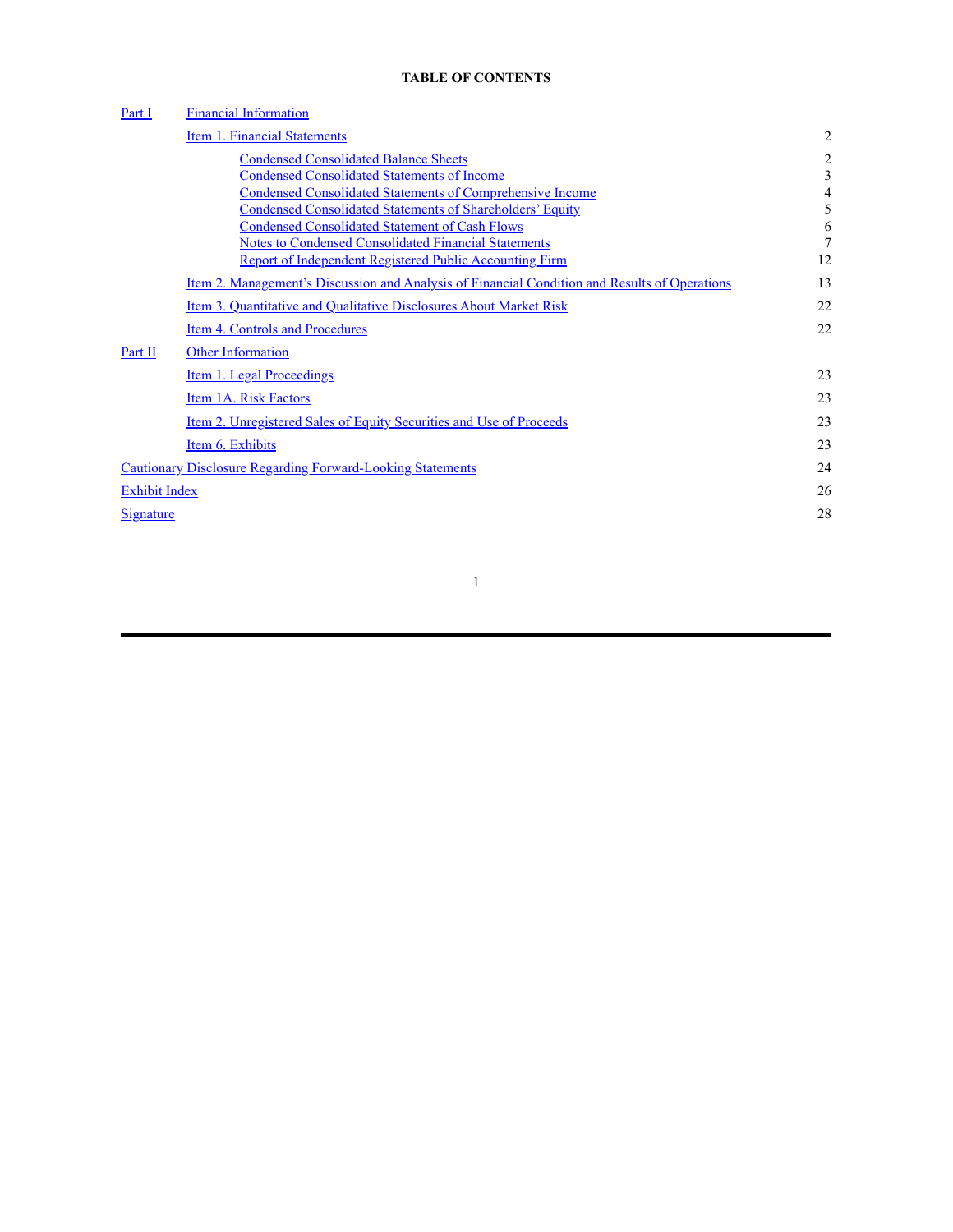**TABLE OF CONTENTS**

| | | |
|---|---|---|
| Part I | Financial Information | |
| | Item 1. Financial Statements | 2 |
| | Condensed Consolidated Balance Sheets | 2 |
| | Condensed Consolidated Statements of Income | 3 |
| | Condensed Consolidated Statements of Comprehensive Income | 4 |
| | Condensed Consolidated Statements of Shareholders' Equity | 5 |
| | Condensed Consolidated Statement of Cash Flows | 6 |
| | Notes to Condensed Consolidated Financial Statements | 7 |
| | Report of Independent Registered Public Accounting Firm | 12 |
| | Item 2. Management's Discussion and Analysis of Financial Condition and Results of Operations | 13 |
| | Item 3. Quantitative and Qualitative Disclosures About Market Risk | 22 |
| | Item 4. Controls and Procedures | 22 |
| Part II | Other Information | |
| | Item 1. Legal Proceedings | 23 |
| | Item 1A. Risk Factors | 23 |
| | Item 2. Unregistered Sales of Equity Securities and Use of Proceeds | 23 |
| | Item 6. Exhibits | 23 |
| Cautionary Disclosure Regarding Forward-Looking Statements | | 24 |
| Exhibit Index | | 26 |
| Signature | | 28 |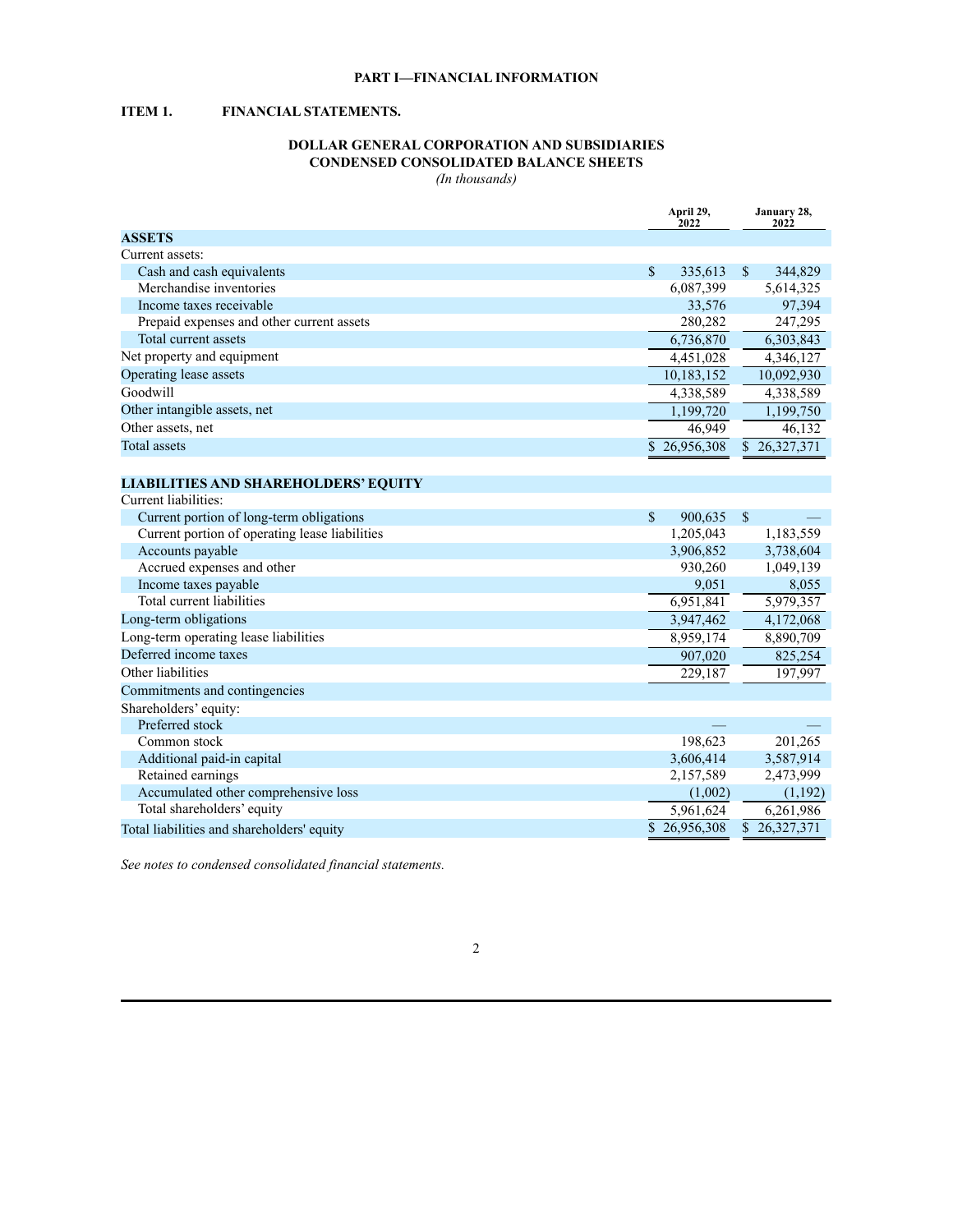# PART I—FINANCIAL INFORMATION

## ITEM 1. FINANCIAL STATEMENTS.

### DOLLAR GENERAL CORPORATION AND SUBSIDIARIES
### CONDENSED CONSOLIDATED BALANCE SHEETS
*(In thousands)*

| | April 29, 2022 | January 28, 2022 |
|---|---|---|
| **ASSETS** | | |
| Current assets: | | |
| Cash and cash equivalents | $ 335,613 | $ 344,829 |
| Merchandise inventories | 6,087,399 | 5,614,325 |
| Income taxes receivable | 33,576 | 97,394 |
| Prepaid expenses and other current assets | 280,282 | 247,295 |
| Total current assets | 6,736,870 | 6,303,843 |
| Net property and equipment | 4,451,028 | 4,346,127 |
| Operating lease assets | 10,183,152 | 10,092,930 |
| Goodwill | 4,338,589 | 4,338,589 |
| Other intangible assets, net | 1,199,720 | 1,199,750 |
| Other assets, net | 46,949 | 46,132 |
| Total assets | $ 26,956,308 | $ 26,327,371 |
| | | |
| **LIABILITIES AND SHAREHOLDERS' EQUITY** | | |
| Current liabilities: | | |
| Current portion of long-term obligations | $ 900,635 | $ — |
| Current portion of operating lease liabilities | 1,205,043 | 1,183,559 |
| Accounts payable | 3,906,852 | 3,738,604 |
| Accrued expenses and other | 930,260 | 1,049,139 |
| Income taxes payable | 9,051 | 8,055 |
| Total current liabilities | 6,951,841 | 5,979,357 |
| Long-term obligations | 3,947,462 | 4,172,068 |
| Long-term operating lease liabilities | 8,959,174 | 8,890,709 |
| Deferred income taxes | 907,020 | 825,254 |
| Other liabilities | 229,187 | 197,997 |
| Commitments and contingencies | | |
| Shareholders' equity: | | |
| Preferred stock | — | — |
| Common stock | 198,623 | 201,265 |
| Additional paid-in capital | 3,606,414 | 3,587,914 |
| Retained earnings | 2,157,589 | 2,473,999 |
| Accumulated other comprehensive loss | (1,002) | (1,192) |
| Total shareholders' equity | 5,961,624 | 6,261,986 |
| Total liabilities and shareholders' equity | $ 26,956,308 | $ 26,327,371 |

*See notes to condensed consolidated financial statements.*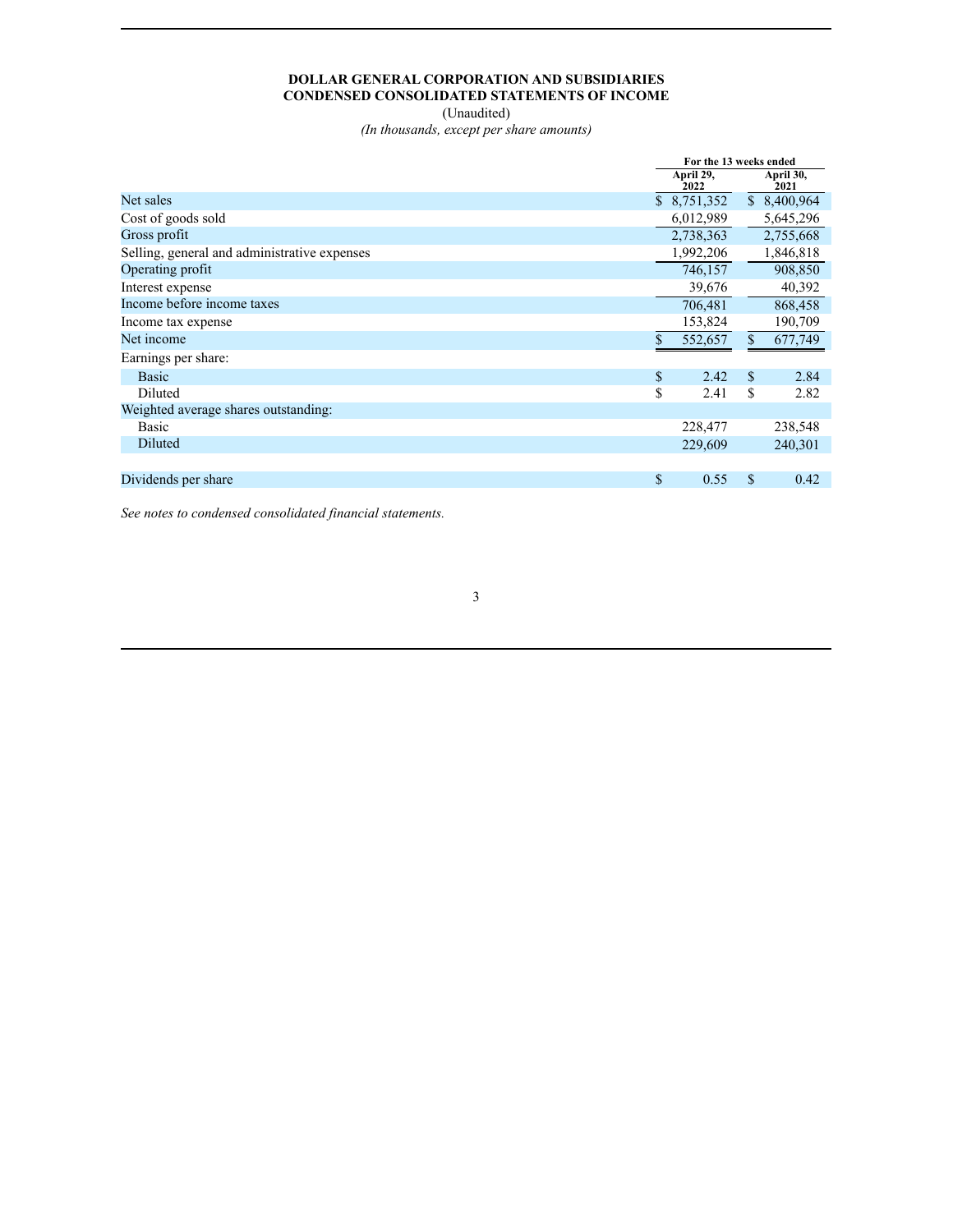**DOLLAR GENERAL CORPORATION AND SUBSIDIARIES**
**CONDENSED CONSOLIDATED STATEMENTS OF INCOME**
(Unaudited)
*(In thousands, except per share amounts)*

| | For the 13 weeks ended | |
|---|---|---|
| | April 29, 2022 | April 30, 2021 |
| Net sales | $ 8,751,352 | $ 8,400,964 |
| Cost of goods sold | 6,012,989 | 5,645,296 |
| Gross profit | 2,738,363 | 2,755,668 |
| Selling, general and administrative expenses | 1,992,206 | 1,846,818 |
| Operating profit | 746,157 | 908,850 |
| Interest expense | 39,676 | 40,392 |
| Income before income taxes | 706,481 | 868,458 |
| Income tax expense | 153,824 | 190,709 |
| Net income | $ 552,657 | $ 677,749 |
| Earnings per share: | | |
| Basic | $ 2.42 | $ 2.84 |
| Diluted | $ 2.41 | $ 2.82 |
| Weighted average shares outstanding: | | |
| Basic | 228,477 | 238,548 |
| Diluted | 229,609 | 240,301 |
| | | |
| Dividends per share | $ 0.55 | $ 0.42 |

*See notes to condensed consolidated financial statements.*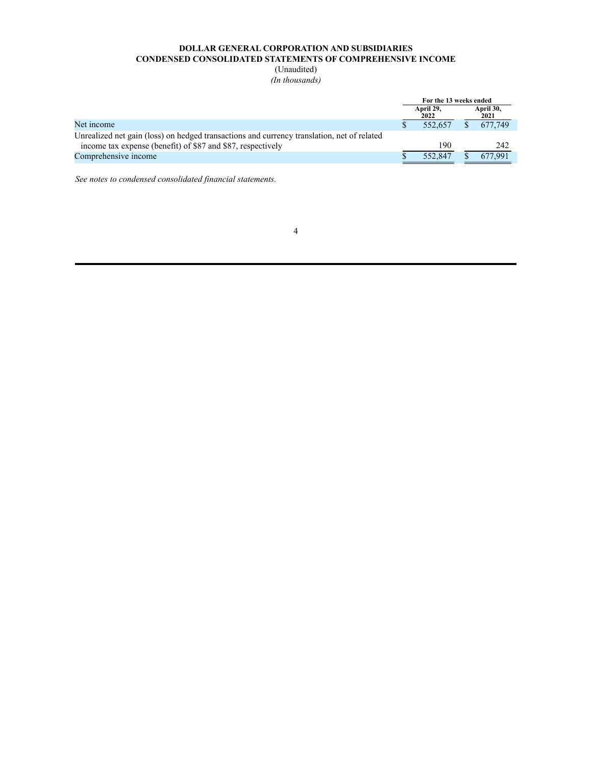**DOLLAR GENERAL CORPORATION AND SUBSIDIARIES**
**CONDENSED CONSOLIDATED STATEMENTS OF COMPREHENSIVE INCOME**
(Unaudited)
*(In thousands)*

| | For the 13 weeks ended | |
|---|---|---|
| | April 29, 2022 | April 30, 2021 |
| Net income | $ 552,657 | $ 677,749 |
| Unrealized net gain (loss) on hedged transactions and currency translation, net of related income tax expense (benefit) of $87 and $87, respectively | 190 | 242 |
| Comprehensive income | $ 552,847 | $ 677,991 |

*See notes to condensed consolidated financial statements.*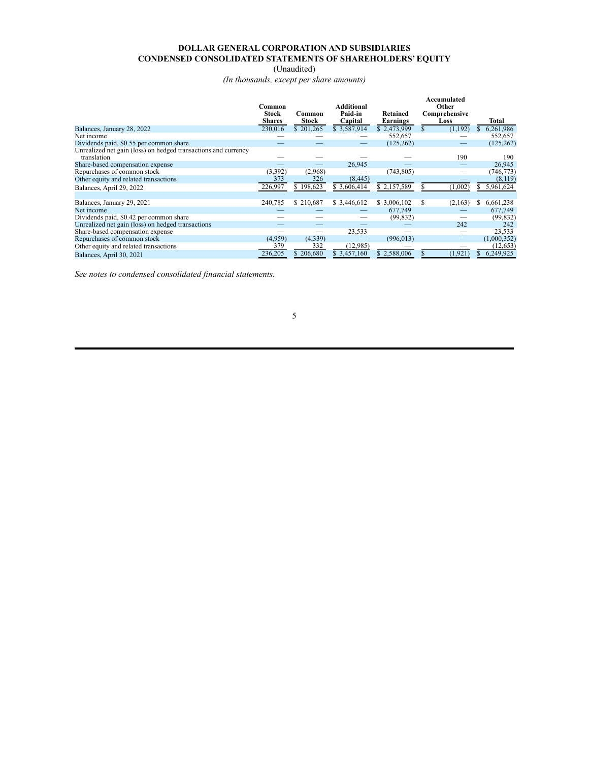# DOLLAR GENERAL CORPORATION AND SUBSIDIARIES
## CONDENSED CONSOLIDATED STATEMENTS OF SHAREHOLDERS' EQUITY

(Unaudited)

*(In thousands, except per share amounts)*

| | Common Stock Shares | Common Stock | Additional Paid-in Capital | Retained Earnings | Accumulated Other Comprehensive Loss | Total |
|---|---|---|---|---|---|---|
| Balances, January 28, 2022 | 230,016 | $ 201,265 | $ 3,587,914 | $ 2,473,999 | $ (1,192) | $ 6,261,986 |
| Net income | — | — | — | 552,657 | — | 552,657 |
| Dividends paid, $0.55 per common share | — | — | — | (125,262) | — | (125,262) |
| Unrealized net gain (loss) on hedged transactions and currency translation | — | — | — | — | 190 | 190 |
| Share-based compensation expense | — | — | 26,945 | — | — | 26,945 |
| Repurchases of common stock | (3,392) | (2,968) | — | (743,805) | — | (746,773) |
| Other equity and related transactions | 373 | 326 | (8,445) | — | — | (8,119) |
| Balances, April 29, 2022 | 226,997 | $ 198,623 | $ 3,606,414 | $ 2,157,589 | $ (1,002) | $ 5,961,624 |
| | | | | | | |
| Balances, January 29, 2021 | 240,785 | $ 210,687 | $ 3,446,612 | $ 3,006,102 | $ (2,163) | $ 6,661,238 |
| Net income | — | — | — | 677,749 | — | 677,749 |
| Dividends paid, $0.42 per common share | — | — | — | (99,832) | — | (99,832) |
| Unrealized net gain (loss) on hedged transactions | — | — | — | — | 242 | 242 |
| Share-based compensation expense | — | — | 23,533 | — | — | 23,533 |
| Repurchases of common stock | (4,959) | (4,339) | — | (996,013) | — | (1,000,352) |
| Other equity and related transactions | 379 | 332 | (12,985) | — | — | (12,653) |
| Balances, April 30, 2021 | 236,205 | $ 206,680 | $ 3,457,160 | $ 2,588,006 | $ (1,921) | $ 6,249,925 |

*See notes to condensed consolidated financial statements.*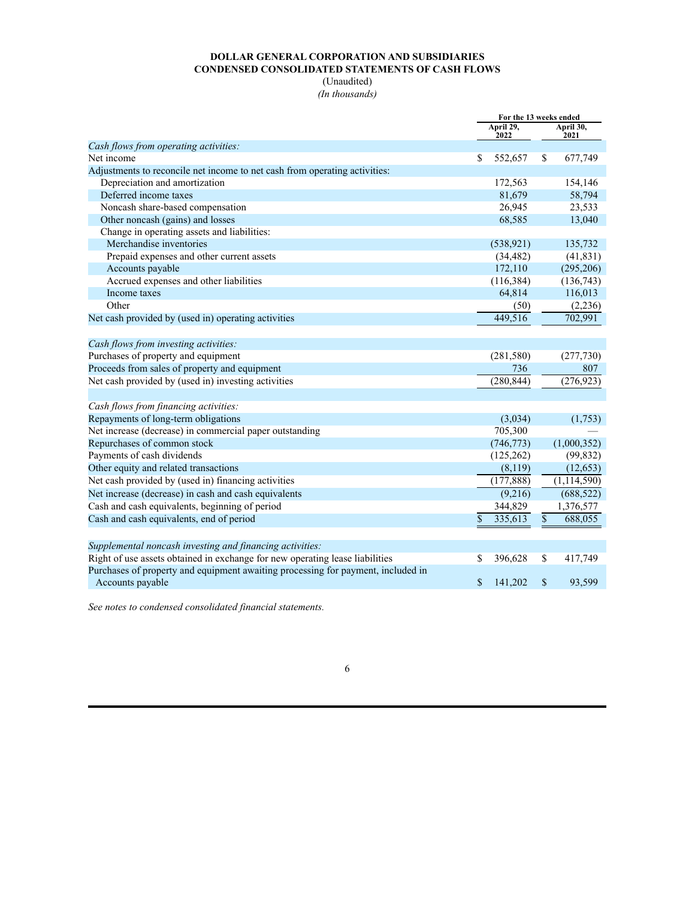**DOLLAR GENERAL CORPORATION AND SUBSIDIARIES**
**CONDENSED CONSOLIDATED STATEMENTS OF CASH FLOWS**
(Unaudited)
*(In thousands)*

| | For the 13 weeks ended | |
|---|---|---|
| | April 29, 2022 | April 30, 2021 |
| *Cash flows from operating activities:* | | |
| Net income | $ 552,657 | $ 677,749 |
| Adjustments to reconcile net income to net cash from operating activities: | | |
| Depreciation and amortization | 172,563 | 154,146 |
| Deferred income taxes | 81,679 | 58,794 |
| Noncash share-based compensation | 26,945 | 23,533 |
| Other noncash (gains) and losses | 68,585 | 13,040 |
| Change in operating assets and liabilities: | | |
| Merchandise inventories | (538,921) | 135,732 |
| Prepaid expenses and other current assets | (34,482) | (41,831) |
| Accounts payable | 172,110 | (295,206) |
| Accrued expenses and other liabilities | (116,384) | (136,743) |
| Income taxes | 64,814 | 116,013 |
| Other | (50) | (2,236) |
| Net cash provided by (used in) operating activities | 449,516 | 702,991 |
| | | |
| *Cash flows from investing activities:* | | |
| Purchases of property and equipment | (281,580) | (277,730) |
| Proceeds from sales of property and equipment | 736 | 807 |
| Net cash provided by (used in) investing activities | (280,844) | (276,923) |
| | | |
| *Cash flows from financing activities:* | | |
| Repayments of long-term obligations | (3,034) | (1,753) |
| Net increase (decrease) in commercial paper outstanding | 705,300 | — |
| Repurchases of common stock | (746,773) | (1,000,352) |
| Payments of cash dividends | (125,262) | (99,832) |
| Other equity and related transactions | (8,119) | (12,653) |
| Net cash provided by (used in) financing activities | (177,888) | (1,114,590) |
| Net increase (decrease) in cash and cash equivalents | (9,216) | (688,522) |
| Cash and cash equivalents, beginning of period | 344,829 | 1,376,577 |
| Cash and cash equivalents, end of period | $ 335,613 | $ 688,055 |
| | | |
| *Supplemental noncash investing and financing activities:* | | |
| Right of use assets obtained in exchange for new operating lease liabilities | $ 396,628 | $ 417,749 |
| Purchases of property and equipment awaiting processing for payment, included in Accounts payable | $ 141,202 | $ 93,599 |

*See notes to condensed consolidated financial statements.*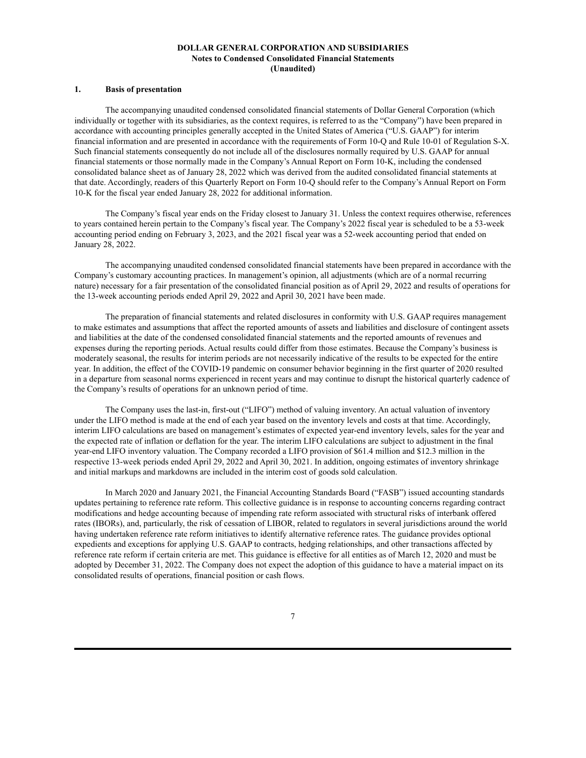**DOLLAR GENERAL CORPORATION AND SUBSIDIARIES**
**Notes to Condensed Consolidated Financial Statements**
**(Unaudited)**

## 1. Basis of presentation

The accompanying unaudited condensed consolidated financial statements of Dollar General Corporation (which individually or together with its subsidiaries, as the context requires, is referred to as the "Company") have been prepared in accordance with accounting principles generally accepted in the United States of America ("U.S. GAAP") for interim financial information and are presented in accordance with the requirements of Form 10-Q and Rule 10-01 of Regulation S-X. Such financial statements consequently do not include all of the disclosures normally required by U.S. GAAP for annual financial statements or those normally made in the Company's Annual Report on Form 10-K, including the condensed consolidated balance sheet as of January 28, 2022 which was derived from the audited consolidated financial statements at that date. Accordingly, readers of this Quarterly Report on Form 10-Q should refer to the Company's Annual Report on Form 10-K for the fiscal year ended January 28, 2022 for additional information.

The Company's fiscal year ends on the Friday closest to January 31. Unless the context requires otherwise, references to years contained herein pertain to the Company's fiscal year. The Company's 2022 fiscal year is scheduled to be a 53-week accounting period ending on February 3, 2023, and the 2021 fiscal year was a 52-week accounting period that ended on January 28, 2022.

The accompanying unaudited condensed consolidated financial statements have been prepared in accordance with the Company's customary accounting practices. In management's opinion, all adjustments (which are of a normal recurring nature) necessary for a fair presentation of the consolidated financial position as of April 29, 2022 and results of operations for the 13-week accounting periods ended April 29, 2022 and April 30, 2021 have been made.

The preparation of financial statements and related disclosures in conformity with U.S. GAAP requires management to make estimates and assumptions that affect the reported amounts of assets and liabilities and disclosure of contingent assets and liabilities at the date of the condensed consolidated financial statements and the reported amounts of revenues and expenses during the reporting periods. Actual results could differ from those estimates. Because the Company's business is moderately seasonal, the results for interim periods are not necessarily indicative of the results to be expected for the entire year. In addition, the effect of the COVID-19 pandemic on consumer behavior beginning in the first quarter of 2020 resulted in a departure from seasonal norms experienced in recent years and may continue to disrupt the historical quarterly cadence of the Company's results of operations for an unknown period of time.

The Company uses the last-in, first-out ("LIFO") method of valuing inventory. An actual valuation of inventory under the LIFO method is made at the end of each year based on the inventory levels and costs at that time. Accordingly, interim LIFO calculations are based on management's estimates of expected year-end inventory levels, sales for the year and the expected rate of inflation or deflation for the year. The interim LIFO calculations are subject to adjustment in the final year-end LIFO inventory valuation. The Company recorded a LIFO provision of $61.4 million and $12.3 million in the respective 13-week periods ended April 29, 2022 and April 30, 2021. In addition, ongoing estimates of inventory shrinkage and initial markups and markdowns are included in the interim cost of goods sold calculation.

In March 2020 and January 2021, the Financial Accounting Standards Board ("FASB") issued accounting standards updates pertaining to reference rate reform. This collective guidance is in response to accounting concerns regarding contract modifications and hedge accounting because of impending rate reform associated with structural risks of interbank offered rates (IBORs), and, particularly, the risk of cessation of LIBOR, related to regulators in several jurisdictions around the world having undertaken reference rate reform initiatives to identify alternative reference rates. The guidance provides optional expedients and exceptions for applying U.S. GAAP to contracts, hedging relationships, and other transactions affected by reference rate reform if certain criteria are met. This guidance is effective for all entities as of March 12, 2020 and must be adopted by December 31, 2022. The Company does not expect the adoption of this guidance to have a material impact on its consolidated results of operations, financial position or cash flows.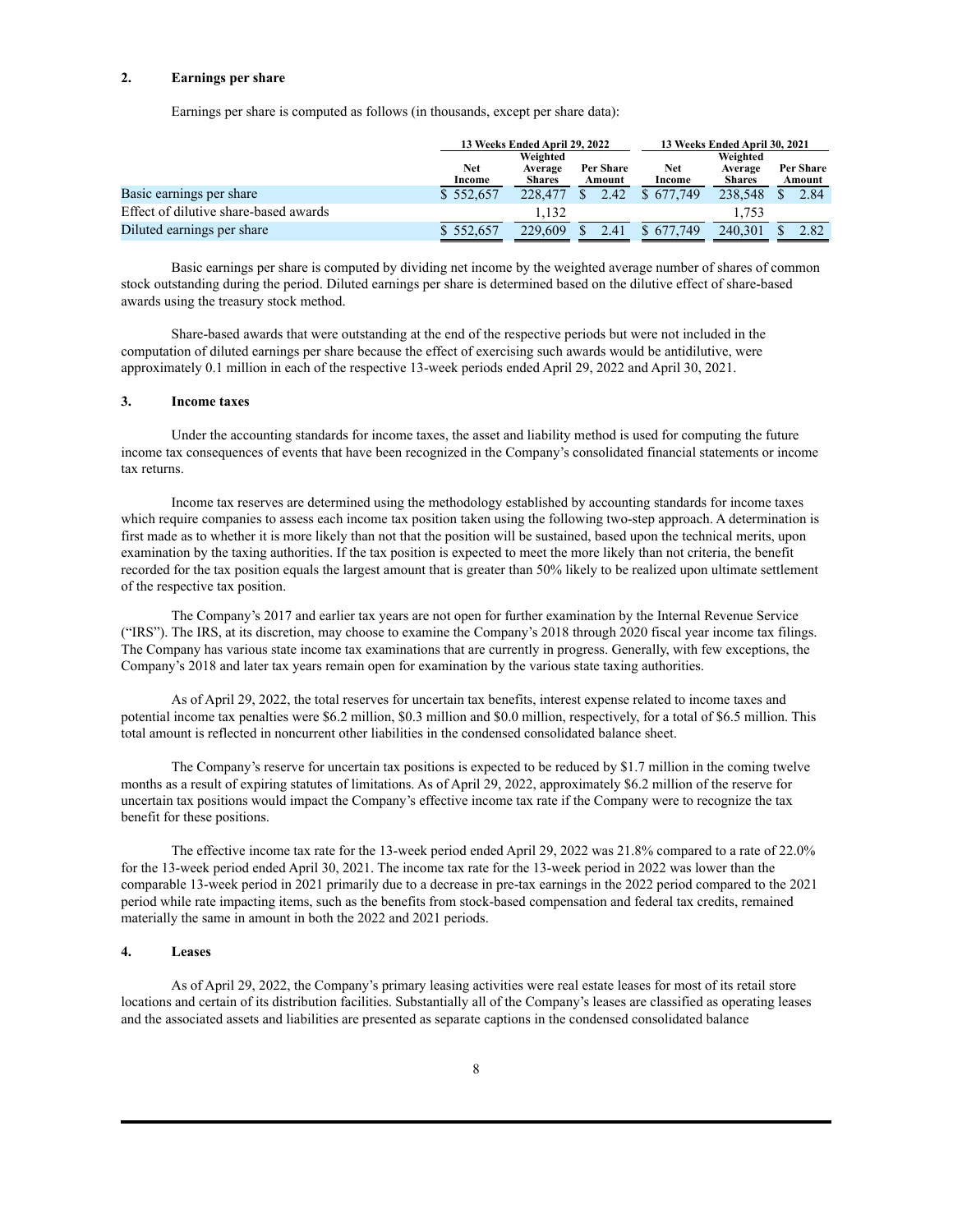## 2. Earnings per share

Earnings per share is computed as follows (in thousands, except per share data):

| | 13 Weeks Ended April 29, 2022 | | | 13 Weeks Ended April 30, 2021 | | |
|---|---|---|---|---|---|---|
| | Net Income | Weighted Average Shares | Per Share Amount | Net Income | Weighted Average Shares | Per Share Amount |
| Basic earnings per share | $ 552,657 | 228,477 | $ 2.42 | $ 677,749 | 238,548 | $ 2.84 |
| Effect of dilutive share-based awards | | 1,132 | | | 1,753 | |
| Diluted earnings per share | $ 552,657 | 229,609 | $ 2.41 | $ 677,749 | 240,301 | $ 2.82 |

Basic earnings per share is computed by dividing net income by the weighted average number of shares of common stock outstanding during the period. Diluted earnings per share is determined based on the dilutive effect of share-based awards using the treasury stock method.

Share-based awards that were outstanding at the end of the respective periods but were not included in the computation of diluted earnings per share because the effect of exercising such awards would be antidilutive, were approximately 0.1 million in each of the respective 13-week periods ended April 29, 2022 and April 30, 2021.

## 3. Income taxes

Under the accounting standards for income taxes, the asset and liability method is used for computing the future income tax consequences of events that have been recognized in the Company's consolidated financial statements or income tax returns.

Income tax reserves are determined using the methodology established by accounting standards for income taxes which require companies to assess each income tax position taken using the following two-step approach. A determination is first made as to whether it is more likely than not that the position will be sustained, based upon the technical merits, upon examination by the taxing authorities. If the tax position is expected to meet the more likely than not criteria, the benefit recorded for the tax position equals the largest amount that is greater than 50% likely to be realized upon ultimate settlement of the respective tax position.

The Company's 2017 and earlier tax years are not open for further examination by the Internal Revenue Service ("IRS"). The IRS, at its discretion, may choose to examine the Company's 2018 through 2020 fiscal year income tax filings. The Company has various state income tax examinations that are currently in progress. Generally, with few exceptions, the Company's 2018 and later tax years remain open for examination by the various state taxing authorities.

As of April 29, 2022, the total reserves for uncertain tax benefits, interest expense related to income taxes and potential income tax penalties were $6.2 million, $0.3 million and $0.0 million, respectively, for a total of $6.5 million. This total amount is reflected in noncurrent other liabilities in the condensed consolidated balance sheet.

The Company's reserve for uncertain tax positions is expected to be reduced by $1.7 million in the coming twelve months as a result of expiring statutes of limitations. As of April 29, 2022, approximately $6.2 million of the reserve for uncertain tax positions would impact the Company's effective income tax rate if the Company were to recognize the tax benefit for these positions.

The effective income tax rate for the 13-week period ended April 29, 2022 was 21.8% compared to a rate of 22.0% for the 13-week period ended April 30, 2021. The income tax rate for the 13-week period in 2022 was lower than the comparable 13-week period in 2021 primarily due to a decrease in pre-tax earnings in the 2022 period compared to the 2021 period while rate impacting items, such as the benefits from stock-based compensation and federal tax credits, remained materially the same in amount in both the 2022 and 2021 periods.

## 4. Leases

As of April 29, 2022, the Company's primary leasing activities were real estate leases for most of its retail store locations and certain of its distribution facilities. Substantially all of the Company's leases are classified as operating leases and the associated assets and liabilities are presented as separate captions in the condensed consolidated balance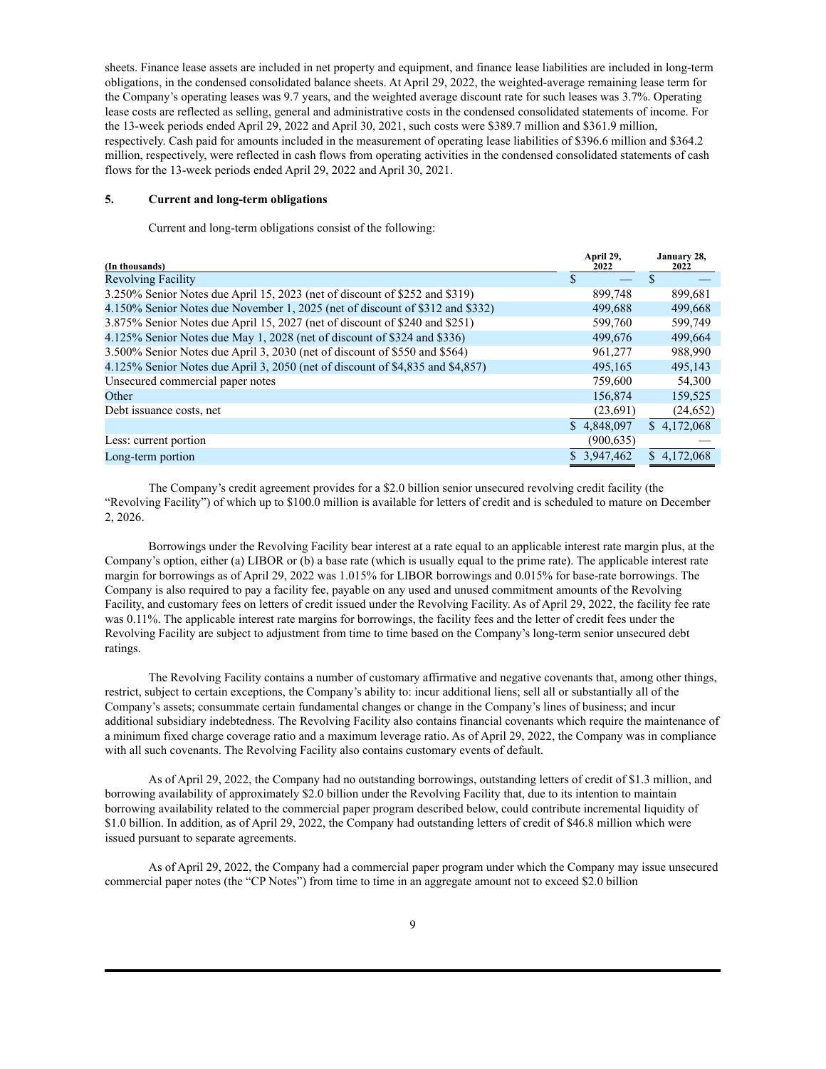sheets. Finance lease assets are included in net property and equipment, and finance lease liabilities are included in long-term obligations, in the condensed consolidated balance sheets. At April 29, 2022, the weighted-average remaining lease term for the Company's operating leases was 9.7 years, and the weighted average discount rate for such leases was 3.7%. Operating lease costs are reflected as selling, general and administrative costs in the condensed consolidated statements of income. For the 13-week periods ended April 29, 2022 and April 30, 2021, such costs were $389.7 million and $361.9 million, respectively. Cash paid for amounts included in the measurement of operating lease liabilities of $396.6 million and $364.2 million, respectively, were reflected in cash flows from operating activities in the condensed consolidated statements of cash flows for the 13-week periods ended April 29, 2022 and April 30, 2021.

### 5. Current and long-term obligations

Current and long-term obligations consist of the following:

| (In thousands) | April 29, 2022 | January 28, 2022 |
|---|---|---|
| Revolving Facility | $ — | $ — |
| 3.250% Senior Notes due April 15, 2023 (net of discount of $252 and $319) | 899,748 | 899,681 |
| 4.150% Senior Notes due November 1, 2025 (net of discount of $312 and $332) | 499,688 | 499,668 |
| 3.875% Senior Notes due April 15, 2027 (net of discount of $240 and $251) | 599,760 | 599,749 |
| 4.125% Senior Notes due May 1, 2028 (net of discount of $324 and $336) | 499,676 | 499,664 |
| 3.500% Senior Notes due April 3, 2030 (net of discount of $550 and $564) | 961,277 | 988,990 |
| 4.125% Senior Notes due April 3, 2050 (net of discount of $4,835 and $4,857) | 495,165 | 495,143 |
| Unsecured commercial paper notes | 759,600 | 54,300 |
| Other | 156,874 | 159,525 |
| Debt issuance costs, net | (23,691) | (24,652) |
| | $ 4,848,097 | $ 4,172,068 |
| Less: current portion | (900,635) | — |
| Long-term portion | $ 3,947,462 | $ 4,172,068 |

The Company's credit agreement provides for a $2.0 billion senior unsecured revolving credit facility (the "Revolving Facility") of which up to $100.0 million is available for letters of credit and is scheduled to mature on December 2, 2026.

Borrowings under the Revolving Facility bear interest at a rate equal to an applicable interest rate margin plus, at the Company's option, either (a) LIBOR or (b) a base rate (which is usually equal to the prime rate). The applicable interest rate margin for borrowings as of April 29, 2022 was 1.015% for LIBOR borrowings and 0.015% for base-rate borrowings. The Company is also required to pay a facility fee, payable on any used and unused commitment amounts of the Revolving Facility, and customary fees on letters of credit issued under the Revolving Facility. As of April 29, 2022, the facility fee rate was 0.11%. The applicable interest rate margins for borrowings, the facility fees and the letter of credit fees under the Revolving Facility are subject to adjustment from time to time based on the Company's long-term senior unsecured debt ratings.

The Revolving Facility contains a number of customary affirmative and negative covenants that, among other things, restrict, subject to certain exceptions, the Company's ability to: incur additional liens; sell all or substantially all of the Company's assets; consummate certain fundamental changes or change in the Company's lines of business; and incur additional subsidiary indebtedness. The Revolving Facility also contains financial covenants which require the maintenance of a minimum fixed charge coverage ratio and a maximum leverage ratio. As of April 29, 2022, the Company was in compliance with all such covenants. The Revolving Facility also contains customary events of default.

As of April 29, 2022, the Company had no outstanding borrowings, outstanding letters of credit of $1.3 million, and borrowing availability of approximately $2.0 billion under the Revolving Facility that, due to its intention to maintain borrowing availability related to the commercial paper program described below, could contribute incremental liquidity of $1.0 billion. In addition, as of April 29, 2022, the Company had outstanding letters of credit of $46.8 million which were issued pursuant to separate agreements.

As of April 29, 2022, the Company had a commercial paper program under which the Company may issue unsecured commercial paper notes (the "CP Notes") from time to time in an aggregate amount not to exceed $2.0 billion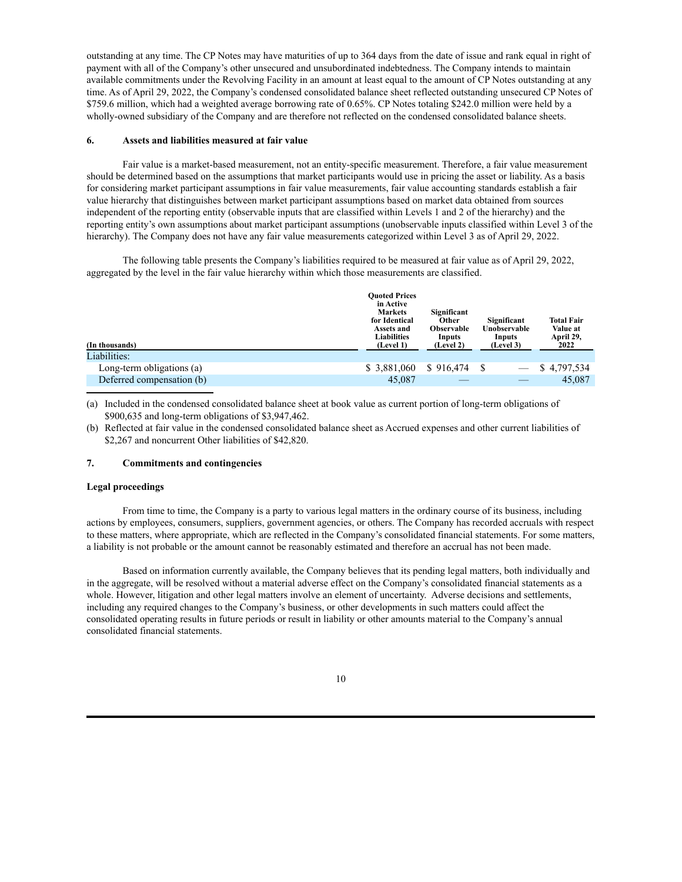outstanding at any time. The CP Notes may have maturities of up to 364 days from the date of issue and rank equal in right of payment with all of the Company's other unsecured and unsubordinated indebtedness. The Company intends to maintain available commitments under the Revolving Facility in an amount at least equal to the amount of CP Notes outstanding at any time. As of April 29, 2022, the Company's condensed consolidated balance sheet reflected outstanding unsecured CP Notes of $759.6 million, which had a weighted average borrowing rate of 0.65%. CP Notes totaling $242.0 million were held by a wholly-owned subsidiary of the Company and are therefore not reflected on the condensed consolidated balance sheets.

## 6. Assets and liabilities measured at fair value

Fair value is a market-based measurement, not an entity-specific measurement. Therefore, a fair value measurement should be determined based on the assumptions that market participants would use in pricing the asset or liability. As a basis for considering market participant assumptions in fair value measurements, fair value accounting standards establish a fair value hierarchy that distinguishes between market participant assumptions based on market data obtained from sources independent of the reporting entity (observable inputs that are classified within Levels 1 and 2 of the hierarchy) and the reporting entity's own assumptions about market participant assumptions (unobservable inputs classified within Level 3 of the hierarchy). The Company does not have any fair value measurements categorized within Level 3 as of April 29, 2022.

The following table presents the Company's liabilities required to be measured at fair value as of April 29, 2022, aggregated by the level in the fair value hierarchy within which those measurements are classified.

| (In thousands) | Quoted Prices in Active Markets for Identical Assets and Liabilities (Level 1) | Significant Other Observable Inputs (Level 2) | Significant Unobservable Inputs (Level 3) | Total Fair Value at April 29, 2022 |
|---|---|---|---|---|
| Liabilities: | | | | |
| Long-term obligations (a) | $ 3,881,060 | $ 916,474 | $ — | $ 4,797,534 |
| Deferred compensation (b) | 45,087 | — | — | 45,087 |

(a) Included in the condensed consolidated balance sheet at book value as current portion of long-term obligations of $900,635 and long-term obligations of $3,947,462.

(b) Reflected at fair value in the condensed consolidated balance sheet as Accrued expenses and other current liabilities of $2,267 and noncurrent Other liabilities of $42,820.

## 7. Commitments and contingencies

### Legal proceedings

From time to time, the Company is a party to various legal matters in the ordinary course of its business, including actions by employees, consumers, suppliers, government agencies, or others. The Company has recorded accruals with respect to these matters, where appropriate, which are reflected in the Company's consolidated financial statements. For some matters, a liability is not probable or the amount cannot be reasonably estimated and therefore an accrual has not been made.

Based on information currently available, the Company believes that its pending legal matters, both individually and in the aggregate, will be resolved without a material adverse effect on the Company's consolidated financial statements as a whole. However, litigation and other legal matters involve an element of uncertainty. Adverse decisions and settlements, including any required changes to the Company's business, or other developments in such matters could affect the consolidated operating results in future periods or result in liability or other amounts material to the Company's annual consolidated financial statements.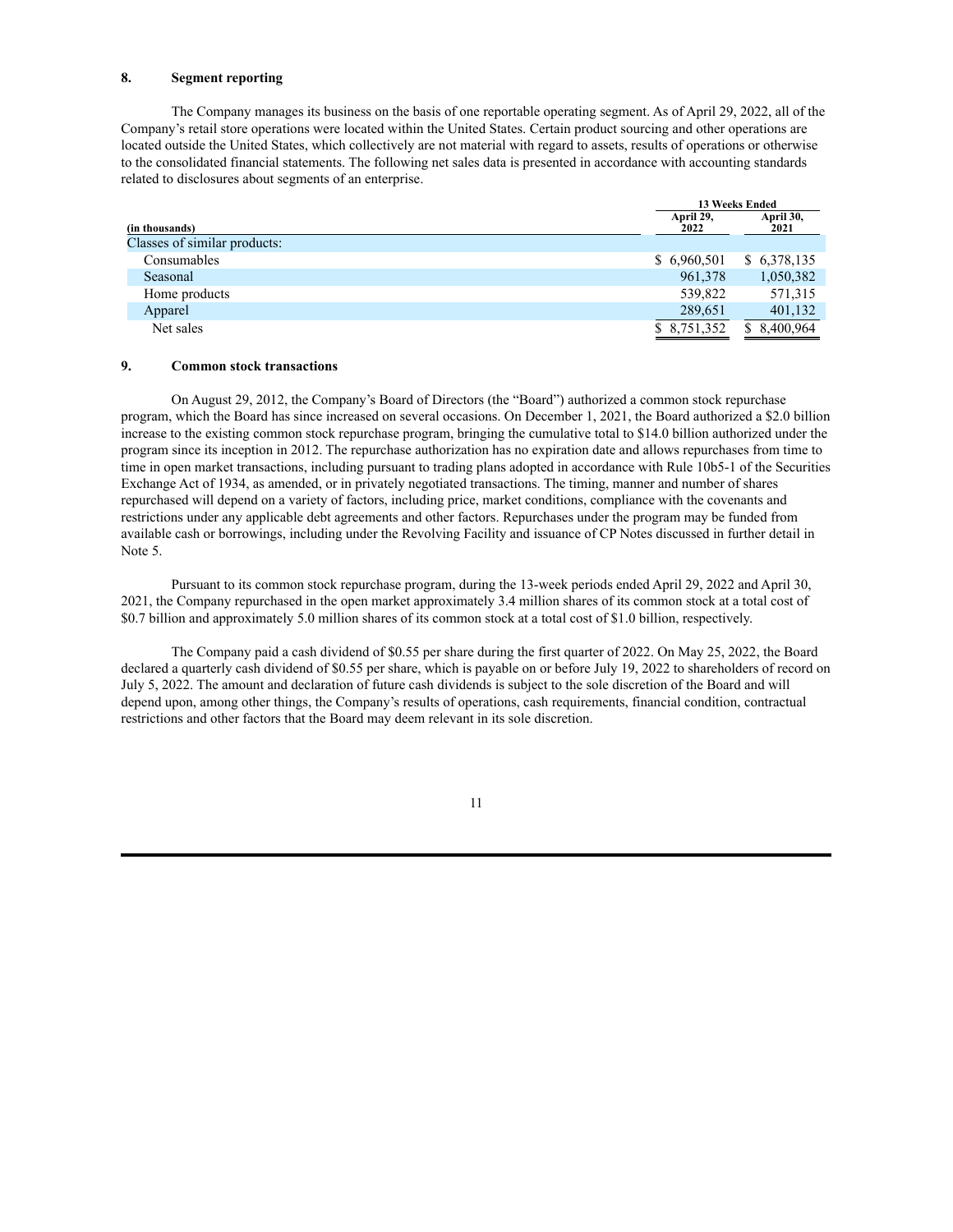## 8. Segment reporting

The Company manages its business on the basis of one reportable operating segment. As of April 29, 2022, all of the Company's retail store operations were located within the United States. Certain product sourcing and other operations are located outside the United States, which collectively are not material with regard to assets, results of operations or otherwise to the consolidated financial statements. The following net sales data is presented in accordance with accounting standards related to disclosures about segments of an enterprise.

| (in thousands) | 13 Weeks Ended | |
|---|---|---|
| | April 29, 2022 | April 30, 2021 |
| Classes of similar products: | | |
| Consumables | $ 6,960,501 | $ 6,378,135 |
| Seasonal | 961,378 | 1,050,382 |
| Home products | 539,822 | 571,315 |
| Apparel | 289,651 | 401,132 |
| Net sales | $ 8,751,352 | $ 8,400,964 |

## 9. Common stock transactions

On August 29, 2012, the Company's Board of Directors (the "Board") authorized a common stock repurchase program, which the Board has since increased on several occasions. On December 1, 2021, the Board authorized a $2.0 billion increase to the existing common stock repurchase program, bringing the cumulative total to $14.0 billion authorized under the program since its inception in 2012. The repurchase authorization has no expiration date and allows repurchases from time to time in open market transactions, including pursuant to trading plans adopted in accordance with Rule 10b5-1 of the Securities Exchange Act of 1934, as amended, or in privately negotiated transactions. The timing, manner and number of shares repurchased will depend on a variety of factors, including price, market conditions, compliance with the covenants and restrictions under any applicable debt agreements and other factors. Repurchases under the program may be funded from available cash or borrowings, including under the Revolving Facility and issuance of CP Notes discussed in further detail in Note 5.

Pursuant to its common stock repurchase program, during the 13-week periods ended April 29, 2022 and April 30, 2021, the Company repurchased in the open market approximately 3.4 million shares of its common stock at a total cost of $0.7 billion and approximately 5.0 million shares of its common stock at a total cost of $1.0 billion, respectively.

The Company paid a cash dividend of $0.55 per share during the first quarter of 2022. On May 25, 2022, the Board declared a quarterly cash dividend of $0.55 per share, which is payable on or before July 19, 2022 to shareholders of record on July 5, 2022. The amount and declaration of future cash dividends is subject to the sole discretion of the Board and will depend upon, among other things, the Company's results of operations, cash requirements, financial condition, contractual restrictions and other factors that the Board may deem relevant in its sole discretion.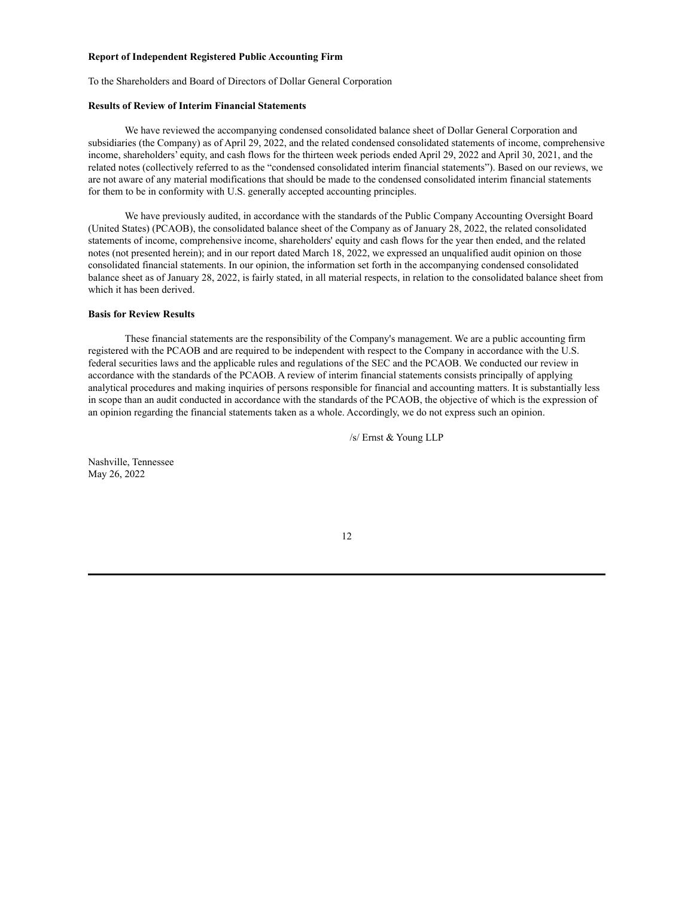**Report of Independent Registered Public Accounting Firm**

To the Shareholders and Board of Directors of Dollar General Corporation

**Results of Review of Interim Financial Statements**

We have reviewed the accompanying condensed consolidated balance sheet of Dollar General Corporation and subsidiaries (the Company) as of April 29, 2022, and the related condensed consolidated statements of income, comprehensive income, shareholders' equity, and cash flows for the thirteen week periods ended April 29, 2022 and April 30, 2021, and the related notes (collectively referred to as the "condensed consolidated interim financial statements"). Based on our reviews, we are not aware of any material modifications that should be made to the condensed consolidated interim financial statements for them to be in conformity with U.S. generally accepted accounting principles.

We have previously audited, in accordance with the standards of the Public Company Accounting Oversight Board (United States) (PCAOB), the consolidated balance sheet of the Company as of January 28, 2022, the related consolidated statements of income, comprehensive income, shareholders' equity and cash flows for the year then ended, and the related notes (not presented herein); and in our report dated March 18, 2022, we expressed an unqualified audit opinion on those consolidated financial statements. In our opinion, the information set forth in the accompanying condensed consolidated balance sheet as of January 28, 2022, is fairly stated, in all material respects, in relation to the consolidated balance sheet from which it has been derived.

**Basis for Review Results**

These financial statements are the responsibility of the Company's management. We are a public accounting firm registered with the PCAOB and are required to be independent with respect to the Company in accordance with the U.S. federal securities laws and the applicable rules and regulations of the SEC and the PCAOB. We conducted our review in accordance with the standards of the PCAOB. A review of interim financial statements consists principally of applying analytical procedures and making inquiries of persons responsible for financial and accounting matters. It is substantially less in scope than an audit conducted in accordance with the standards of the PCAOB, the objective of which is the expression of an opinion regarding the financial statements taken as a whole. Accordingly, we do not express such an opinion.

/s/ Ernst & Young LLP

Nashville, Tennessee
May 26, 2022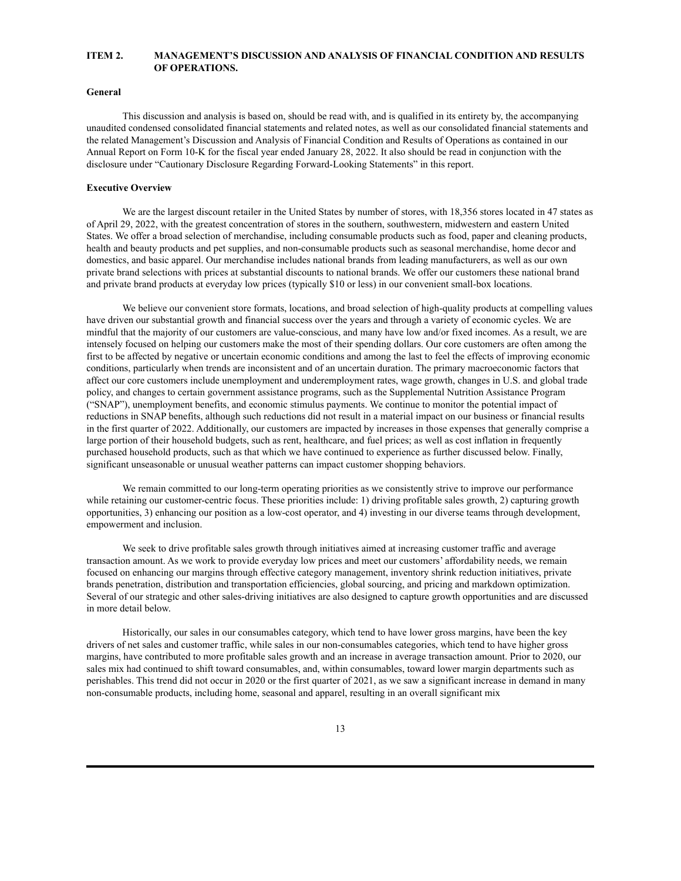## ITEM 2. MANAGEMENT'S DISCUSSION AND ANALYSIS OF FINANCIAL CONDITION AND RESULTS OF OPERATIONS.

### General

This discussion and analysis is based on, should be read with, and is qualified in its entirety by, the accompanying unaudited condensed consolidated financial statements and related notes, as well as our consolidated financial statements and the related Management's Discussion and Analysis of Financial Condition and Results of Operations as contained in our Annual Report on Form 10-K for the fiscal year ended January 28, 2022. It also should be read in conjunction with the disclosure under "Cautionary Disclosure Regarding Forward-Looking Statements" in this report.

### Executive Overview

We are the largest discount retailer in the United States by number of stores, with 18,356 stores located in 47 states as of April 29, 2022, with the greatest concentration of stores in the southern, southwestern, midwestern and eastern United States. We offer a broad selection of merchandise, including consumable products such as food, paper and cleaning products, health and beauty products and pet supplies, and non-consumable products such as seasonal merchandise, home decor and domestics, and basic apparel. Our merchandise includes national brands from leading manufacturers, as well as our own private brand selections with prices at substantial discounts to national brands. We offer our customers these national brand and private brand products at everyday low prices (typically $10 or less) in our convenient small-box locations.

We believe our convenient store formats, locations, and broad selection of high-quality products at compelling values have driven our substantial growth and financial success over the years and through a variety of economic cycles. We are mindful that the majority of our customers are value-conscious, and many have low and/or fixed incomes. As a result, we are intensely focused on helping our customers make the most of their spending dollars. Our core customers are often among the first to be affected by negative or uncertain economic conditions and among the last to feel the effects of improving economic conditions, particularly when trends are inconsistent and of an uncertain duration. The primary macroeconomic factors that affect our core customers include unemployment and underemployment rates, wage growth, changes in U.S. and global trade policy, and changes to certain government assistance programs, such as the Supplemental Nutrition Assistance Program ("SNAP"), unemployment benefits, and economic stimulus payments. We continue to monitor the potential impact of reductions in SNAP benefits, although such reductions did not result in a material impact on our business or financial results in the first quarter of 2022. Additionally, our customers are impacted by increases in those expenses that generally comprise a large portion of their household budgets, such as rent, healthcare, and fuel prices; as well as cost inflation in frequently purchased household products, such as that which we have continued to experience as further discussed below. Finally, significant unseasonable or unusual weather patterns can impact customer shopping behaviors.

We remain committed to our long-term operating priorities as we consistently strive to improve our performance while retaining our customer-centric focus. These priorities include: 1) driving profitable sales growth, 2) capturing growth opportunities, 3) enhancing our position as a low-cost operator, and 4) investing in our diverse teams through development, empowerment and inclusion.

We seek to drive profitable sales growth through initiatives aimed at increasing customer traffic and average transaction amount. As we work to provide everyday low prices and meet our customers' affordability needs, we remain focused on enhancing our margins through effective category management, inventory shrink reduction initiatives, private brands penetration, distribution and transportation efficiencies, global sourcing, and pricing and markdown optimization. Several of our strategic and other sales-driving initiatives are also designed to capture growth opportunities and are discussed in more detail below.

Historically, our sales in our consumables category, which tend to have lower gross margins, have been the key drivers of net sales and customer traffic, while sales in our non-consumables categories, which tend to have higher gross margins, have contributed to more profitable sales growth and an increase in average transaction amount. Prior to 2020, our sales mix had continued to shift toward consumables, and, within consumables, toward lower margin departments such as perishables. This trend did not occur in 2020 or the first quarter of 2021, as we saw a significant increase in demand in many non-consumable products, including home, seasonal and apparel, resulting in an overall significant mix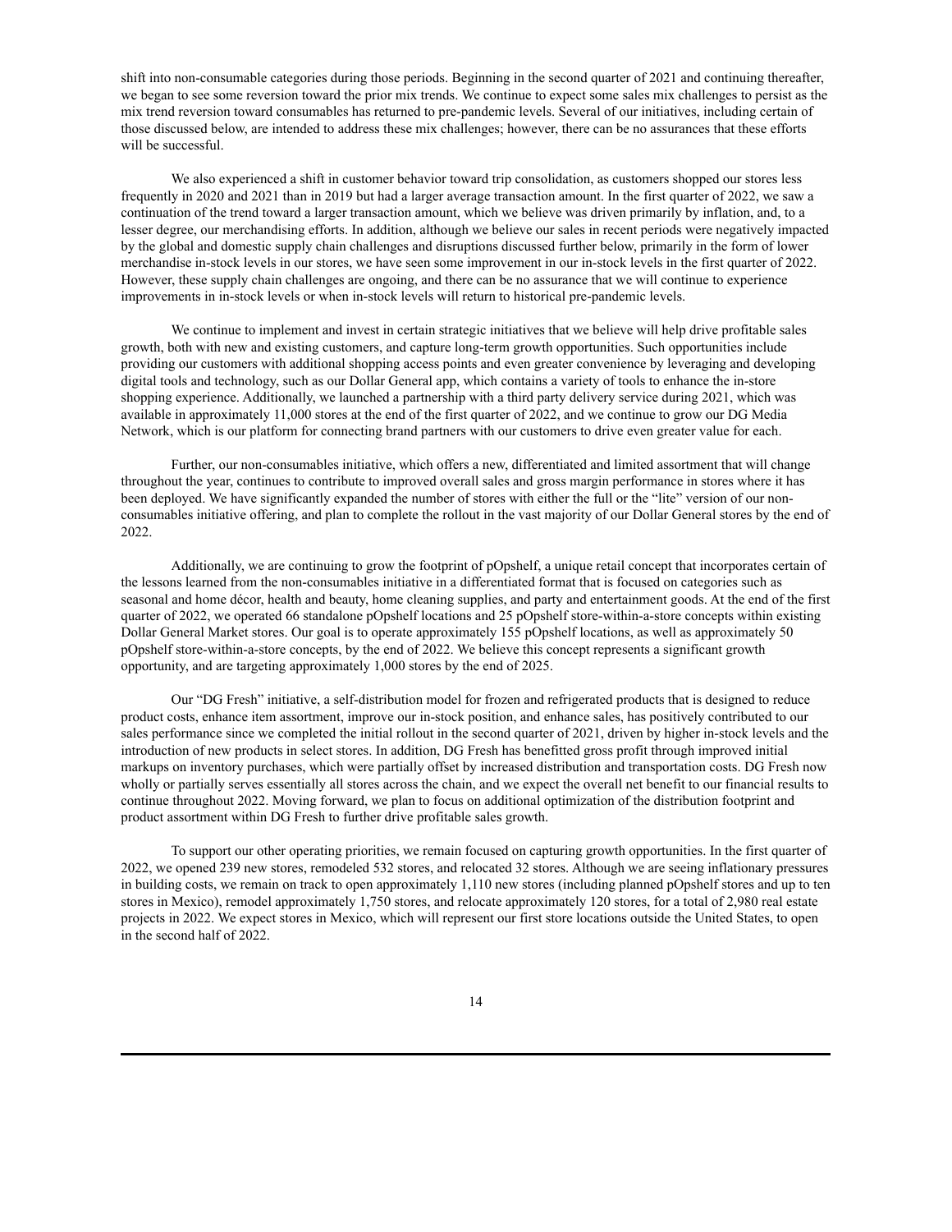shift into non-consumable categories during those periods. Beginning in the second quarter of 2021 and continuing thereafter, we began to see some reversion toward the prior mix trends. We continue to expect some sales mix challenges to persist as the mix trend reversion toward consumables has returned to pre-pandemic levels. Several of our initiatives, including certain of those discussed below, are intended to address these mix challenges; however, there can be no assurances that these efforts will be successful.

We also experienced a shift in customer behavior toward trip consolidation, as customers shopped our stores less frequently in 2020 and 2021 than in 2019 but had a larger average transaction amount. In the first quarter of 2022, we saw a continuation of the trend toward a larger transaction amount, which we believe was driven primarily by inflation, and, to a lesser degree, our merchandising efforts. In addition, although we believe our sales in recent periods were negatively impacted by the global and domestic supply chain challenges and disruptions discussed further below, primarily in the form of lower merchandise in-stock levels in our stores, we have seen some improvement in our in-stock levels in the first quarter of 2022. However, these supply chain challenges are ongoing, and there can be no assurance that we will continue to experience improvements in in-stock levels or when in-stock levels will return to historical pre-pandemic levels.

We continue to implement and invest in certain strategic initiatives that we believe will help drive profitable sales growth, both with new and existing customers, and capture long-term growth opportunities. Such opportunities include providing our customers with additional shopping access points and even greater convenience by leveraging and developing digital tools and technology, such as our Dollar General app, which contains a variety of tools to enhance the in-store shopping experience. Additionally, we launched a partnership with a third party delivery service during 2021, which was available in approximately 11,000 stores at the end of the first quarter of 2022, and we continue to grow our DG Media Network, which is our platform for connecting brand partners with our customers to drive even greater value for each.

Further, our non-consumables initiative, which offers a new, differentiated and limited assortment that will change throughout the year, continues to contribute to improved overall sales and gross margin performance in stores where it has been deployed. We have significantly expanded the number of stores with either the full or the "lite" version of our non-consumables initiative offering, and plan to complete the rollout in the vast majority of our Dollar General stores by the end of 2022.

Additionally, we are continuing to grow the footprint of pOpshelf, a unique retail concept that incorporates certain of the lessons learned from the non-consumables initiative in a differentiated format that is focused on categories such as seasonal and home décor, health and beauty, home cleaning supplies, and party and entertainment goods. At the end of the first quarter of 2022, we operated 66 standalone pOpshelf locations and 25 pOpshelf store-within-a-store concepts within existing Dollar General Market stores. Our goal is to operate approximately 155 pOpshelf locations, as well as approximately 50 pOpshelf store-within-a-store concepts, by the end of 2022. We believe this concept represents a significant growth opportunity, and are targeting approximately 1,000 stores by the end of 2025.

Our "DG Fresh" initiative, a self-distribution model for frozen and refrigerated products that is designed to reduce product costs, enhance item assortment, improve our in-stock position, and enhance sales, has positively contributed to our sales performance since we completed the initial rollout in the second quarter of 2021, driven by higher in-stock levels and the introduction of new products in select stores. In addition, DG Fresh has benefitted gross profit through improved initial markups on inventory purchases, which were partially offset by increased distribution and transportation costs. DG Fresh now wholly or partially serves essentially all stores across the chain, and we expect the overall net benefit to our financial results to continue throughout 2022. Moving forward, we plan to focus on additional optimization of the distribution footprint and product assortment within DG Fresh to further drive profitable sales growth.

To support our other operating priorities, we remain focused on capturing growth opportunities. In the first quarter of 2022, we opened 239 new stores, remodeled 532 stores, and relocated 32 stores. Although we are seeing inflationary pressures in building costs, we remain on track to open approximately 1,110 new stores (including planned pOpshelf stores and up to ten stores in Mexico), remodel approximately 1,750 stores, and relocate approximately 120 stores, for a total of 2,980 real estate projects in 2022. We expect stores in Mexico, which will represent our first store locations outside the United States, to open in the second half of 2022.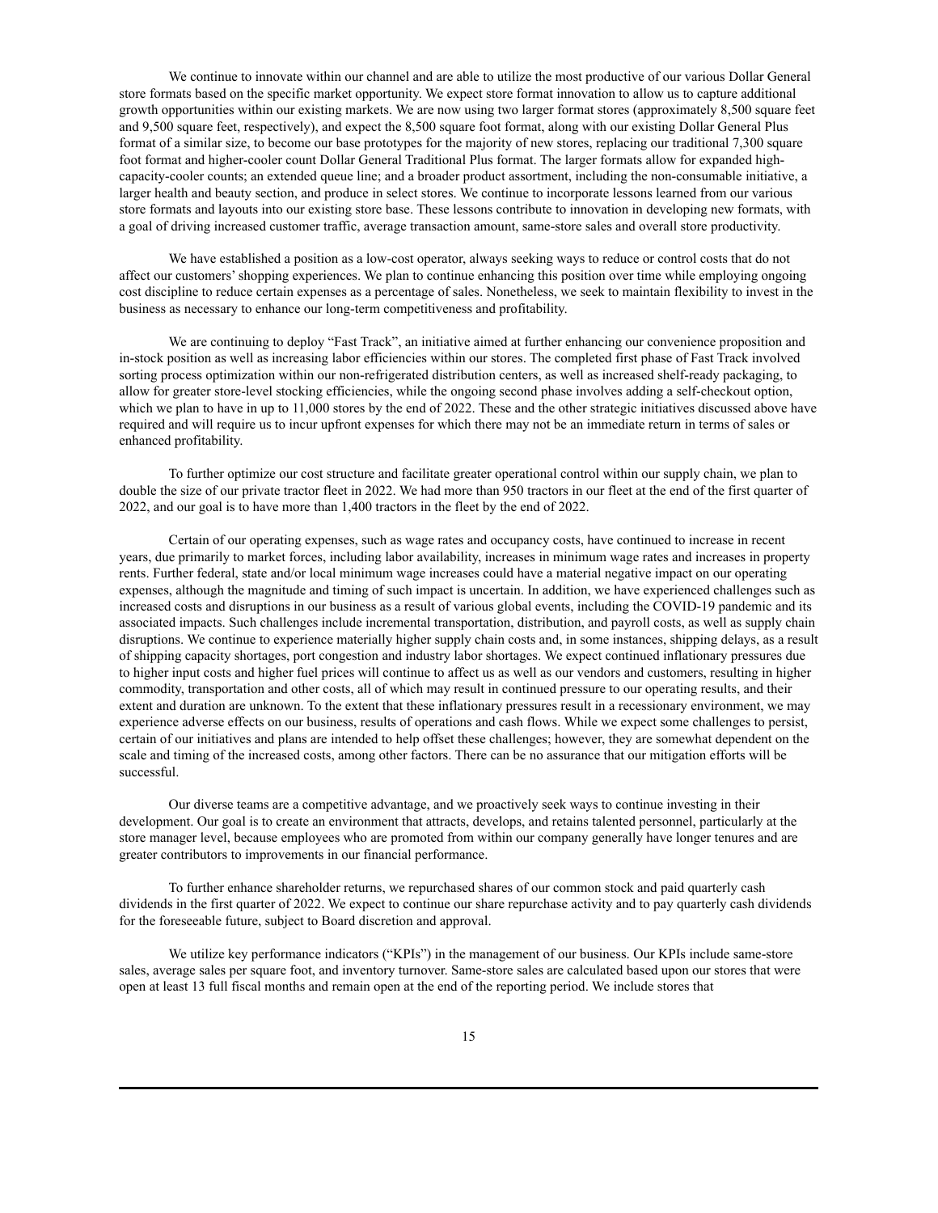We continue to innovate within our channel and are able to utilize the most productive of our various Dollar General store formats based on the specific market opportunity. We expect store format innovation to allow us to capture additional growth opportunities within our existing markets. We are now using two larger format stores (approximately 8,500 square feet and 9,500 square feet, respectively), and expect the 8,500 square foot format, along with our existing Dollar General Plus format of a similar size, to become our base prototypes for the majority of new stores, replacing our traditional 7,300 square foot format and higher-cooler count Dollar General Traditional Plus format. The larger formats allow for expanded high-capacity-cooler counts; an extended queue line; and a broader product assortment, including the non-consumable initiative, a larger health and beauty section, and produce in select stores. We continue to incorporate lessons learned from our various store formats and layouts into our existing store base. These lessons contribute to innovation in developing new formats, with a goal of driving increased customer traffic, average transaction amount, same-store sales and overall store productivity.

We have established a position as a low-cost operator, always seeking ways to reduce or control costs that do not affect our customers' shopping experiences. We plan to continue enhancing this position over time while employing ongoing cost discipline to reduce certain expenses as a percentage of sales. Nonetheless, we seek to maintain flexibility to invest in the business as necessary to enhance our long-term competitiveness and profitability.

We are continuing to deploy "Fast Track", an initiative aimed at further enhancing our convenience proposition and in-stock position as well as increasing labor efficiencies within our stores. The completed first phase of Fast Track involved sorting process optimization within our non-refrigerated distribution centers, as well as increased shelf-ready packaging, to allow for greater store-level stocking efficiencies, while the ongoing second phase involves adding a self-checkout option, which we plan to have in up to 11,000 stores by the end of 2022. These and the other strategic initiatives discussed above have required and will require us to incur upfront expenses for which there may not be an immediate return in terms of sales or enhanced profitability.

To further optimize our cost structure and facilitate greater operational control within our supply chain, we plan to double the size of our private tractor fleet in 2022. We had more than 950 tractors in our fleet at the end of the first quarter of 2022, and our goal is to have more than 1,400 tractors in the fleet by the end of 2022.

Certain of our operating expenses, such as wage rates and occupancy costs, have continued to increase in recent years, due primarily to market forces, including labor availability, increases in minimum wage rates and increases in property rents. Further federal, state and/or local minimum wage increases could have a material negative impact on our operating expenses, although the magnitude and timing of such impact is uncertain. In addition, we have experienced challenges such as increased costs and disruptions in our business as a result of various global events, including the COVID-19 pandemic and its associated impacts. Such challenges include incremental transportation, distribution, and payroll costs, as well as supply chain disruptions. We continue to experience materially higher supply chain costs and, in some instances, shipping delays, as a result of shipping capacity shortages, port congestion and industry labor shortages. We expect continued inflationary pressures due to higher input costs and higher fuel prices will continue to affect us as well as our vendors and customers, resulting in higher commodity, transportation and other costs, all of which may result in continued pressure to our operating results, and their extent and duration are unknown. To the extent that these inflationary pressures result in a recessionary environment, we may experience adverse effects on our business, results of operations and cash flows. While we expect some challenges to persist, certain of our initiatives and plans are intended to help offset these challenges; however, they are somewhat dependent on the scale and timing of the increased costs, among other factors. There can be no assurance that our mitigation efforts will be successful.

Our diverse teams are a competitive advantage, and we proactively seek ways to continue investing in their development. Our goal is to create an environment that attracts, develops, and retains talented personnel, particularly at the store manager level, because employees who are promoted from within our company generally have longer tenures and are greater contributors to improvements in our financial performance.

To further enhance shareholder returns, we repurchased shares of our common stock and paid quarterly cash dividends in the first quarter of 2022. We expect to continue our share repurchase activity and to pay quarterly cash dividends for the foreseeable future, subject to Board discretion and approval.

We utilize key performance indicators ("KPIs") in the management of our business. Our KPIs include same-store sales, average sales per square foot, and inventory turnover. Same-store sales are calculated based upon our stores that were open at least 13 full fiscal months and remain open at the end of the reporting period. We include stores that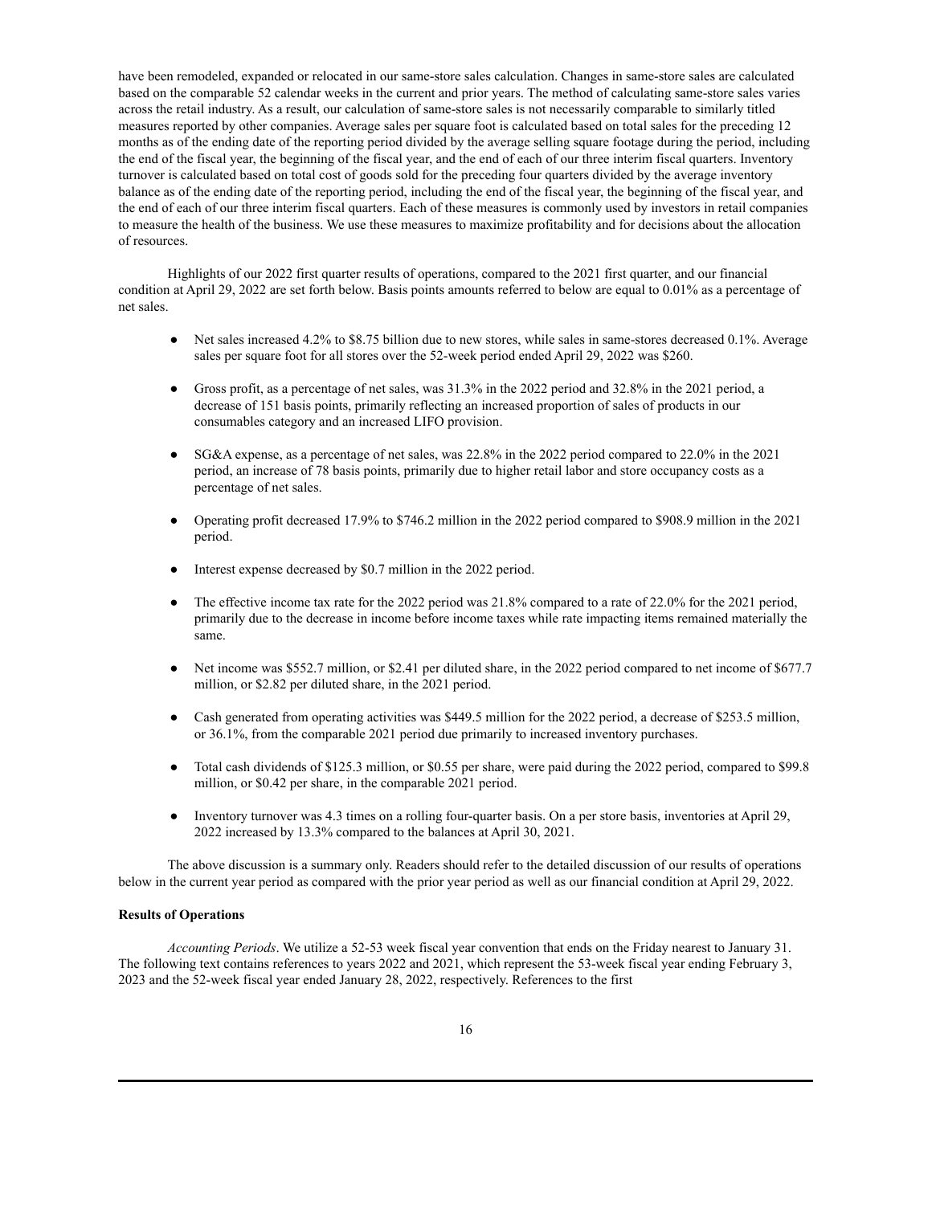have been remodeled, expanded or relocated in our same-store sales calculation. Changes in same-store sales are calculated based on the comparable 52 calendar weeks in the current and prior years. The method of calculating same-store sales varies across the retail industry. As a result, our calculation of same-store sales is not necessarily comparable to similarly titled measures reported by other companies. Average sales per square foot is calculated based on total sales for the preceding 12 months as of the ending date of the reporting period divided by the average selling square footage during the period, including the end of the fiscal year, the beginning of the fiscal year, and the end of each of our three interim fiscal quarters. Inventory turnover is calculated based on total cost of goods sold for the preceding four quarters divided by the average inventory balance as of the ending date of the reporting period, including the end of the fiscal year, the beginning of the fiscal year, and the end of each of our three interim fiscal quarters. Each of these measures is commonly used by investors in retail companies to measure the health of the business. We use these measures to maximize profitability and for decisions about the allocation of resources.

Highlights of our 2022 first quarter results of operations, compared to the 2021 first quarter, and our financial condition at April 29, 2022 are set forth below. Basis points amounts referred to below are equal to 0.01% as a percentage of net sales.

- Net sales increased 4.2% to $8.75 billion due to new stores, while sales in same-stores decreased 0.1%. Average sales per square foot for all stores over the 52-week period ended April 29, 2022 was $260.
- Gross profit, as a percentage of net sales, was 31.3% in the 2022 period and 32.8% in the 2021 period, a decrease of 151 basis points, primarily reflecting an increased proportion of sales of products in our consumables category and an increased LIFO provision.
- SG&A expense, as a percentage of net sales, was 22.8% in the 2022 period compared to 22.0% in the 2021 period, an increase of 78 basis points, primarily due to higher retail labor and store occupancy costs as a percentage of net sales.
- Operating profit decreased 17.9% to $746.2 million in the 2022 period compared to $908.9 million in the 2021 period.
- Interest expense decreased by $0.7 million in the 2022 period.
- The effective income tax rate for the 2022 period was 21.8% compared to a rate of 22.0% for the 2021 period, primarily due to the decrease in income before income taxes while rate impacting items remained materially the same.
- Net income was $552.7 million, or $2.41 per diluted share, in the 2022 period compared to net income of $677.7 million, or $2.82 per diluted share, in the 2021 period.
- Cash generated from operating activities was $449.5 million for the 2022 period, a decrease of $253.5 million, or 36.1%, from the comparable 2021 period due primarily to increased inventory purchases.
- Total cash dividends of $125.3 million, or $0.55 per share, were paid during the 2022 period, compared to $99.8 million, or $0.42 per share, in the comparable 2021 period.
- Inventory turnover was 4.3 times on a rolling four-quarter basis. On a per store basis, inventories at April 29, 2022 increased by 13.3% compared to the balances at April 30, 2021.

The above discussion is a summary only. Readers should refer to the detailed discussion of our results of operations below in the current year period as compared with the prior year period as well as our financial condition at April 29, 2022.

**Results of Operations**

*Accounting Periods*. We utilize a 52-53 week fiscal year convention that ends on the Friday nearest to January 31. The following text contains references to years 2022 and 2021, which represent the 53-week fiscal year ending February 3, 2023 and the 52-week fiscal year ended January 28, 2022, respectively. References to the first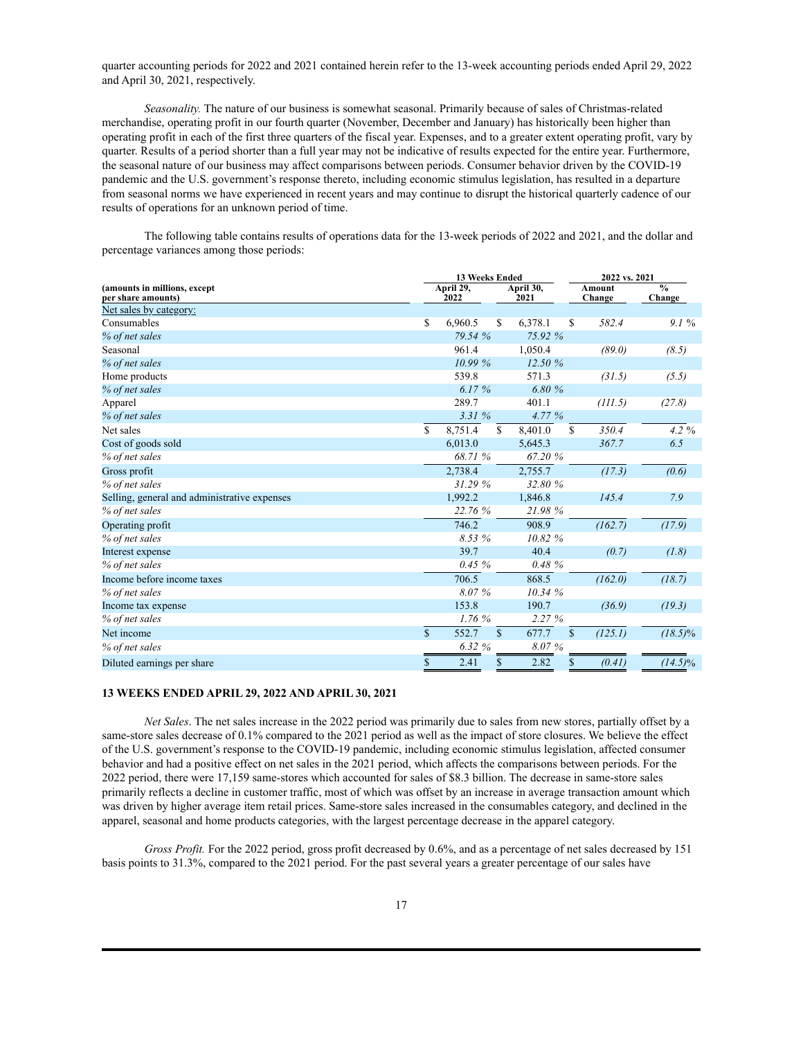quarter accounting periods for 2022 and 2021 contained herein refer to the 13-week accounting periods ended April 29, 2022 and April 30, 2021, respectively.

*Seasonality.* The nature of our business is somewhat seasonal. Primarily because of sales of Christmas-related merchandise, operating profit in our fourth quarter (November, December and January) has historically been higher than operating profit in each of the first three quarters of the fiscal year. Expenses, and to a greater extent operating profit, vary by quarter. Results of a period shorter than a full year may not be indicative of results expected for the entire year. Furthermore, the seasonal nature of our business may affect comparisons between periods. Consumer behavior driven by the COVID-19 pandemic and the U.S. government's response thereto, including economic stimulus legislation, has resulted in a departure from seasonal norms we have experienced in recent years and may continue to disrupt the historical quarterly cadence of our results of operations for an unknown period of time.

The following table contains results of operations data for the 13-week periods of 2022 and 2021, and the dollar and percentage variances among those periods:

| (amounts in millions, except per share amounts) | 13 Weeks Ended April 29, 2022 | 13 Weeks Ended April 30, 2021 | 2022 vs. 2021 Amount Change | 2022 vs. 2021 % Change |
|---|---|---|---|---|
| Net sales by category: | | | | |
| Consumables | $ 6,960.5 | $ 6,378.1 | $ *582.4* | *9.1 %* |
| *% of net sales* | *79.54 %* | *75.92 %* | | |
| Seasonal | 961.4 | 1,050.4 | *(89.0)* | *(8.5)* |
| *% of net sales* | *10.99 %* | *12.50 %* | | |
| Home products | 539.8 | 571.3 | *(31.5)* | *(5.5)* |
| *% of net sales* | *6.17 %* | *6.80 %* | | |
| Apparel | 289.7 | 401.1 | *(111.5)* | *(27.8)* |
| *% of net sales* | *3.31 %* | *4.77 %* | | |
| Net sales | $ 8,751.4 | $ 8,401.0 | $ *350.4* | *4.2 %* |
| Cost of goods sold | 6,013.0 | 5,645.3 | *367.7* | *6.5* |
| *% of net sales* | *68.71 %* | *67.20 %* | | |
| Gross profit | 2,738.4 | 2,755.7 | *(17.3)* | *(0.6)* |
| *% of net sales* | *31.29 %* | *32.80 %* | | |
| Selling, general and administrative expenses | 1,992.2 | 1,846.8 | *145.4* | *7.9* |
| *% of net sales* | *22.76 %* | *21.98 %* | | |
| Operating profit | 746.2 | 908.9 | *(162.7)* | *(17.9)* |
| *% of net sales* | *8.53 %* | *10.82 %* | | |
| Interest expense | 39.7 | 40.4 | *(0.7)* | *(1.8)* |
| *% of net sales* | *0.45 %* | *0.48 %* | | |
| Income before income taxes | 706.5 | 868.5 | *(162.0)* | *(18.7)* |
| *% of net sales* | *8.07 %* | *10.34 %* | | |
| Income tax expense | 153.8 | 190.7 | *(36.9)* | *(19.3)* |
| *% of net sales* | *1.76 %* | *2.27 %* | | |
| Net income | $ 552.7 | $ 677.7 | $ *(125.1)* | *(18.5)%* |
| *% of net sales* | *6.32 %* | *8.07 %* | | |
| Diluted earnings per share | $ 2.41 | $ 2.82 | $ *(0.41)* | *(14.5)%* |

**13 WEEKS ENDED APRIL 29, 2022 AND APRIL 30, 2021**

*Net Sales*. The net sales increase in the 2022 period was primarily due to sales from new stores, partially offset by a same-store sales decrease of 0.1% compared to the 2021 period as well as the impact of store closures. We believe the effect of the U.S. government's response to the COVID-19 pandemic, including economic stimulus legislation, affected consumer behavior and had a positive effect on net sales in the 2021 period, which affects the comparisons between periods. For the 2022 period, there were 17,159 same-stores which accounted for sales of $8.3 billion. The decrease in same-store sales primarily reflects a decline in customer traffic, most of which was offset by an increase in average transaction amount which was driven by higher average item retail prices. Same-store sales increased in the consumables category, and declined in the apparel, seasonal and home products categories, with the largest percentage decrease in the apparel category.

*Gross Profit.* For the 2022 period, gross profit decreased by 0.6%, and as a percentage of net sales decreased by 151 basis points to 31.3%, compared to the 2021 period. For the past several years a greater percentage of our sales have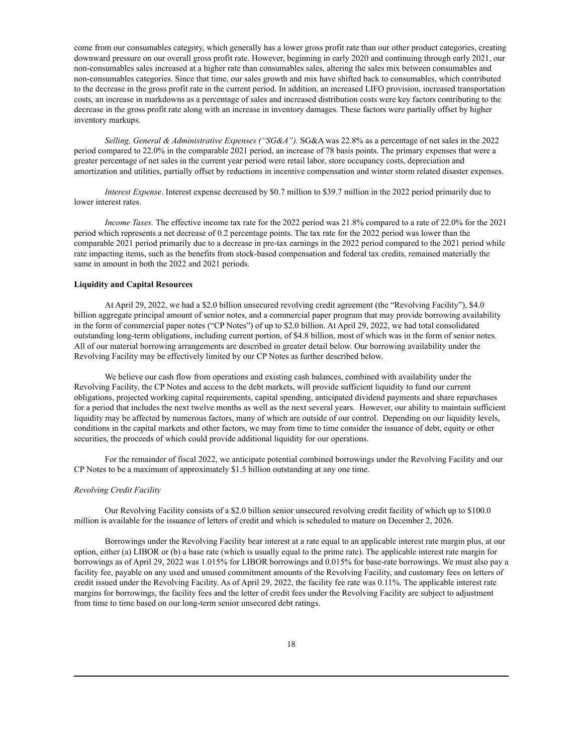come from our consumables category, which generally has a lower gross profit rate than our other product categories, creating downward pressure on our overall gross profit rate. However, beginning in early 2020 and continuing through early 2021, our non-consumables sales increased at a higher rate than consumables sales, altering the sales mix between consumables and non-consumables categories. Since that time, our sales growth and mix have shifted back to consumables, which contributed to the decrease in the gross profit rate in the current period. In addition, an increased LIFO provision, increased transportation costs, an increase in markdowns as a percentage of sales and increased distribution costs were key factors contributing to the decrease in the gross profit rate along with an increase in inventory damages. These factors were partially offset by higher inventory markups.

*Selling, General & Administrative Expenses ("SG&A").* SG&A was 22.8% as a percentage of net sales in the 2022 period compared to 22.0% in the comparable 2021 period, an increase of 78 basis points. The primary expenses that were a greater percentage of net sales in the current year period were retail labor, store occupancy costs, depreciation and amortization and utilities, partially offset by reductions in incentive compensation and winter storm related disaster expenses.

*Interest Expense*. Interest expense decreased by $0.7 million to $39.7 million in the 2022 period primarily due to lower interest rates.

*Income Taxes.* The effective income tax rate for the 2022 period was 21.8% compared to a rate of 22.0% for the 2021 period which represents a net decrease of 0.2 percentage points. The tax rate for the 2022 period was lower than the comparable 2021 period primarily due to a decrease in pre-tax earnings in the 2022 period compared to the 2021 period while rate impacting items, such as the benefits from stock-based compensation and federal tax credits, remained materially the same in amount in both the 2022 and 2021 periods.

**Liquidity and Capital Resources**

At April 29, 2022, we had a $2.0 billion unsecured revolving credit agreement (the "Revolving Facility"), $4.0 billion aggregate principal amount of senior notes, and a commercial paper program that may provide borrowing availability in the form of commercial paper notes ("CP Notes") of up to $2.0 billion. At April 29, 2022, we had total consolidated outstanding long-term obligations, including current portion, of $4.8 billion, most of which was in the form of senior notes. All of our material borrowing arrangements are described in greater detail below. Our borrowing availability under the Revolving Facility may be effectively limited by our CP Notes as further described below.

We believe our cash flow from operations and existing cash balances, combined with availability under the Revolving Facility, the CP Notes and access to the debt markets, will provide sufficient liquidity to fund our current obligations, projected working capital requirements, capital spending, anticipated dividend payments and share repurchases for a period that includes the next twelve months as well as the next several years. However, our ability to maintain sufficient liquidity may be affected by numerous factors, many of which are outside of our control. Depending on our liquidity levels, conditions in the capital markets and other factors, we may from time to time consider the issuance of debt, equity or other securities, the proceeds of which could provide additional liquidity for our operations.

For the remainder of fiscal 2022, we anticipate potential combined borrowings under the Revolving Facility and our CP Notes to be a maximum of approximately $1.5 billion outstanding at any one time.

*Revolving Credit Facility*

Our Revolving Facility consists of a $2.0 billion senior unsecured revolving credit facility of which up to $100.0 million is available for the issuance of letters of credit and which is scheduled to mature on December 2, 2026.

Borrowings under the Revolving Facility bear interest at a rate equal to an applicable interest rate margin plus, at our option, either (a) LIBOR or (b) a base rate (which is usually equal to the prime rate). The applicable interest rate margin for borrowings as of April 29, 2022 was 1.015% for LIBOR borrowings and 0.015% for base-rate borrowings. We must also pay a facility fee, payable on any used and unused commitment amounts of the Revolving Facility, and customary fees on letters of credit issued under the Revolving Facility. As of April 29, 2022, the facility fee rate was 0.11%. The applicable interest rate margins for borrowings, the facility fees and the letter of credit fees under the Revolving Facility are subject to adjustment from time to time based on our long-term senior unsecured debt ratings.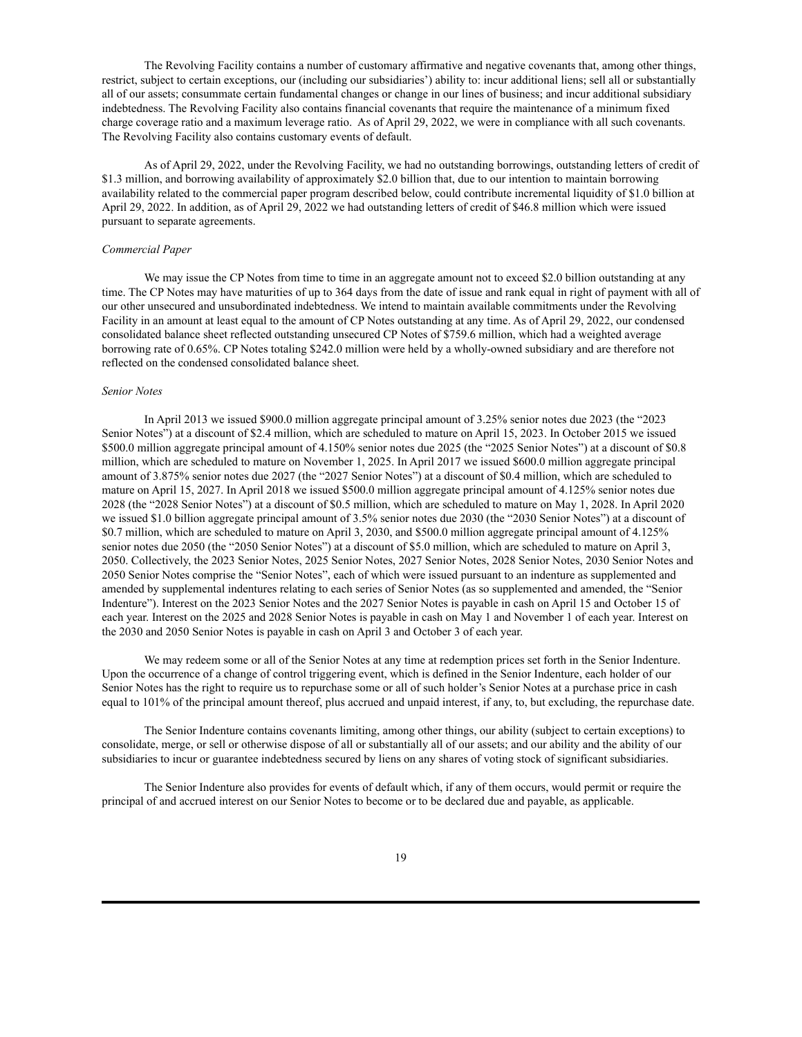The Revolving Facility contains a number of customary affirmative and negative covenants that, among other things, restrict, subject to certain exceptions, our (including our subsidiaries') ability to: incur additional liens; sell all or substantially all of our assets; consummate certain fundamental changes or change in our lines of business; and incur additional subsidiary indebtedness. The Revolving Facility also contains financial covenants that require the maintenance of a minimum fixed charge coverage ratio and a maximum leverage ratio. As of April 29, 2022, we were in compliance with all such covenants. The Revolving Facility also contains customary events of default.

As of April 29, 2022, under the Revolving Facility, we had no outstanding borrowings, outstanding letters of credit of $1.3 million, and borrowing availability of approximately $2.0 billion that, due to our intention to maintain borrowing availability related to the commercial paper program described below, could contribute incremental liquidity of $1.0 billion at April 29, 2022. In addition, as of April 29, 2022 we had outstanding letters of credit of $46.8 million which were issued pursuant to separate agreements.

*Commercial Paper*

We may issue the CP Notes from time to time in an aggregate amount not to exceed $2.0 billion outstanding at any time. The CP Notes may have maturities of up to 364 days from the date of issue and rank equal in right of payment with all of our other unsecured and unsubordinated indebtedness. We intend to maintain available commitments under the Revolving Facility in an amount at least equal to the amount of CP Notes outstanding at any time. As of April 29, 2022, our condensed consolidated balance sheet reflected outstanding unsecured CP Notes of $759.6 million, which had a weighted average borrowing rate of 0.65%. CP Notes totaling $242.0 million were held by a wholly-owned subsidiary and are therefore not reflected on the condensed consolidated balance sheet.

*Senior Notes*

In April 2013 we issued $900.0 million aggregate principal amount of 3.25% senior notes due 2023 (the "2023 Senior Notes") at a discount of $2.4 million, which are scheduled to mature on April 15, 2023. In October 2015 we issued $500.0 million aggregate principal amount of 4.150% senior notes due 2025 (the "2025 Senior Notes") at a discount of $0.8 million, which are scheduled to mature on November 1, 2025. In April 2017 we issued $600.0 million aggregate principal amount of 3.875% senior notes due 2027 (the "2027 Senior Notes") at a discount of $0.4 million, which are scheduled to mature on April 15, 2027. In April 2018 we issued $500.0 million aggregate principal amount of 4.125% senior notes due 2028 (the "2028 Senior Notes") at a discount of $0.5 million, which are scheduled to mature on May 1, 2028. In April 2020 we issued $1.0 billion aggregate principal amount of 3.5% senior notes due 2030 (the "2030 Senior Notes") at a discount of $0.7 million, which are scheduled to mature on April 3, 2030, and $500.0 million aggregate principal amount of 4.125% senior notes due 2050 (the "2050 Senior Notes") at a discount of $5.0 million, which are scheduled to mature on April 3, 2050. Collectively, the 2023 Senior Notes, 2025 Senior Notes, 2027 Senior Notes, 2028 Senior Notes, 2030 Senior Notes and 2050 Senior Notes comprise the "Senior Notes", each of which were issued pursuant to an indenture as supplemented and amended by supplemental indentures relating to each series of Senior Notes (as so supplemented and amended, the "Senior Indenture"). Interest on the 2023 Senior Notes and the 2027 Senior Notes is payable in cash on April 15 and October 15 of each year. Interest on the 2025 and 2028 Senior Notes is payable in cash on May 1 and November 1 of each year. Interest on the 2030 and 2050 Senior Notes is payable in cash on April 3 and October 3 of each year.

We may redeem some or all of the Senior Notes at any time at redemption prices set forth in the Senior Indenture. Upon the occurrence of a change of control triggering event, which is defined in the Senior Indenture, each holder of our Senior Notes has the right to require us to repurchase some or all of such holder's Senior Notes at a purchase price in cash equal to 101% of the principal amount thereof, plus accrued and unpaid interest, if any, to, but excluding, the repurchase date.

The Senior Indenture contains covenants limiting, among other things, our ability (subject to certain exceptions) to consolidate, merge, or sell or otherwise dispose of all or substantially all of our assets; and our ability and the ability of our subsidiaries to incur or guarantee indebtedness secured by liens on any shares of voting stock of significant subsidiaries.

The Senior Indenture also provides for events of default which, if any of them occurs, would permit or require the principal of and accrued interest on our Senior Notes to become or to be declared due and payable, as applicable.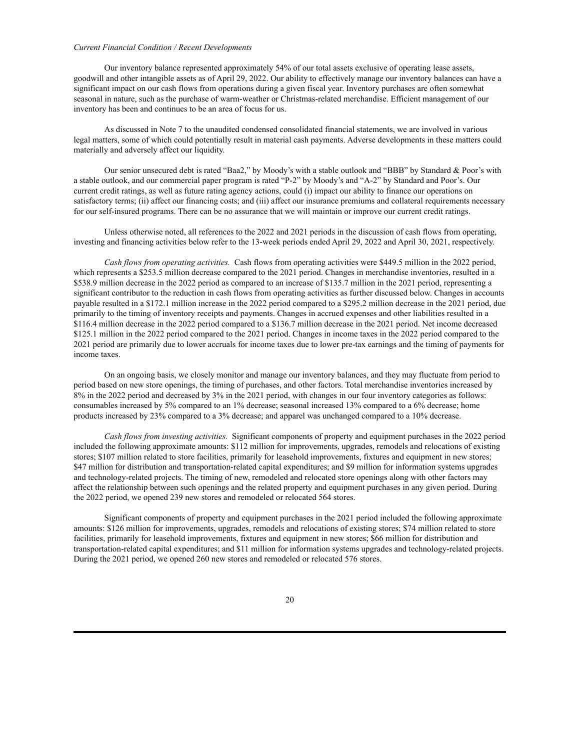*Current Financial Condition / Recent Developments*

Our inventory balance represented approximately 54% of our total assets exclusive of operating lease assets, goodwill and other intangible assets as of April 29, 2022. Our ability to effectively manage our inventory balances can have a significant impact on our cash flows from operations during a given fiscal year. Inventory purchases are often somewhat seasonal in nature, such as the purchase of warm-weather or Christmas-related merchandise. Efficient management of our inventory has been and continues to be an area of focus for us.

As discussed in Note 7 to the unaudited condensed consolidated financial statements, we are involved in various legal matters, some of which could potentially result in material cash payments. Adverse developments in these matters could materially and adversely affect our liquidity.

Our senior unsecured debt is rated "Baa2," by Moody's with a stable outlook and "BBB" by Standard & Poor's with a stable outlook, and our commercial paper program is rated "P-2" by Moody's and "A-2" by Standard and Poor's. Our current credit ratings, as well as future rating agency actions, could (i) impact our ability to finance our operations on satisfactory terms; (ii) affect our financing costs; and (iii) affect our insurance premiums and collateral requirements necessary for our self-insured programs. There can be no assurance that we will maintain or improve our current credit ratings.

Unless otherwise noted, all references to the 2022 and 2021 periods in the discussion of cash flows from operating, investing and financing activities below refer to the 13-week periods ended April 29, 2022 and April 30, 2021, respectively.

*Cash flows from operating activities.* Cash flows from operating activities were $449.5 million in the 2022 period, which represents a $253.5 million decrease compared to the 2021 period. Changes in merchandise inventories, resulted in a $538.9 million decrease in the 2022 period as compared to an increase of $135.7 million in the 2021 period, representing a significant contributor to the reduction in cash flows from operating activities as further discussed below. Changes in accounts payable resulted in a $172.1 million increase in the 2022 period compared to a $295.2 million decrease in the 2021 period, due primarily to the timing of inventory receipts and payments. Changes in accrued expenses and other liabilities resulted in a $116.4 million decrease in the 2022 period compared to a $136.7 million decrease in the 2021 period. Net income decreased $125.1 million in the 2022 period compared to the 2021 period. Changes in income taxes in the 2022 period compared to the 2021 period are primarily due to lower accruals for income taxes due to lower pre-tax earnings and the timing of payments for income taxes.

On an ongoing basis, we closely monitor and manage our inventory balances, and they may fluctuate from period to period based on new store openings, the timing of purchases, and other factors. Total merchandise inventories increased by 8% in the 2022 period and decreased by 3% in the 2021 period, with changes in our four inventory categories as follows: consumables increased by 5% compared to an 1% decrease; seasonal increased 13% compared to a 6% decrease; home products increased by 23% compared to a 3% decrease; and apparel was unchanged compared to a 10% decrease.

*Cash flows from investing activities*. Significant components of property and equipment purchases in the 2022 period included the following approximate amounts: $112 million for improvements, upgrades, remodels and relocations of existing stores; $107 million related to store facilities, primarily for leasehold improvements, fixtures and equipment in new stores; $47 million for distribution and transportation-related capital expenditures; and $9 million for information systems upgrades and technology-related projects. The timing of new, remodeled and relocated store openings along with other factors may affect the relationship between such openings and the related property and equipment purchases in any given period. During the 2022 period, we opened 239 new stores and remodeled or relocated 564 stores.

Significant components of property and equipment purchases in the 2021 period included the following approximate amounts: $126 million for improvements, upgrades, remodels and relocations of existing stores; $74 million related to store facilities, primarily for leasehold improvements, fixtures and equipment in new stores; $66 million for distribution and transportation-related capital expenditures; and $11 million for information systems upgrades and technology-related projects. During the 2021 period, we opened 260 new stores and remodeled or relocated 576 stores.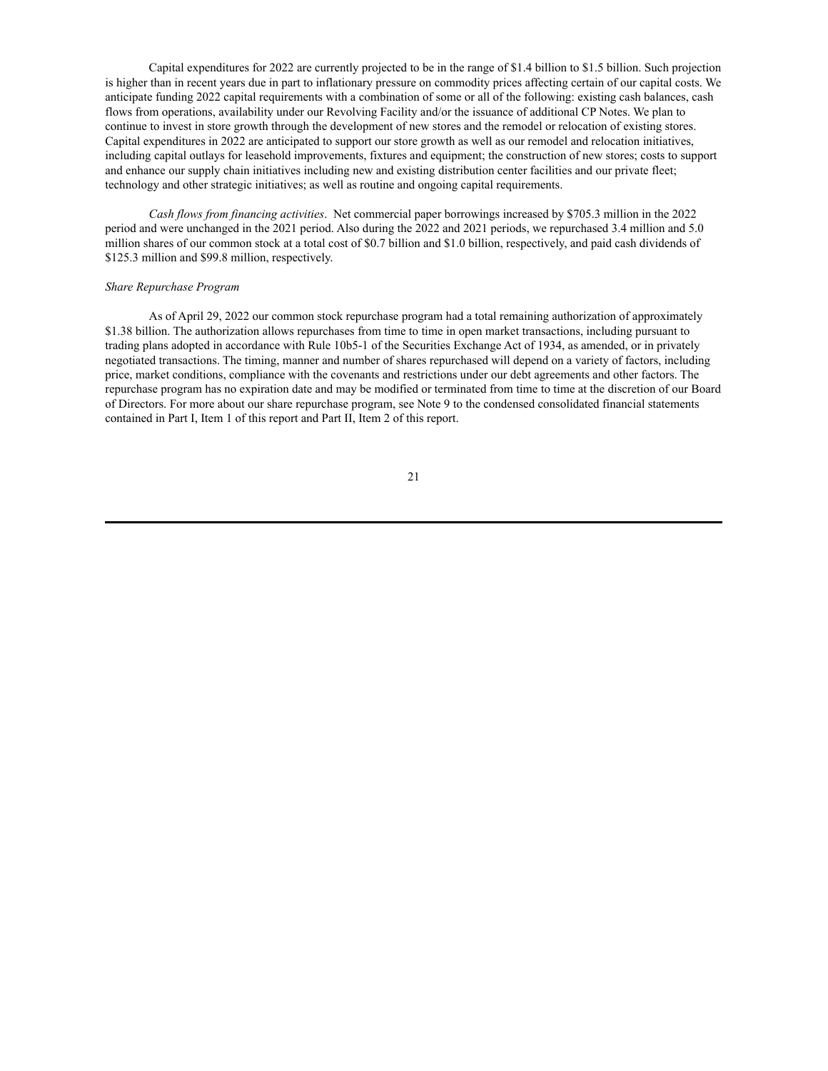Capital expenditures for 2022 are currently projected to be in the range of $1.4 billion to $1.5 billion. Such projection is higher than in recent years due in part to inflationary pressure on commodity prices affecting certain of our capital costs. We anticipate funding 2022 capital requirements with a combination of some or all of the following: existing cash balances, cash flows from operations, availability under our Revolving Facility and/or the issuance of additional CP Notes. We plan to continue to invest in store growth through the development of new stores and the remodel or relocation of existing stores. Capital expenditures in 2022 are anticipated to support our store growth as well as our remodel and relocation initiatives, including capital outlays for leasehold improvements, fixtures and equipment; the construction of new stores; costs to support and enhance our supply chain initiatives including new and existing distribution center facilities and our private fleet; technology and other strategic initiatives; as well as routine and ongoing capital requirements.

*Cash flows from financing activities*. Net commercial paper borrowings increased by $705.3 million in the 2022 period and were unchanged in the 2021 period. Also during the 2022 and 2021 periods, we repurchased 3.4 million and 5.0 million shares of our common stock at a total cost of $0.7 billion and $1.0 billion, respectively, and paid cash dividends of $125.3 million and $99.8 million, respectively.

*Share Repurchase Program*

As of April 29, 2022 our common stock repurchase program had a total remaining authorization of approximately $1.38 billion. The authorization allows repurchases from time to time in open market transactions, including pursuant to trading plans adopted in accordance with Rule 10b5-1 of the Securities Exchange Act of 1934, as amended, or in privately negotiated transactions. The timing, manner and number of shares repurchased will depend on a variety of factors, including price, market conditions, compliance with the covenants and restrictions under our debt agreements and other factors. The repurchase program has no expiration date and may be modified or terminated from time to time at the discretion of our Board of Directors. For more about our share repurchase program, see Note 9 to the condensed consolidated financial statements contained in Part I, Item 1 of this report and Part II, Item 2 of this report.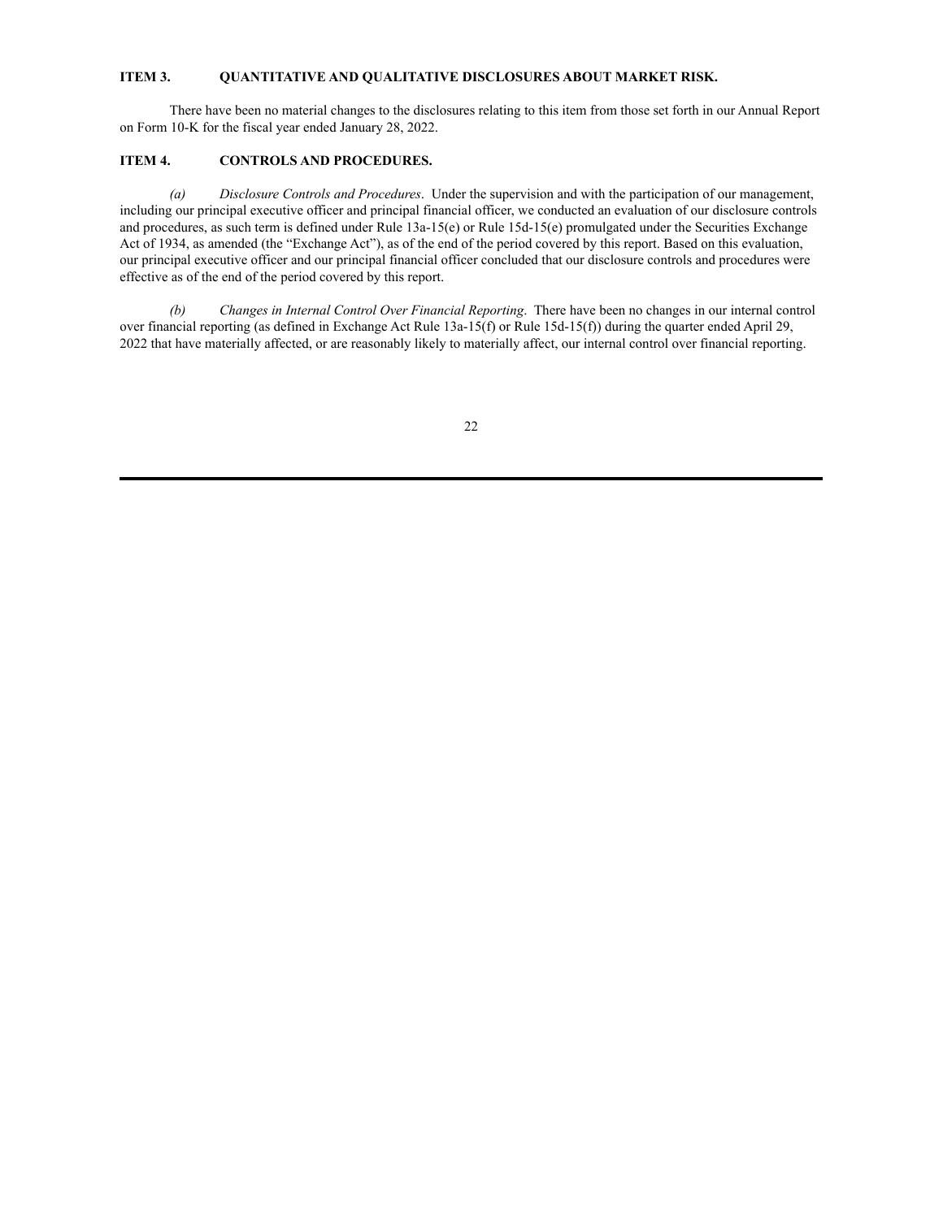## ITEM 3. QUANTITATIVE AND QUALITATIVE DISCLOSURES ABOUT MARKET RISK.

There have been no material changes to the disclosures relating to this item from those set forth in our Annual Report on Form 10-K for the fiscal year ended January 28, 2022.

## ITEM 4. CONTROLS AND PROCEDURES.

*(a) Disclosure Controls and Procedures*. Under the supervision and with the participation of our management, including our principal executive officer and principal financial officer, we conducted an evaluation of our disclosure controls and procedures, as such term is defined under Rule 13a-15(e) or Rule 15d-15(e) promulgated under the Securities Exchange Act of 1934, as amended (the "Exchange Act"), as of the end of the period covered by this report. Based on this evaluation, our principal executive officer and our principal financial officer concluded that our disclosure controls and procedures were effective as of the end of the period covered by this report.

*(b) Changes in Internal Control Over Financial Reporting*. There have been no changes in our internal control over financial reporting (as defined in Exchange Act Rule 13a-15(f) or Rule 15d-15(f)) during the quarter ended April 29, 2022 that have materially affected, or are reasonably likely to materially affect, our internal control over financial reporting.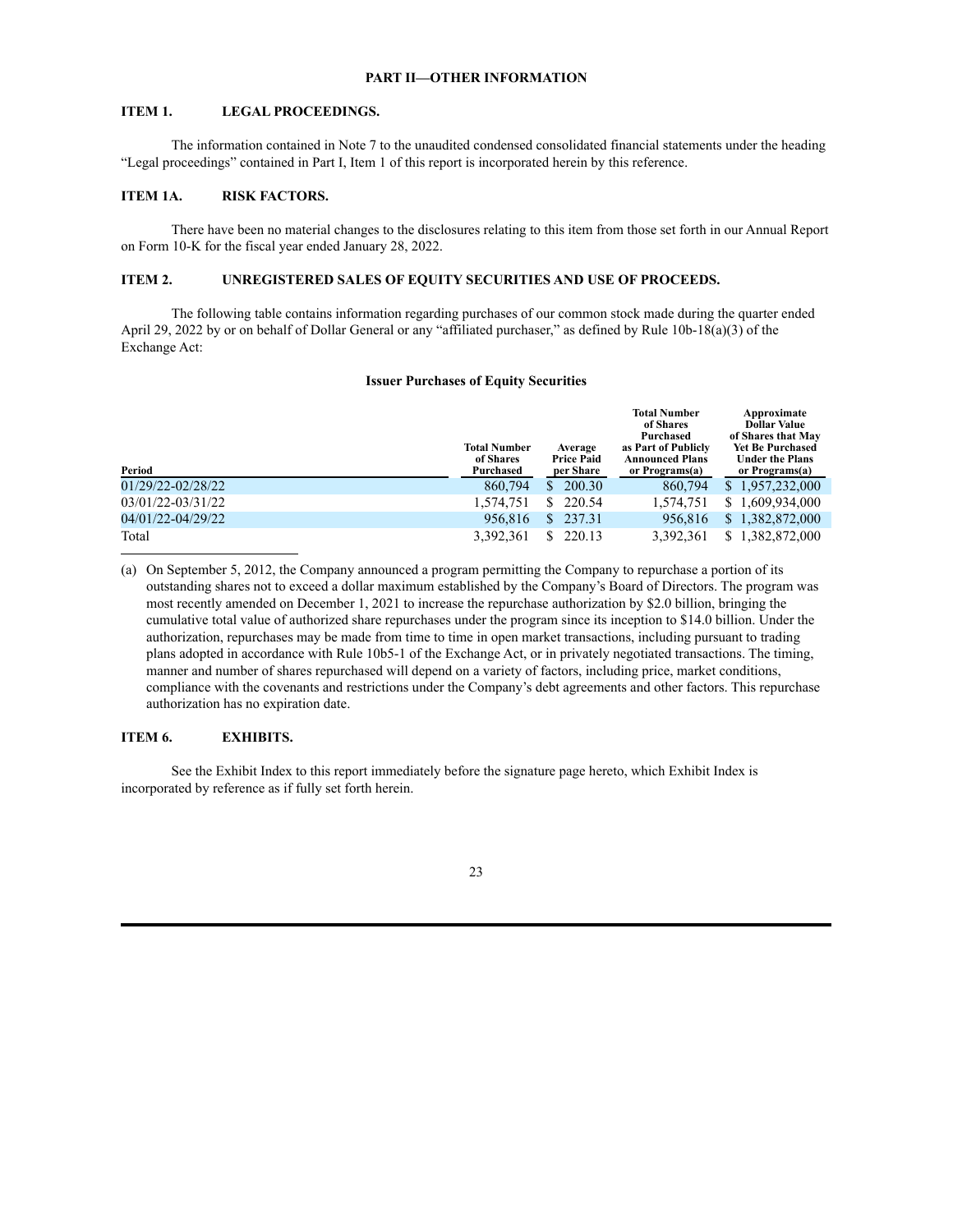## PART II—OTHER INFORMATION

### ITEM 1. LEGAL PROCEEDINGS.

The information contained in Note 7 to the unaudited condensed consolidated financial statements under the heading "Legal proceedings" contained in Part I, Item 1 of this report is incorporated herein by this reference.

### ITEM 1A. RISK FACTORS.

There have been no material changes to the disclosures relating to this item from those set forth in our Annual Report on Form 10-K for the fiscal year ended January 28, 2022.

### ITEM 2. UNREGISTERED SALES OF EQUITY SECURITIES AND USE OF PROCEEDS.

The following table contains information regarding purchases of our common stock made during the quarter ended April 29, 2022 by or on behalf of Dollar General or any "affiliated purchaser," as defined by Rule 10b-18(a)(3) of the Exchange Act:

**Issuer Purchases of Equity Securities**

| Period | Total Number of Shares Purchased | Average Price Paid per Share | Total Number of Shares Purchased as Part of Publicly Announced Plans or Programs(a) | Approximate Dollar Value of Shares that May Yet Be Purchased Under the Plans or Programs(a) |
|---|---|---|---|---|
| 01/29/22-02/28/22 | 860,794 | $ 200.30 | 860,794 | $ 1,957,232,000 |
| 03/01/22-03/31/22 | 1,574,751 | $ 220.54 | 1,574,751 | $ 1,609,934,000 |
| 04/01/22-04/29/22 | 956,816 | $ 237.31 | 956,816 | $ 1,382,872,000 |
| Total | 3,392,361 | $ 220.13 | 3,392,361 | $ 1,382,872,000 |

(a) On September 5, 2012, the Company announced a program permitting the Company to repurchase a portion of its outstanding shares not to exceed a dollar maximum established by the Company's Board of Directors. The program was most recently amended on December 1, 2021 to increase the repurchase authorization by $2.0 billion, bringing the cumulative total value of authorized share repurchases under the program since its inception to $14.0 billion. Under the authorization, repurchases may be made from time to time in open market transactions, including pursuant to trading plans adopted in accordance with Rule 10b5-1 of the Exchange Act, or in privately negotiated transactions. The timing, manner and number of shares repurchased will depend on a variety of factors, including price, market conditions, compliance with the covenants and restrictions under the Company's debt agreements and other factors. This repurchase authorization has no expiration date.

### ITEM 6. EXHIBITS.

See the Exhibit Index to this report immediately before the signature page hereto, which Exhibit Index is incorporated by reference as if fully set forth herein.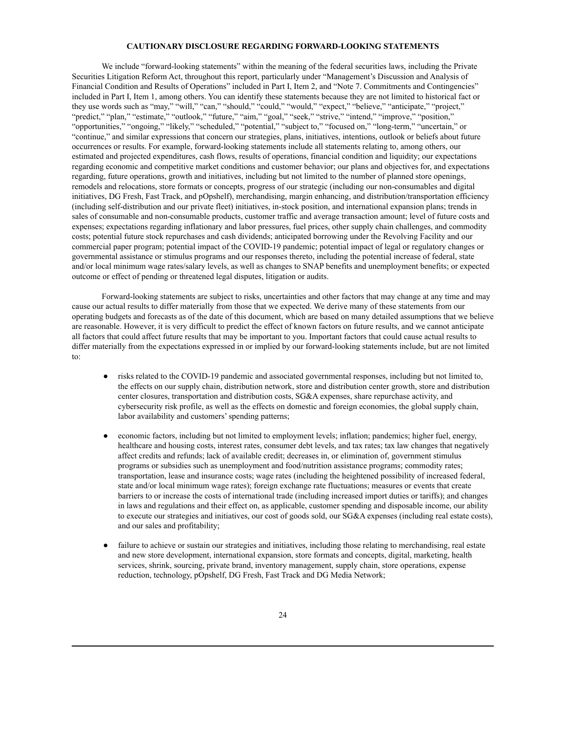## CAUTIONARY DISCLOSURE REGARDING FORWARD-LOOKING STATEMENTS

We include "forward-looking statements" within the meaning of the federal securities laws, including the Private Securities Litigation Reform Act, throughout this report, particularly under "Management's Discussion and Analysis of Financial Condition and Results of Operations" included in Part I, Item 2, and "Note 7. Commitments and Contingencies" included in Part I, Item 1, among others. You can identify these statements because they are not limited to historical fact or they use words such as "may," "will," "can," "should," "could," "would," "expect," "believe," "anticipate," "project," "predict," "plan," "estimate," "outlook," "future," "aim," "goal," "seek," "strive," "intend," "improve," "position," "opportunities," "ongoing," "likely," "scheduled," "potential," "subject to," "focused on," "long-term," "uncertain," or "continue," and similar expressions that concern our strategies, plans, initiatives, intentions, outlook or beliefs about future occurrences or results. For example, forward-looking statements include all statements relating to, among others, our estimated and projected expenditures, cash flows, results of operations, financial condition and liquidity; our expectations regarding economic and competitive market conditions and customer behavior; our plans and objectives for, and expectations regarding, future operations, growth and initiatives, including but not limited to the number of planned store openings, remodels and relocations, store formats or concepts, progress of our strategic (including our non-consumables and digital initiatives, DG Fresh, Fast Track, and pOpshelf), merchandising, margin enhancing, and distribution/transportation efficiency (including self-distribution and our private fleet) initiatives, in-stock position, and international expansion plans; trends in sales of consumable and non-consumable products, customer traffic and average transaction amount; level of future costs and expenses; expectations regarding inflationary and labor pressures, fuel prices, other supply chain challenges, and commodity costs; potential future stock repurchases and cash dividends; anticipated borrowing under the Revolving Facility and our commercial paper program; potential impact of the COVID-19 pandemic; potential impact of legal or regulatory changes or governmental assistance or stimulus programs and our responses thereto, including the potential increase of federal, state and/or local minimum wage rates/salary levels, as well as changes to SNAP benefits and unemployment benefits; or expected outcome or effect of pending or threatened legal disputes, litigation or audits.

Forward-looking statements are subject to risks, uncertainties and other factors that may change at any time and may cause our actual results to differ materially from those that we expected. We derive many of these statements from our operating budgets and forecasts as of the date of this document, which are based on many detailed assumptions that we believe are reasonable. However, it is very difficult to predict the effect of known factors on future results, and we cannot anticipate all factors that could affect future results that may be important to you. Important factors that could cause actual results to differ materially from the expectations expressed in or implied by our forward-looking statements include, but are not limited to:

- risks related to the COVID-19 pandemic and associated governmental responses, including but not limited to, the effects on our supply chain, distribution network, store and distribution center growth, store and distribution center closures, transportation and distribution costs, SG&A expenses, share repurchase activity, and cybersecurity risk profile, as well as the effects on domestic and foreign economies, the global supply chain, labor availability and customers' spending patterns;

- economic factors, including but not limited to employment levels; inflation; pandemics; higher fuel, energy, healthcare and housing costs, interest rates, consumer debt levels, and tax rates; tax law changes that negatively affect credits and refunds; lack of available credit; decreases in, or elimination of, government stimulus programs or subsidies such as unemployment and food/nutrition assistance programs; commodity rates; transportation, lease and insurance costs; wage rates (including the heightened possibility of increased federal, state and/or local minimum wage rates); foreign exchange rate fluctuations; measures or events that create barriers to or increase the costs of international trade (including increased import duties or tariffs); and changes in laws and regulations and their effect on, as applicable, customer spending and disposable income, our ability to execute our strategies and initiatives, our cost of goods sold, our SG&A expenses (including real estate costs), and our sales and profitability;

- failure to achieve or sustain our strategies and initiatives, including those relating to merchandising, real estate and new store development, international expansion, store formats and concepts, digital, marketing, health services, shrink, sourcing, private brand, inventory management, supply chain, store operations, expense reduction, technology, pOpshelf, DG Fresh, Fast Track and DG Media Network;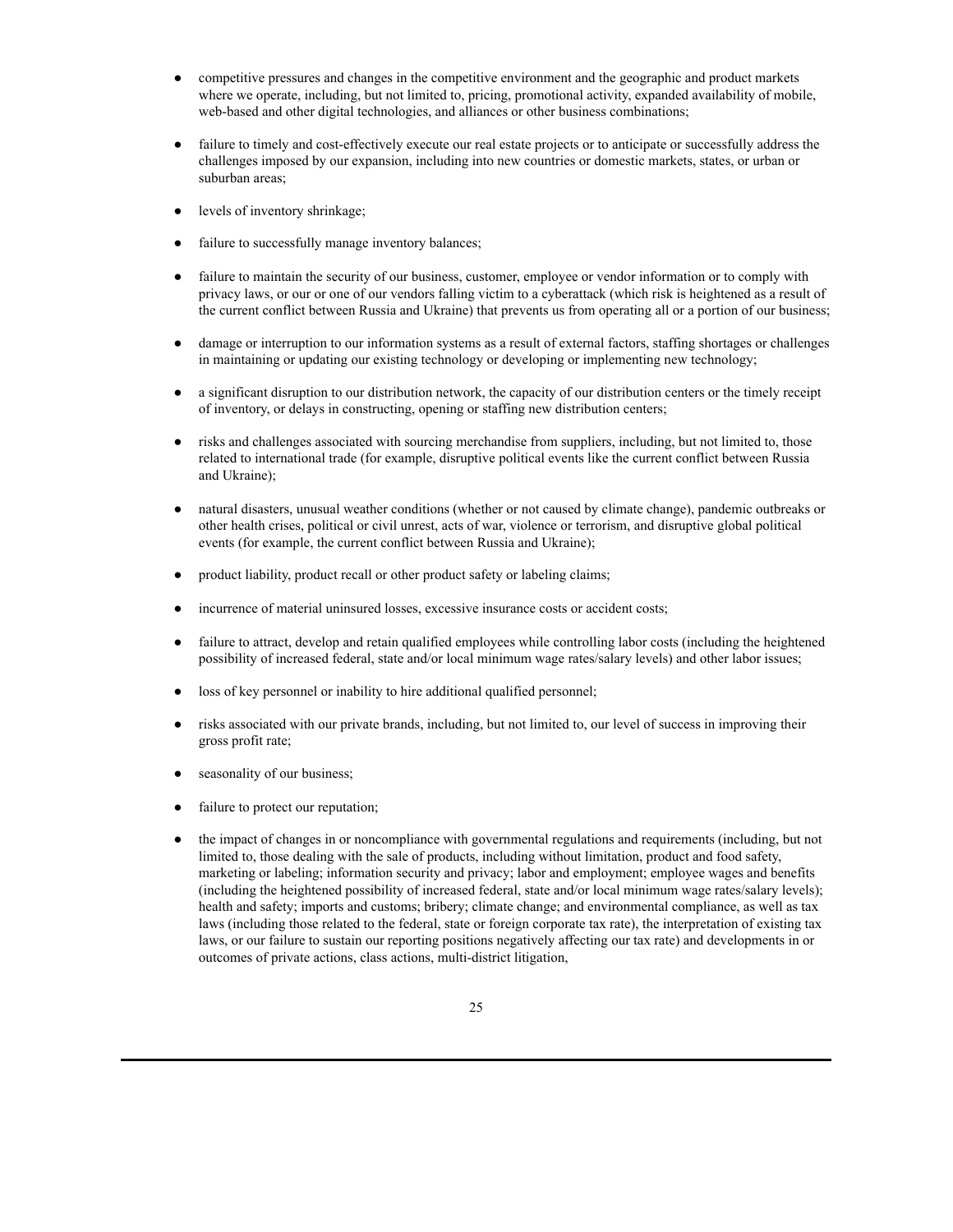- competitive pressures and changes in the competitive environment and the geographic and product markets where we operate, including, but not limited to, pricing, promotional activity, expanded availability of mobile, web-based and other digital technologies, and alliances or other business combinations;
- failure to timely and cost-effectively execute our real estate projects or to anticipate or successfully address the challenges imposed by our expansion, including into new countries or domestic markets, states, or urban or suburban areas;
- levels of inventory shrinkage;
- failure to successfully manage inventory balances;
- failure to maintain the security of our business, customer, employee or vendor information or to comply with privacy laws, or our or one of our vendors falling victim to a cyberattack (which risk is heightened as a result of the current conflict between Russia and Ukraine) that prevents us from operating all or a portion of our business;
- damage or interruption to our information systems as a result of external factors, staffing shortages or challenges in maintaining or updating our existing technology or developing or implementing new technology;
- a significant disruption to our distribution network, the capacity of our distribution centers or the timely receipt of inventory, or delays in constructing, opening or staffing new distribution centers;
- risks and challenges associated with sourcing merchandise from suppliers, including, but not limited to, those related to international trade (for example, disruptive political events like the current conflict between Russia and Ukraine);
- natural disasters, unusual weather conditions (whether or not caused by climate change), pandemic outbreaks or other health crises, political or civil unrest, acts of war, violence or terrorism, and disruptive global political events (for example, the current conflict between Russia and Ukraine);
- product liability, product recall or other product safety or labeling claims;
- incurrence of material uninsured losses, excessive insurance costs or accident costs;
- failure to attract, develop and retain qualified employees while controlling labor costs (including the heightened possibility of increased federal, state and/or local minimum wage rates/salary levels) and other labor issues;
- loss of key personnel or inability to hire additional qualified personnel;
- risks associated with our private brands, including, but not limited to, our level of success in improving their gross profit rate;
- seasonality of our business;
- failure to protect our reputation;
- the impact of changes in or noncompliance with governmental regulations and requirements (including, but not limited to, those dealing with the sale of products, including without limitation, product and food safety, marketing or labeling; information security and privacy; labor and employment; employee wages and benefits (including the heightened possibility of increased federal, state and/or local minimum wage rates/salary levels); health and safety; imports and customs; bribery; climate change; and environmental compliance, as well as tax laws (including those related to the federal, state or foreign corporate tax rate), the interpretation of existing tax laws, or our failure to sustain our reporting positions negatively affecting our tax rate) and developments in or outcomes of private actions, class actions, multi-district litigation,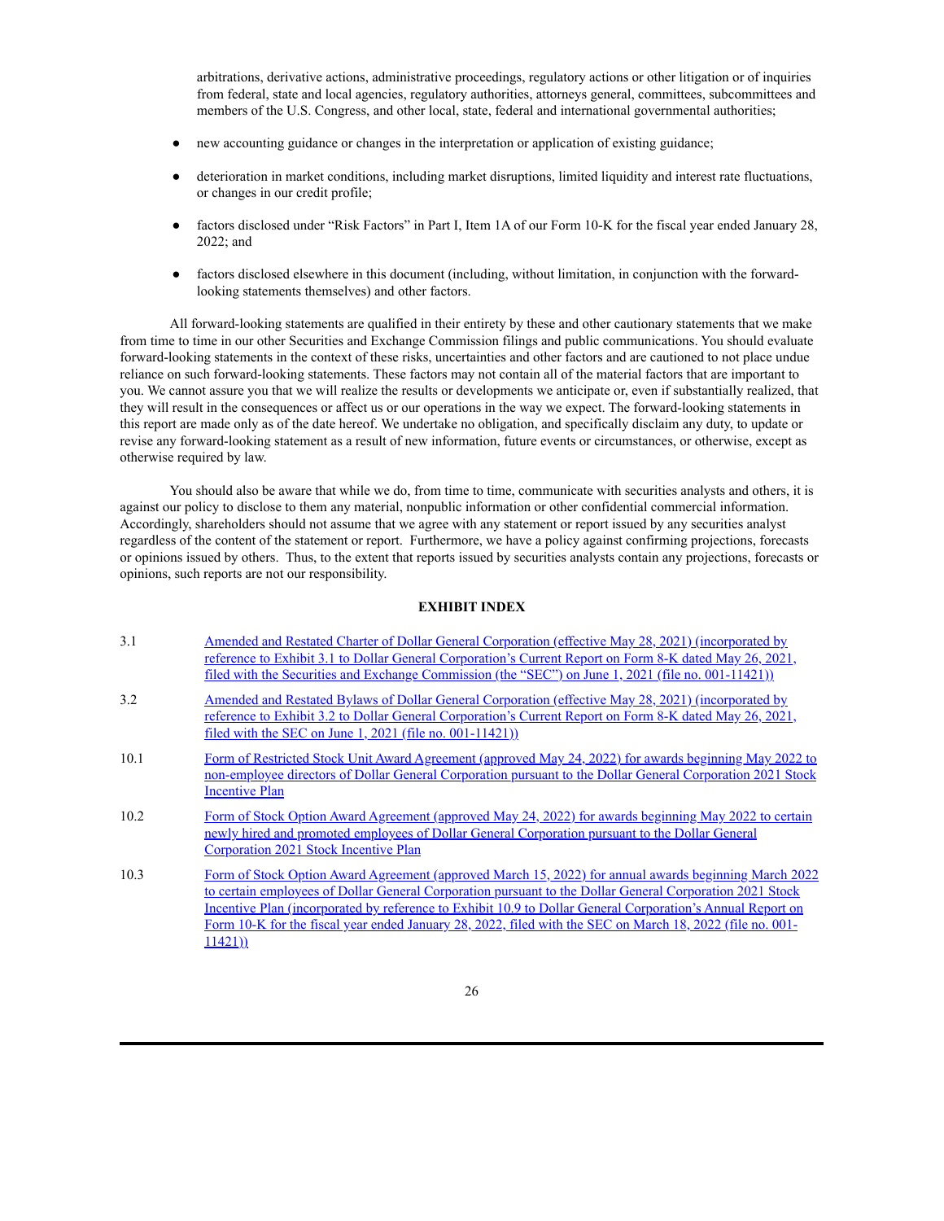arbitrations, derivative actions, administrative proceedings, regulatory actions or other litigation or of inquiries from federal, state and local agencies, regulatory authorities, attorneys general, committees, subcommittees and members of the U.S. Congress, and other local, state, federal and international governmental authorities;

- new accounting guidance or changes in the interpretation or application of existing guidance;
- deterioration in market conditions, including market disruptions, limited liquidity and interest rate fluctuations, or changes in our credit profile;
- factors disclosed under "Risk Factors" in Part I, Item 1A of our Form 10-K for the fiscal year ended January 28, 2022; and
- factors disclosed elsewhere in this document (including, without limitation, in conjunction with the forward-looking statements themselves) and other factors.

All forward-looking statements are qualified in their entirety by these and other cautionary statements that we make from time to time in our other Securities and Exchange Commission filings and public communications. You should evaluate forward-looking statements in the context of these risks, uncertainties and other factors and are cautioned to not place undue reliance on such forward-looking statements. These factors may not contain all of the material factors that are important to you. We cannot assure you that we will realize the results or developments we anticipate or, even if substantially realized, that they will result in the consequences or affect us or our operations in the way we expect. The forward-looking statements in this report are made only as of the date hereof. We undertake no obligation, and specifically disclaim any duty, to update or revise any forward-looking statement as a result of new information, future events or circumstances, or otherwise, except as otherwise required by law.

You should also be aware that while we do, from time to time, communicate with securities analysts and others, it is against our policy to disclose to them any material, nonpublic information or other confidential commercial information. Accordingly, shareholders should not assume that we agree with any statement or report issued by any securities analyst regardless of the content of the statement or report. Furthermore, we have a policy against confirming projections, forecasts or opinions issued by others. Thus, to the extent that reports issued by securities analysts contain any projections, forecasts or opinions, such reports are not our responsibility.

**EXHIBIT INDEX**

| | |
|---|---|
| 3.1 | Amended and Restated Charter of Dollar General Corporation (effective May 28, 2021) (incorporated by reference to Exhibit 3.1 to Dollar General Corporation's Current Report on Form 8-K dated May 26, 2021, filed with the Securities and Exchange Commission (the "SEC") on June 1, 2021 (file no. 001-11421)) |
| 3.2 | Amended and Restated Bylaws of Dollar General Corporation (effective May 28, 2021) (incorporated by reference to Exhibit 3.2 to Dollar General Corporation's Current Report on Form 8-K dated May 26, 2021, filed with the SEC on June 1, 2021 (file no. 001-11421)) |
| 10.1 | Form of Restricted Stock Unit Award Agreement (approved May 24, 2022) for awards beginning May 2022 to non-employee directors of Dollar General Corporation pursuant to the Dollar General Corporation 2021 Stock Incentive Plan |
| 10.2 | Form of Stock Option Award Agreement (approved May 24, 2022) for awards beginning May 2022 to certain newly hired and promoted employees of Dollar General Corporation pursuant to the Dollar General Corporation 2021 Stock Incentive Plan |
| 10.3 | Form of Stock Option Award Agreement (approved March 15, 2022) for annual awards beginning March 2022 to certain employees of Dollar General Corporation pursuant to the Dollar General Corporation 2021 Stock Incentive Plan (incorporated by reference to Exhibit 10.9 to Dollar General Corporation's Annual Report on Form 10-K for the fiscal year ended January 28, 2022, filed with the SEC on March 18, 2022 (file no. 001-11421)) |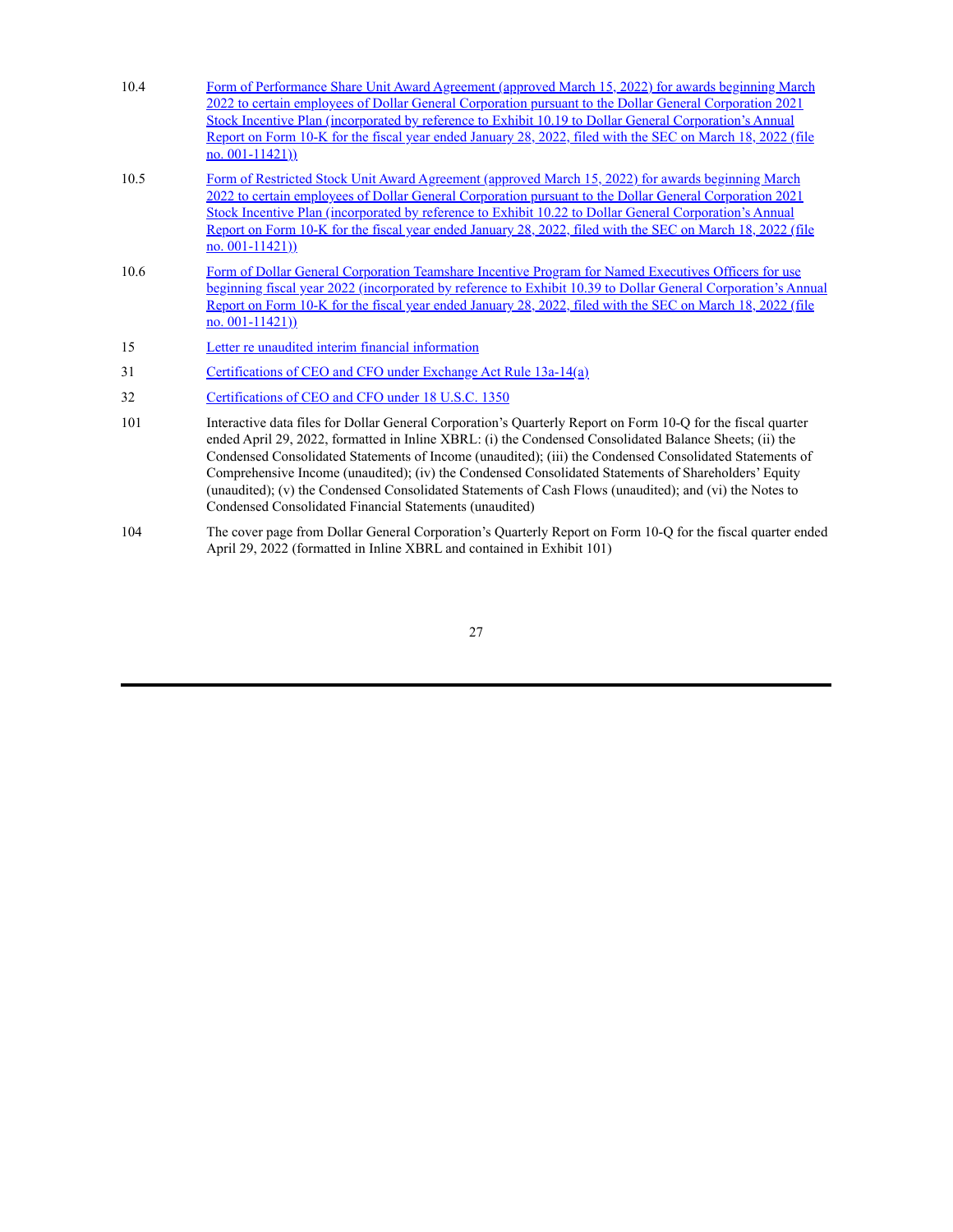| | |
|---|---|
| 10.4 | Form of Performance Share Unit Award Agreement (approved March 15, 2022) for awards beginning March 2022 to certain employees of Dollar General Corporation pursuant to the Dollar General Corporation 2021 Stock Incentive Plan (incorporated by reference to Exhibit 10.19 to Dollar General Corporation's Annual Report on Form 10-K for the fiscal year ended January 28, 2022, filed with the SEC on March 18, 2022 (file no. 001-11421)) |
| 10.5 | Form of Restricted Stock Unit Award Agreement (approved March 15, 2022) for awards beginning March 2022 to certain employees of Dollar General Corporation pursuant to the Dollar General Corporation 2021 Stock Incentive Plan (incorporated by reference to Exhibit 10.22 to Dollar General Corporation's Annual Report on Form 10-K for the fiscal year ended January 28, 2022, filed with the SEC on March 18, 2022 (file no. 001-11421)) |
| 10.6 | Form of Dollar General Corporation Teamshare Incentive Program for Named Executives Officers for use beginning fiscal year 2022 (incorporated by reference to Exhibit 10.39 to Dollar General Corporation's Annual Report on Form 10-K for the fiscal year ended January 28, 2022, filed with the SEC on March 18, 2022 (file no. 001-11421)) |
| 15 | Letter re unaudited interim financial information |
| 31 | Certifications of CEO and CFO under Exchange Act Rule 13a-14(a) |
| 32 | Certifications of CEO and CFO under 18 U.S.C. 1350 |
| 101 | Interactive data files for Dollar General Corporation's Quarterly Report on Form 10-Q for the fiscal quarter ended April 29, 2022, formatted in Inline XBRL: (i) the Condensed Consolidated Balance Sheets; (ii) the Condensed Consolidated Statements of Income (unaudited); (iii) the Condensed Consolidated Statements of Comprehensive Income (unaudited); (iv) the Condensed Consolidated Statements of Shareholders' Equity (unaudited); (v) the Condensed Consolidated Statements of Cash Flows (unaudited); and (vi) the Notes to Condensed Consolidated Financial Statements (unaudited) |
| 104 | The cover page from Dollar General Corporation's Quarterly Report on Form 10-Q for the fiscal quarter ended April 29, 2022 (formatted in Inline XBRL and contained in Exhibit 101) |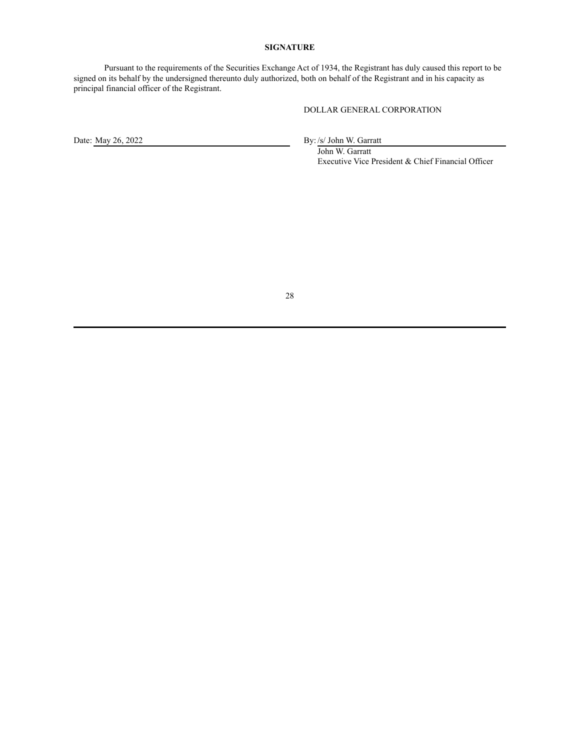**SIGNATURE**

Pursuant to the requirements of the Securities Exchange Act of 1934, the Registrant has duly caused this report to be signed on its behalf by the undersigned thereunto duly authorized, both on behalf of the Registrant and in his capacity as principal financial officer of the Registrant.

DOLLAR GENERAL CORPORATION

Date: May 26, 2022

By: /s/ John W. Garratt
John W. Garratt
Executive Vice President & Chief Financial Officer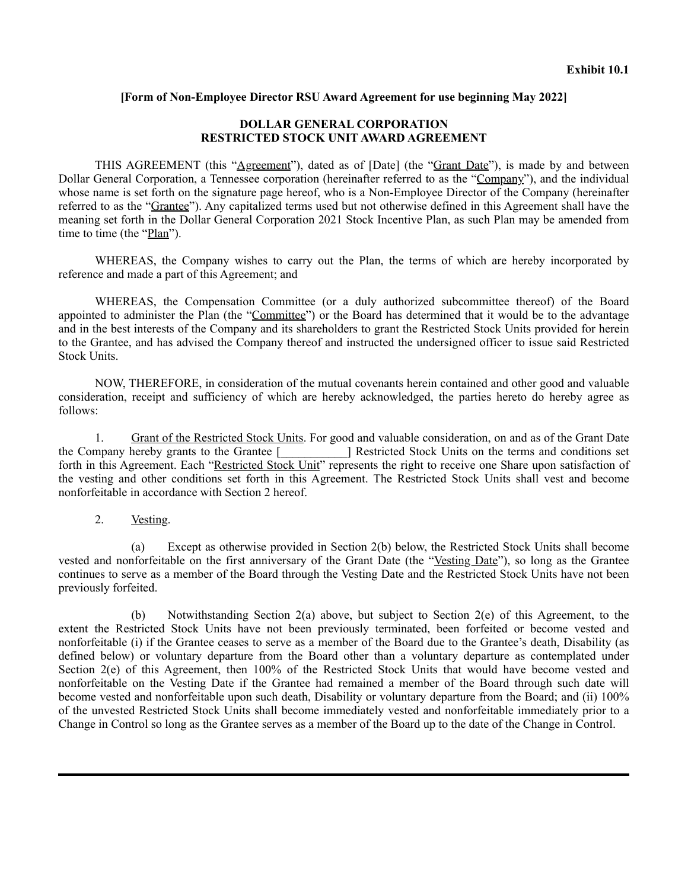**Exhibit 10.1**

**[Form of Non-Employee Director RSU Award Agreement for use beginning May 2022]**

**DOLLAR GENERAL CORPORATION**
**RESTRICTED STOCK UNIT AWARD AGREEMENT**

THIS AGREEMENT (this "Agreement"), dated as of [Date] (the "Grant Date"), is made by and between Dollar General Corporation, a Tennessee corporation (hereinafter referred to as the "Company"), and the individual whose name is set forth on the signature page hereof, who is a Non-Employee Director of the Company (hereinafter referred to as the "Grantee"). Any capitalized terms used but not otherwise defined in this Agreement shall have the meaning set forth in the Dollar General Corporation 2021 Stock Incentive Plan, as such Plan may be amended from time to time (the "Plan").

WHEREAS, the Company wishes to carry out the Plan, the terms of which are hereby incorporated by reference and made a part of this Agreement; and

WHEREAS, the Compensation Committee (or a duly authorized subcommittee thereof) of the Board appointed to administer the Plan (the "Committee") or the Board has determined that it would be to the advantage and in the best interests of the Company and its shareholders to grant the Restricted Stock Units provided for herein to the Grantee, and has advised the Company thereof and instructed the undersigned officer to issue said Restricted Stock Units.

NOW, THEREFORE, in consideration of the mutual covenants herein contained and other good and valuable consideration, receipt and sufficiency of which are hereby acknowledged, the parties hereto do hereby agree as follows:

1. Grant of the Restricted Stock Units. For good and valuable consideration, on and as of the Grant Date the Company hereby grants to the Grantee [___________] Restricted Stock Units on the terms and conditions set forth in this Agreement. Each "Restricted Stock Unit" represents the right to receive one Share upon satisfaction of the vesting and other conditions set forth in this Agreement. The Restricted Stock Units shall vest and become nonforfeitable in accordance with Section 2 hereof.

2. Vesting.

(a) Except as otherwise provided in Section 2(b) below, the Restricted Stock Units shall become vested and nonforfeitable on the first anniversary of the Grant Date (the "Vesting Date"), so long as the Grantee continues to serve as a member of the Board through the Vesting Date and the Restricted Stock Units have not been previously forfeited.

(b) Notwithstanding Section 2(a) above, but subject to Section 2(e) of this Agreement, to the extent the Restricted Stock Units have not been previously terminated, been forfeited or become vested and nonforfeitable (i) if the Grantee ceases to serve as a member of the Board due to the Grantee's death, Disability (as defined below) or voluntary departure from the Board other than a voluntary departure as contemplated under Section 2(e) of this Agreement, then 100% of the Restricted Stock Units that would have become vested and nonforfeitable on the Vesting Date if the Grantee had remained a member of the Board through such date will become vested and nonforfeitable upon such death, Disability or voluntary departure from the Board; and (ii) 100% of the unvested Restricted Stock Units shall become immediately vested and nonforfeitable immediately prior to a Change in Control so long as the Grantee serves as a member of the Board up to the date of the Change in Control.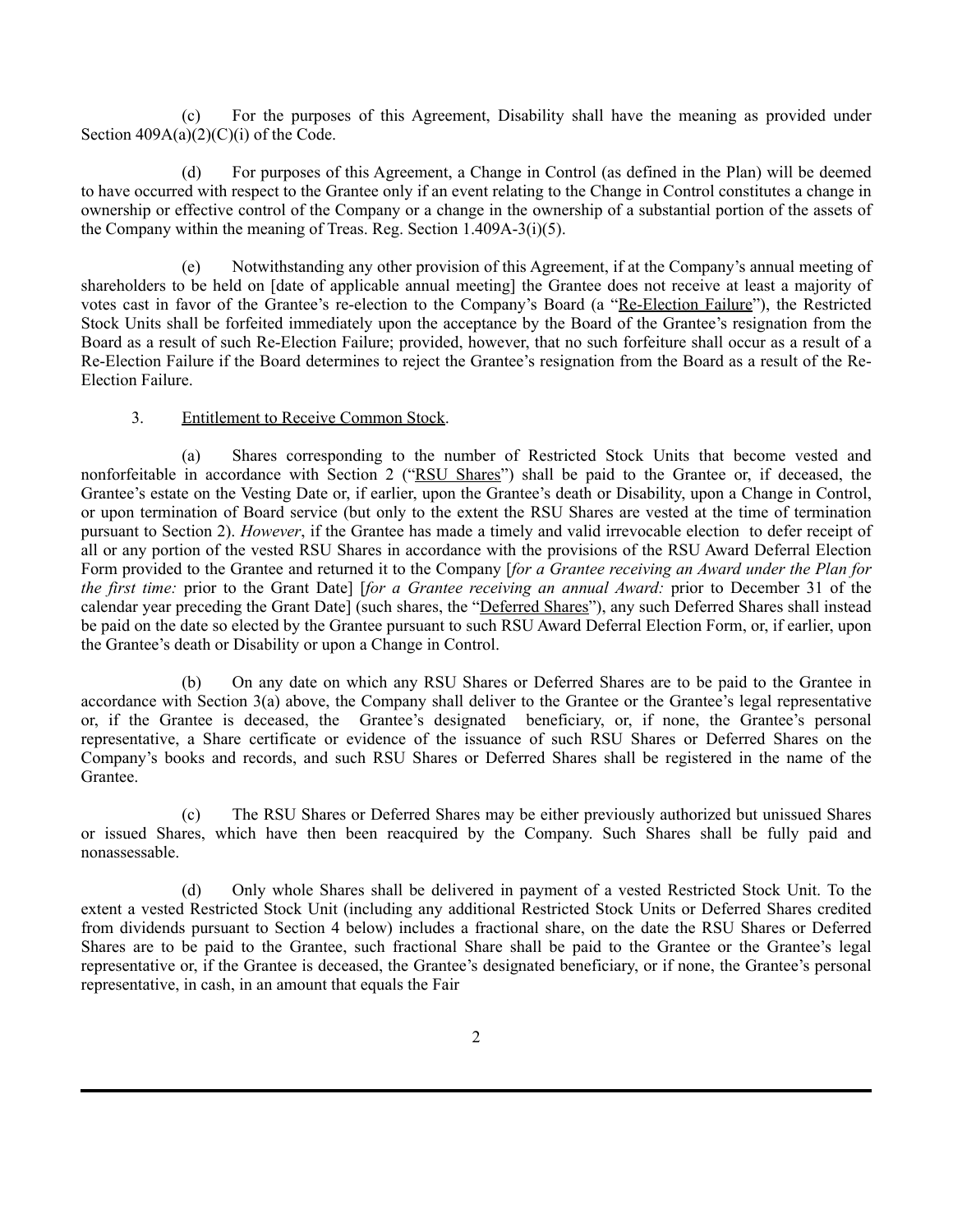(c) For the purposes of this Agreement, Disability shall have the meaning as provided under Section 409A(a)(2)(C)(i) of the Code.

(d) For purposes of this Agreement, a Change in Control (as defined in the Plan) will be deemed to have occurred with respect to the Grantee only if an event relating to the Change in Control constitutes a change in ownership or effective control of the Company or a change in the ownership of a substantial portion of the assets of the Company within the meaning of Treas. Reg. Section 1.409A-3(i)(5).

(e) Notwithstanding any other provision of this Agreement, if at the Company's annual meeting of shareholders to be held on [date of applicable annual meeting] the Grantee does not receive at least a majority of votes cast in favor of the Grantee's re-election to the Company's Board (a "<u>Re-Election Failure</u>"), the Restricted Stock Units shall be forfeited immediately upon the acceptance by the Board of the Grantee's resignation from the Board as a result of such Re-Election Failure; provided, however, that no such forfeiture shall occur as a result of a Re-Election Failure if the Board determines to reject the Grantee's resignation from the Board as a result of the Re-Election Failure.

3. <u>Entitlement to Receive Common Stock</u>.

(a) Shares corresponding to the number of Restricted Stock Units that become vested and nonforfeitable in accordance with Section 2 ("<u>RSU Shares</u>") shall be paid to the Grantee or, if deceased, the Grantee's estate on the Vesting Date or, if earlier, upon the Grantee's death or Disability, upon a Change in Control, or upon termination of Board service (but only to the extent the RSU Shares are vested at the time of termination pursuant to Section 2). *However*, if the Grantee has made a timely and valid irrevocable election to defer receipt of all or any portion of the vested RSU Shares in accordance with the provisions of the RSU Award Deferral Election Form provided to the Grantee and returned it to the Company [*for a Grantee receiving an Award under the Plan for the first time:* prior to the Grant Date] [*for a Grantee receiving an annual Award:* prior to December 31 of the calendar year preceding the Grant Date] (such shares, the "<u>Deferred Shares</u>"), any such Deferred Shares shall instead be paid on the date so elected by the Grantee pursuant to such RSU Award Deferral Election Form, or, if earlier, upon the Grantee's death or Disability or upon a Change in Control.

(b) On any date on which any RSU Shares or Deferred Shares are to be paid to the Grantee in accordance with Section 3(a) above, the Company shall deliver to the Grantee or the Grantee's legal representative or, if the Grantee is deceased, the Grantee's designated beneficiary, or, if none, the Grantee's personal representative, a Share certificate or evidence of the issuance of such RSU Shares or Deferred Shares on the Company's books and records, and such RSU Shares or Deferred Shares shall be registered in the name of the Grantee.

(c) The RSU Shares or Deferred Shares may be either previously authorized but unissued Shares or issued Shares, which have then been reacquired by the Company. Such Shares shall be fully paid and nonassessable.

(d) Only whole Shares shall be delivered in payment of a vested Restricted Stock Unit. To the extent a vested Restricted Stock Unit (including any additional Restricted Stock Units or Deferred Shares credited from dividends pursuant to Section 4 below) includes a fractional share, on the date the RSU Shares or Deferred Shares are to be paid to the Grantee, such fractional Share shall be paid to the Grantee or the Grantee's legal representative or, if the Grantee is deceased, the Grantee's designated beneficiary, or if none, the Grantee's personal representative, in cash, in an amount that equals the Fair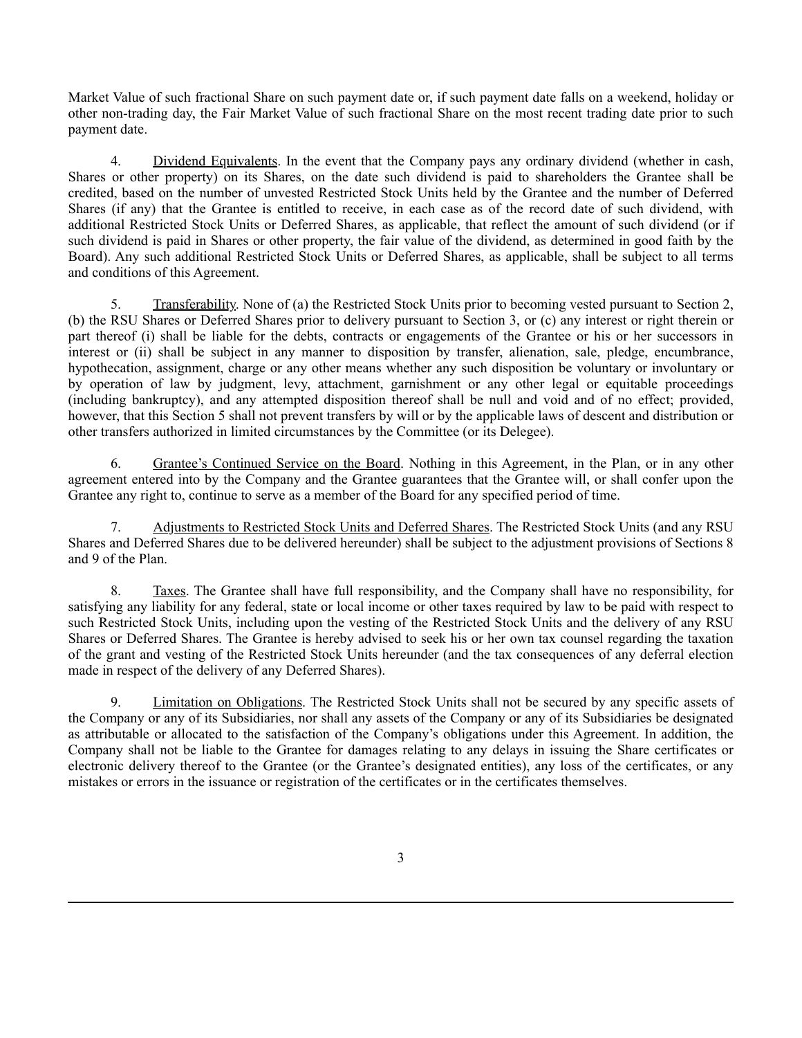Market Value of such fractional Share on such payment date or, if such payment date falls on a weekend, holiday or other non-trading day, the Fair Market Value of such fractional Share on the most recent trading date prior to such payment date.

4. Dividend Equivalents. In the event that the Company pays any ordinary dividend (whether in cash, Shares or other property) on its Shares, on the date such dividend is paid to shareholders the Grantee shall be credited, based on the number of unvested Restricted Stock Units held by the Grantee and the number of Deferred Shares (if any) that the Grantee is entitled to receive, in each case as of the record date of such dividend, with additional Restricted Stock Units or Deferred Shares, as applicable, that reflect the amount of such dividend (or if such dividend is paid in Shares or other property, the fair value of the dividend, as determined in good faith by the Board). Any such additional Restricted Stock Units or Deferred Shares, as applicable, shall be subject to all terms and conditions of this Agreement.

5. Transferability. None of (a) the Restricted Stock Units prior to becoming vested pursuant to Section 2, (b) the RSU Shares or Deferred Shares prior to delivery pursuant to Section 3, or (c) any interest or right therein or part thereof (i) shall be liable for the debts, contracts or engagements of the Grantee or his or her successors in interest or (ii) shall be subject in any manner to disposition by transfer, alienation, sale, pledge, encumbrance, hypothecation, assignment, charge or any other means whether any such disposition be voluntary or involuntary or by operation of law by judgment, levy, attachment, garnishment or any other legal or equitable proceedings (including bankruptcy), and any attempted disposition thereof shall be null and void and of no effect; provided, however, that this Section 5 shall not prevent transfers by will or by the applicable laws of descent and distribution or other transfers authorized in limited circumstances by the Committee (or its Delegee).

6. Grantee's Continued Service on the Board. Nothing in this Agreement, in the Plan, or in any other agreement entered into by the Company and the Grantee guarantees that the Grantee will, or shall confer upon the Grantee any right to, continue to serve as a member of the Board for any specified period of time.

7. Adjustments to Restricted Stock Units and Deferred Shares. The Restricted Stock Units (and any RSU Shares and Deferred Shares due to be delivered hereunder) shall be subject to the adjustment provisions of Sections 8 and 9 of the Plan.

8. Taxes. The Grantee shall have full responsibility, and the Company shall have no responsibility, for satisfying any liability for any federal, state or local income or other taxes required by law to be paid with respect to such Restricted Stock Units, including upon the vesting of the Restricted Stock Units and the delivery of any RSU Shares or Deferred Shares. The Grantee is hereby advised to seek his or her own tax counsel regarding the taxation of the grant and vesting of the Restricted Stock Units hereunder (and the tax consequences of any deferral election made in respect of the delivery of any Deferred Shares).

9. Limitation on Obligations. The Restricted Stock Units shall not be secured by any specific assets of the Company or any of its Subsidiaries, nor shall any assets of the Company or any of its Subsidiaries be designated as attributable or allocated to the satisfaction of the Company's obligations under this Agreement. In addition, the Company shall not be liable to the Grantee for damages relating to any delays in issuing the Share certificates or electronic delivery thereof to the Grantee (or the Grantee's designated entities), any loss of the certificates, or any mistakes or errors in the issuance or registration of the certificates or in the certificates themselves.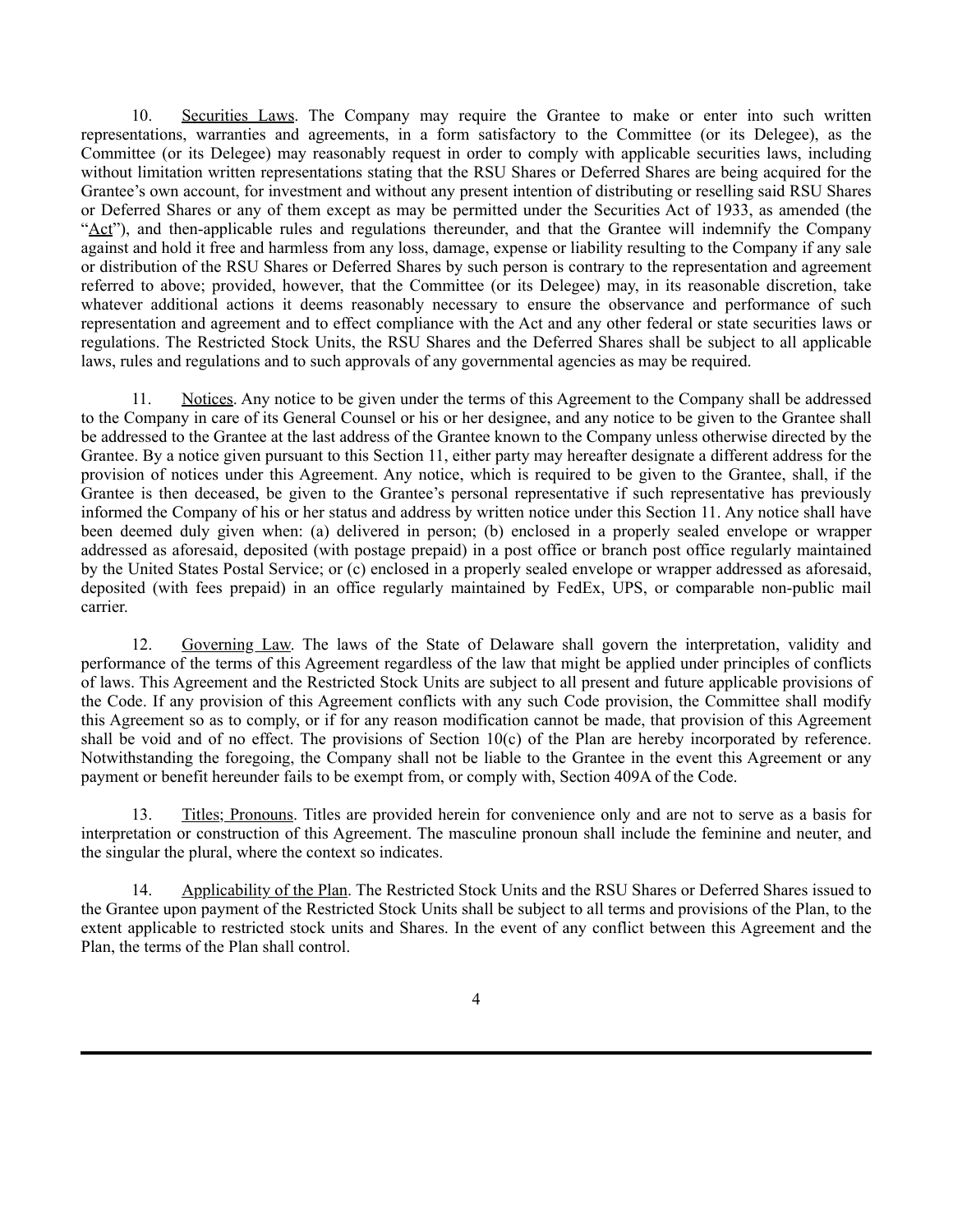10. Securities Laws. The Company may require the Grantee to make or enter into such written representations, warranties and agreements, in a form satisfactory to the Committee (or its Delegee), as the Committee (or its Delegee) may reasonably request in order to comply with applicable securities laws, including without limitation written representations stating that the RSU Shares or Deferred Shares are being acquired for the Grantee's own account, for investment and without any present intention of distributing or reselling said RSU Shares or Deferred Shares or any of them except as may be permitted under the Securities Act of 1933, as amended (the "Act"), and then-applicable rules and regulations thereunder, and that the Grantee will indemnify the Company against and hold it free and harmless from any loss, damage, expense or liability resulting to the Company if any sale or distribution of the RSU Shares or Deferred Shares by such person is contrary to the representation and agreement referred to above; provided, however, that the Committee (or its Delegee) may, in its reasonable discretion, take whatever additional actions it deems reasonably necessary to ensure the observance and performance of such representation and agreement and to effect compliance with the Act and any other federal or state securities laws or regulations. The Restricted Stock Units, the RSU Shares and the Deferred Shares shall be subject to all applicable laws, rules and regulations and to such approvals of any governmental agencies as may be required.

11. Notices. Any notice to be given under the terms of this Agreement to the Company shall be addressed to the Company in care of its General Counsel or his or her designee, and any notice to be given to the Grantee shall be addressed to the Grantee at the last address of the Grantee known to the Company unless otherwise directed by the Grantee. By a notice given pursuant to this Section 11, either party may hereafter designate a different address for the provision of notices under this Agreement. Any notice, which is required to be given to the Grantee, shall, if the Grantee is then deceased, be given to the Grantee's personal representative if such representative has previously informed the Company of his or her status and address by written notice under this Section 11. Any notice shall have been deemed duly given when: (a) delivered in person; (b) enclosed in a properly sealed envelope or wrapper addressed as aforesaid, deposited (with postage prepaid) in a post office or branch post office regularly maintained by the United States Postal Service; or (c) enclosed in a properly sealed envelope or wrapper addressed as aforesaid, deposited (with fees prepaid) in an office regularly maintained by FedEx, UPS, or comparable non-public mail carrier.

12. Governing Law. The laws of the State of Delaware shall govern the interpretation, validity and performance of the terms of this Agreement regardless of the law that might be applied under principles of conflicts of laws. This Agreement and the Restricted Stock Units are subject to all present and future applicable provisions of the Code. If any provision of this Agreement conflicts with any such Code provision, the Committee shall modify this Agreement so as to comply, or if for any reason modification cannot be made, that provision of this Agreement shall be void and of no effect. The provisions of Section 10(c) of the Plan are hereby incorporated by reference. Notwithstanding the foregoing, the Company shall not be liable to the Grantee in the event this Agreement or any payment or benefit hereunder fails to be exempt from, or comply with, Section 409A of the Code.

13. Titles; Pronouns. Titles are provided herein for convenience only and are not to serve as a basis for interpretation or construction of this Agreement. The masculine pronoun shall include the feminine and neuter, and the singular the plural, where the context so indicates.

14. Applicability of the Plan. The Restricted Stock Units and the RSU Shares or Deferred Shares issued to the Grantee upon payment of the Restricted Stock Units shall be subject to all terms and provisions of the Plan, to the extent applicable to restricted stock units and Shares. In the event of any conflict between this Agreement and the Plan, the terms of the Plan shall control.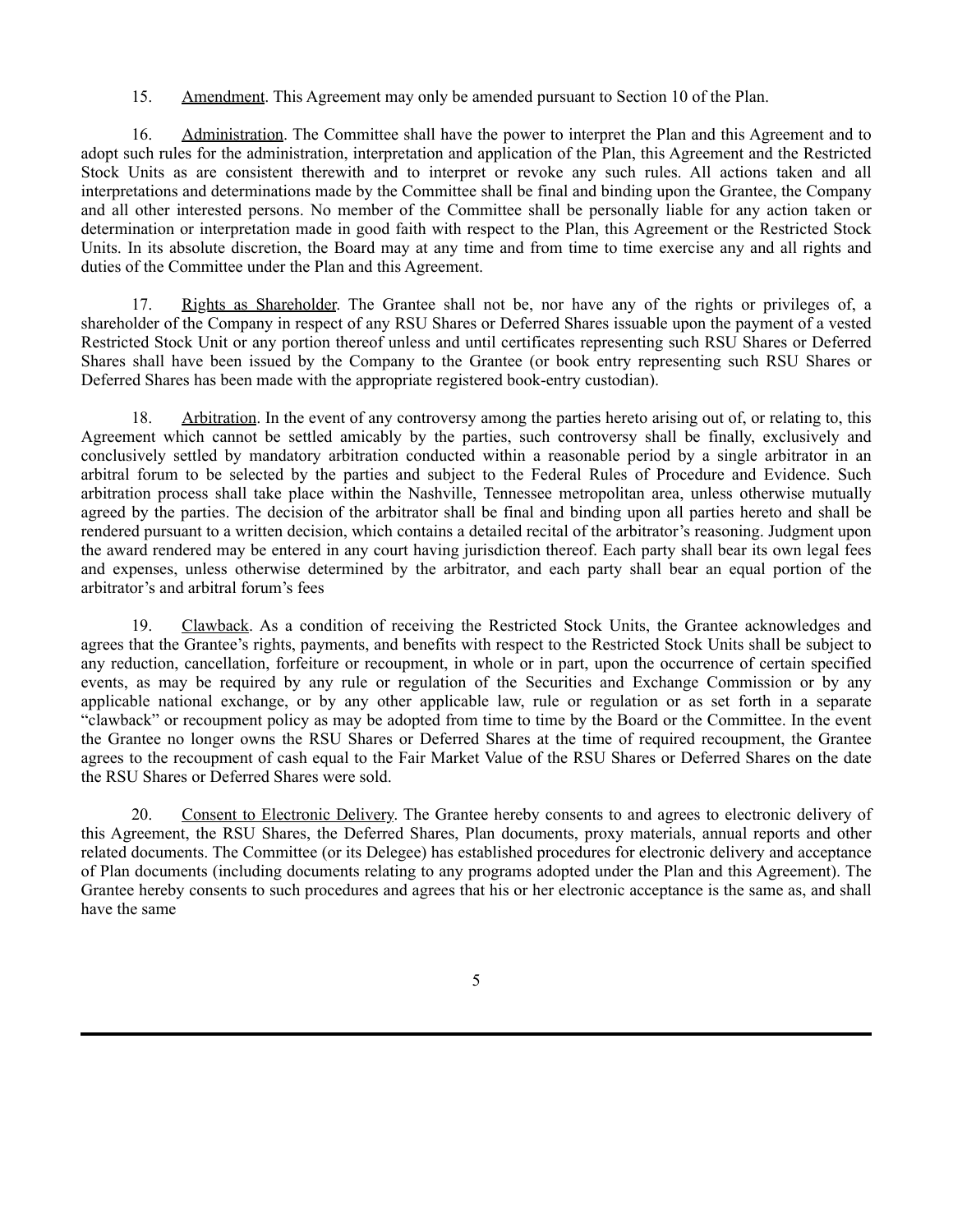15. Amendment. This Agreement may only be amended pursuant to Section 10 of the Plan.

16. Administration. The Committee shall have the power to interpret the Plan and this Agreement and to adopt such rules for the administration, interpretation and application of the Plan, this Agreement and the Restricted Stock Units as are consistent therewith and to interpret or revoke any such rules. All actions taken and all interpretations and determinations made by the Committee shall be final and binding upon the Grantee, the Company and all other interested persons. No member of the Committee shall be personally liable for any action taken or determination or interpretation made in good faith with respect to the Plan, this Agreement or the Restricted Stock Units. In its absolute discretion, the Board may at any time and from time to time exercise any and all rights and duties of the Committee under the Plan and this Agreement.

17. Rights as Shareholder. The Grantee shall not be, nor have any of the rights or privileges of, a shareholder of the Company in respect of any RSU Shares or Deferred Shares issuable upon the payment of a vested Restricted Stock Unit or any portion thereof unless and until certificates representing such RSU Shares or Deferred Shares shall have been issued by the Company to the Grantee (or book entry representing such RSU Shares or Deferred Shares has been made with the appropriate registered book-entry custodian).

18. Arbitration. In the event of any controversy among the parties hereto arising out of, or relating to, this Agreement which cannot be settled amicably by the parties, such controversy shall be finally, exclusively and conclusively settled by mandatory arbitration conducted within a reasonable period by a single arbitrator in an arbitral forum to be selected by the parties and subject to the Federal Rules of Procedure and Evidence. Such arbitration process shall take place within the Nashville, Tennessee metropolitan area, unless otherwise mutually agreed by the parties. The decision of the arbitrator shall be final and binding upon all parties hereto and shall be rendered pursuant to a written decision, which contains a detailed recital of the arbitrator's reasoning. Judgment upon the award rendered may be entered in any court having jurisdiction thereof. Each party shall bear its own legal fees and expenses, unless otherwise determined by the arbitrator, and each party shall bear an equal portion of the arbitrator's and arbitral forum's fees

19. Clawback. As a condition of receiving the Restricted Stock Units, the Grantee acknowledges and agrees that the Grantee's rights, payments, and benefits with respect to the Restricted Stock Units shall be subject to any reduction, cancellation, forfeiture or recoupment, in whole or in part, upon the occurrence of certain specified events, as may be required by any rule or regulation of the Securities and Exchange Commission or by any applicable national exchange, or by any other applicable law, rule or regulation or as set forth in a separate "clawback" or recoupment policy as may be adopted from time to time by the Board or the Committee. In the event the Grantee no longer owns the RSU Shares or Deferred Shares at the time of required recoupment, the Grantee agrees to the recoupment of cash equal to the Fair Market Value of the RSU Shares or Deferred Shares on the date the RSU Shares or Deferred Shares were sold.

20. Consent to Electronic Delivery. The Grantee hereby consents to and agrees to electronic delivery of this Agreement, the RSU Shares, the Deferred Shares, Plan documents, proxy materials, annual reports and other related documents. The Committee (or its Delegee) has established procedures for electronic delivery and acceptance of Plan documents (including documents relating to any programs adopted under the Plan and this Agreement). The Grantee hereby consents to such procedures and agrees that his or her electronic acceptance is the same as, and shall have the same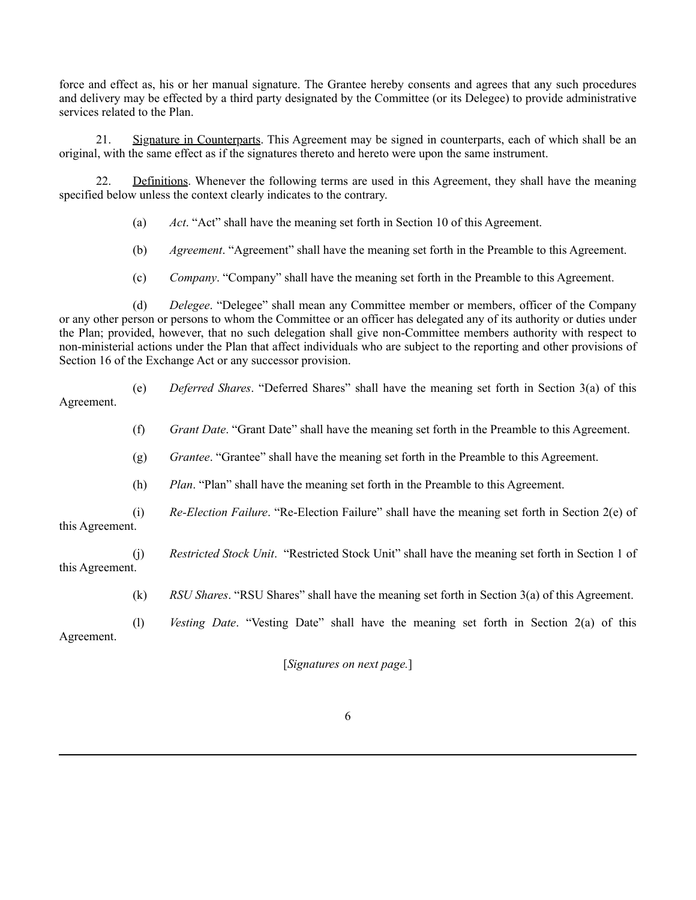force and effect as, his or her manual signature. The Grantee hereby consents and agrees that any such procedures and delivery may be effected by a third party designated by the Committee (or its Delegee) to provide administrative services related to the Plan.

21. Signature in Counterparts. This Agreement may be signed in counterparts, each of which shall be an original, with the same effect as if the signatures thereto and hereto were upon the same instrument.

22. Definitions. Whenever the following terms are used in this Agreement, they shall have the meaning specified below unless the context clearly indicates to the contrary.

(a) *Act*. "Act" shall have the meaning set forth in Section 10 of this Agreement.

(b) *Agreement*. "Agreement" shall have the meaning set forth in the Preamble to this Agreement.

(c) *Company*. "Company" shall have the meaning set forth in the Preamble to this Agreement.

(d) *Delegee*. "Delegee" shall mean any Committee member or members, officer of the Company or any other person or persons to whom the Committee or an officer has delegated any of its authority or duties under the Plan; provided, however, that no such delegation shall give non-Committee members authority with respect to non-ministerial actions under the Plan that affect individuals who are subject to the reporting and other provisions of Section 16 of the Exchange Act or any successor provision.

(e) *Deferred Shares*. "Deferred Shares" shall have the meaning set forth in Section 3(a) of this Agreement.

(f) *Grant Date*. "Grant Date" shall have the meaning set forth in the Preamble to this Agreement.

(g) *Grantee*. "Grantee" shall have the meaning set forth in the Preamble to this Agreement.

(h) *Plan*. "Plan" shall have the meaning set forth in the Preamble to this Agreement.

(i) *Re-Election Failure*. "Re-Election Failure" shall have the meaning set forth in Section 2(e) of this Agreement.

(j) *Restricted Stock Unit*. "Restricted Stock Unit" shall have the meaning set forth in Section 1 of this Agreement.

(k) *RSU Shares*. "RSU Shares" shall have the meaning set forth in Section 3(a) of this Agreement.

(l) *Vesting Date*. "Vesting Date" shall have the meaning set forth in Section 2(a) of this Agreement.

[*Signatures on next page.*]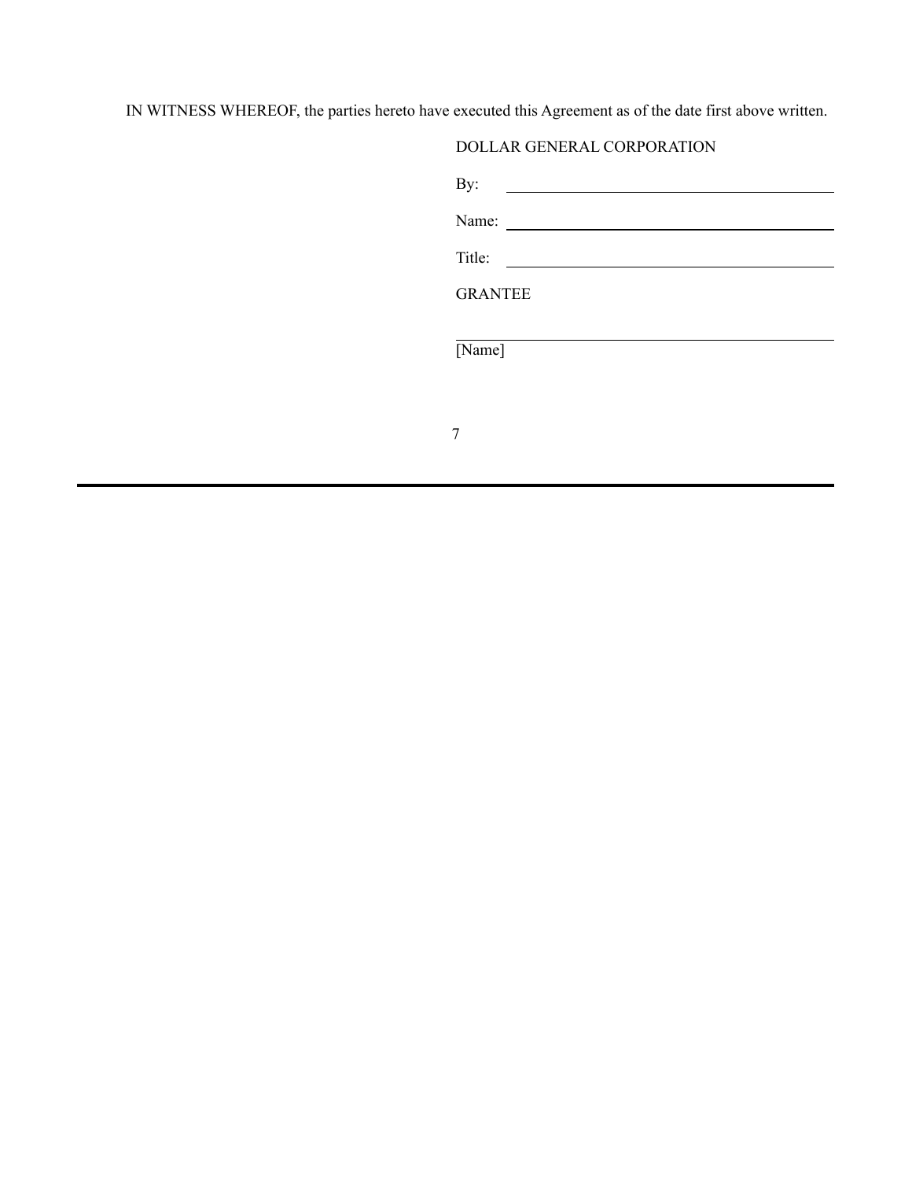IN WITNESS WHEREOF, the parties hereto have executed this Agreement as of the date first above written.

DOLLAR GENERAL CORPORATION

By: \_\_\_\_\_\_\_\_\_\_\_\_\_\_\_\_\_\_\_\_\_\_\_\_\_\_\_\_\_\_\_\_\_\_\_\_

Name: \_\_\_\_\_\_\_\_\_\_\_\_\_\_\_\_\_\_\_\_\_\_\_\_\_\_\_\_\_\_\_\_\_\_\_\_

Title: \_\_\_\_\_\_\_\_\_\_\_\_\_\_\_\_\_\_\_\_\_\_\_\_\_\_\_\_\_\_\_\_\_\_\_\_

GRANTEE

\_\_\_\_\_\_\_\_\_\_\_\_\_\_\_\_\_\_\_\_\_\_\_\_\_\_\_\_\_\_\_\_\_\_\_\_\_\_\_\_

[Name]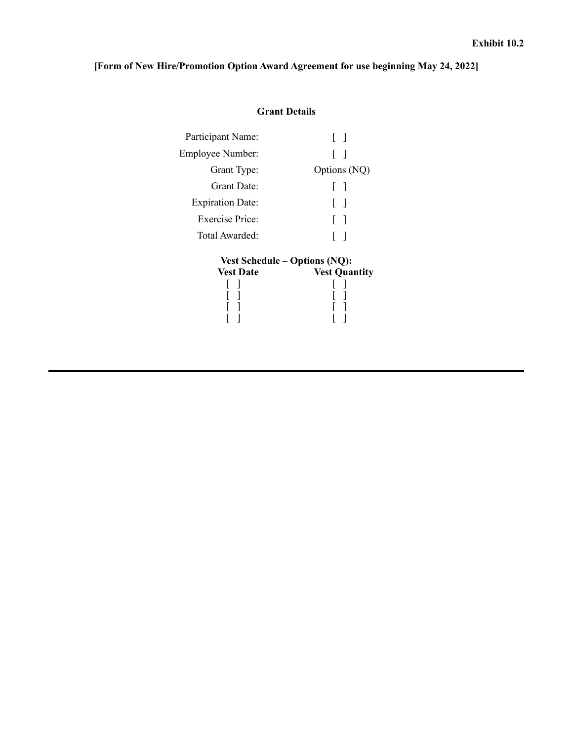**Exhibit 10.2**

**[Form of New Hire/Promotion Option Award Agreement for use beginning May 24, 2022]**

**Grant Details**

| | |
|---|---|
| Participant Name: | [ ] |
| Employee Number: | [ ] |
| Grant Type: | Options (NQ) |
| Grant Date: | [ ] |
| Expiration Date: | [ ] |
| Exercise Price: | [ ] |
| Total Awarded: | [ ] |

**Vest Schedule – Options (NQ):**

| **Vest Date** | **Vest Quantity** |
|---|---|
| [ ] | [ ] |
| [ ] | [ ] |
| [ ] | [ ] |
| [ ] | [ ] |

---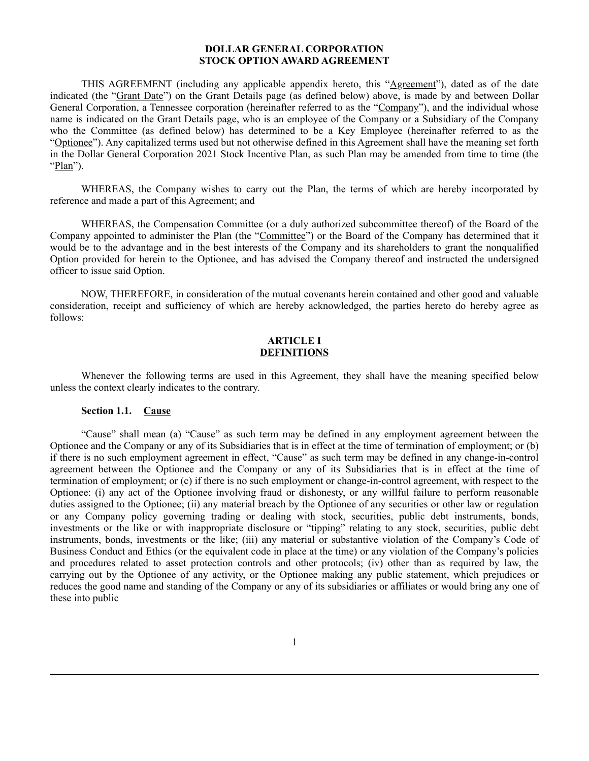**DOLLAR GENERAL CORPORATION**
**STOCK OPTION AWARD AGREEMENT**

THIS AGREEMENT (including any applicable appendix hereto, this "Agreement"), dated as of the date indicated (the "Grant Date") on the Grant Details page (as defined below) above, is made by and between Dollar General Corporation, a Tennessee corporation (hereinafter referred to as the "Company"), and the individual whose name is indicated on the Grant Details page, who is an employee of the Company or a Subsidiary of the Company who the Committee (as defined below) has determined to be a Key Employee (hereinafter referred to as the "Optionee"). Any capitalized terms used but not otherwise defined in this Agreement shall have the meaning set forth in the Dollar General Corporation 2021 Stock Incentive Plan, as such Plan may be amended from time to time (the "Plan").

WHEREAS, the Company wishes to carry out the Plan, the terms of which are hereby incorporated by reference and made a part of this Agreement; and

WHEREAS, the Compensation Committee (or a duly authorized subcommittee thereof) of the Board of the Company appointed to administer the Plan (the "Committee") or the Board of the Company has determined that it would be to the advantage and in the best interests of the Company and its shareholders to grant the nonqualified Option provided for herein to the Optionee, and has advised the Company thereof and instructed the undersigned officer to issue said Option.

NOW, THEREFORE, in consideration of the mutual covenants herein contained and other good and valuable consideration, receipt and sufficiency of which are hereby acknowledged, the parties hereto do hereby agree as follows:

## ARTICLE I
## DEFINITIONS

Whenever the following terms are used in this Agreement, they shall have the meaning specified below unless the context clearly indicates to the contrary.

### Section 1.1. Cause

"Cause" shall mean (a) "Cause" as such term may be defined in any employment agreement between the Optionee and the Company or any of its Subsidiaries that is in effect at the time of termination of employment; or (b) if there is no such employment agreement in effect, "Cause" as such term may be defined in any change-in-control agreement between the Optionee and the Company or any of its Subsidiaries that is in effect at the time of termination of employment; or (c) if there is no such employment or change-in-control agreement, with respect to the Optionee: (i) any act of the Optionee involving fraud or dishonesty, or any willful failure to perform reasonable duties assigned to the Optionee; (ii) any material breach by the Optionee of any securities or other law or regulation or any Company policy governing trading or dealing with stock, securities, public debt instruments, bonds, investments or the like or with inappropriate disclosure or "tipping" relating to any stock, securities, public debt instruments, bonds, investments or the like; (iii) any material or substantive violation of the Company's Code of Business Conduct and Ethics (or the equivalent code in place at the time) or any violation of the Company's policies and procedures related to asset protection controls and other protocols; (iv) other than as required by law, the carrying out by the Optionee of any activity, or the Optionee making any public statement, which prejudices or reduces the good name and standing of the Company or any of its subsidiaries or affiliates or would bring any one of these into public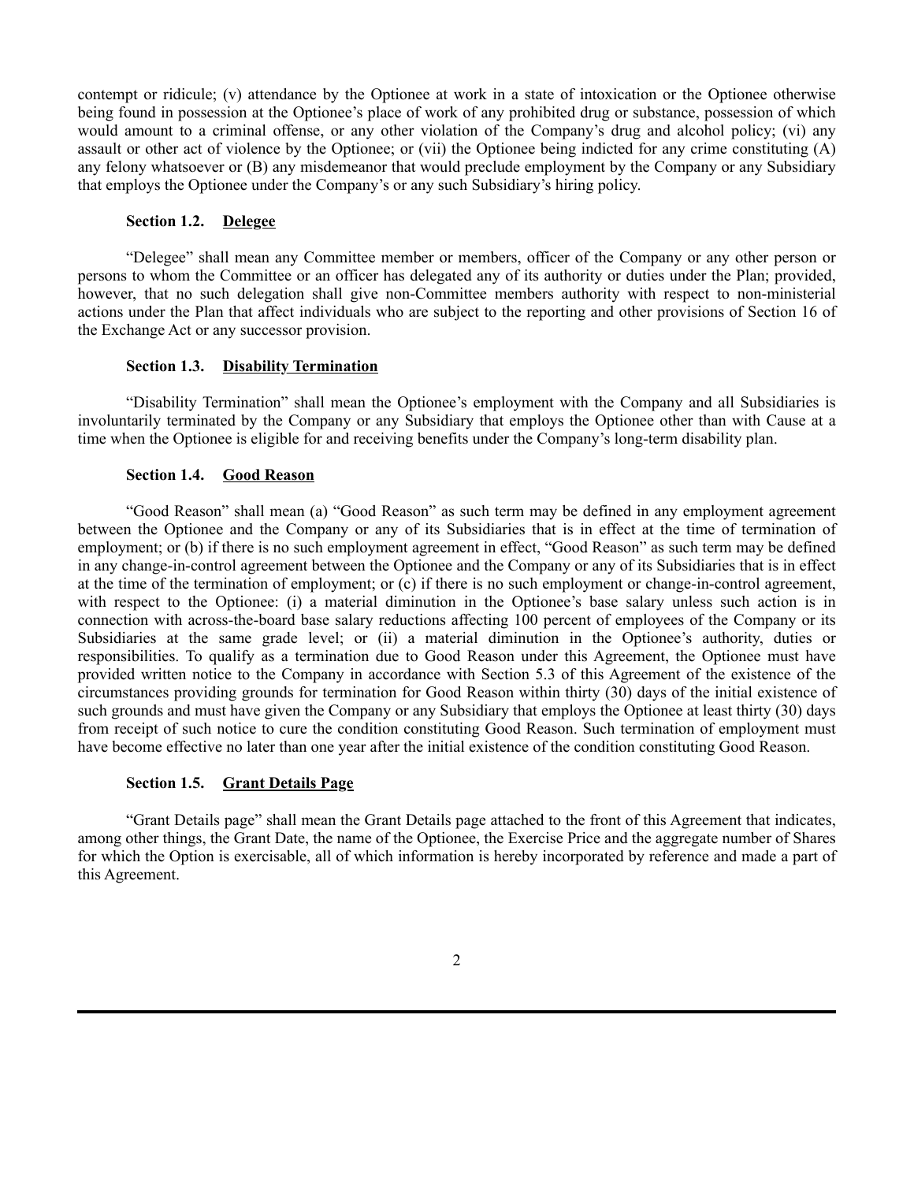contempt or ridicule; (v) attendance by the Optionee at work in a state of intoxication or the Optionee otherwise being found in possession at the Optionee's place of work of any prohibited drug or substance, possession of which would amount to a criminal offense, or any other violation of the Company's drug and alcohol policy; (vi) any assault or other act of violence by the Optionee; or (vii) the Optionee being indicted for any crime constituting (A) any felony whatsoever or (B) any misdemeanor that would preclude employment by the Company or any Subsidiary that employs the Optionee under the Company's or any such Subsidiary's hiring policy.

### Section 1.2. Delegee

"Delegee" shall mean any Committee member or members, officer of the Company or any other person or persons to whom the Committee or an officer has delegated any of its authority or duties under the Plan; provided, however, that no such delegation shall give non-Committee members authority with respect to non-ministerial actions under the Plan that affect individuals who are subject to the reporting and other provisions of Section 16 of the Exchange Act or any successor provision.

### Section 1.3. Disability Termination

"Disability Termination" shall mean the Optionee's employment with the Company and all Subsidiaries is involuntarily terminated by the Company or any Subsidiary that employs the Optionee other than with Cause at a time when the Optionee is eligible for and receiving benefits under the Company's long-term disability plan.

### Section 1.4. Good Reason

"Good Reason" shall mean (a) "Good Reason" as such term may be defined in any employment agreement between the Optionee and the Company or any of its Subsidiaries that is in effect at the time of termination of employment; or (b) if there is no such employment agreement in effect, "Good Reason" as such term may be defined in any change-in-control agreement between the Optionee and the Company or any of its Subsidiaries that is in effect at the time of the termination of employment; or (c) if there is no such employment or change-in-control agreement, with respect to the Optionee: (i) a material diminution in the Optionee's base salary unless such action is in connection with across-the-board base salary reductions affecting 100 percent of employees of the Company or its Subsidiaries at the same grade level; or (ii) a material diminution in the Optionee's authority, duties or responsibilities. To qualify as a termination due to Good Reason under this Agreement, the Optionee must have provided written notice to the Company in accordance with Section 5.3 of this Agreement of the existence of the circumstances providing grounds for termination for Good Reason within thirty (30) days of the initial existence of such grounds and must have given the Company or any Subsidiary that employs the Optionee at least thirty (30) days from receipt of such notice to cure the condition constituting Good Reason. Such termination of employment must have become effective no later than one year after the initial existence of the condition constituting Good Reason.

### Section 1.5. Grant Details Page

"Grant Details page" shall mean the Grant Details page attached to the front of this Agreement that indicates, among other things, the Grant Date, the name of the Optionee, the Exercise Price and the aggregate number of Shares for which the Option is exercisable, all of which information is hereby incorporated by reference and made a part of this Agreement.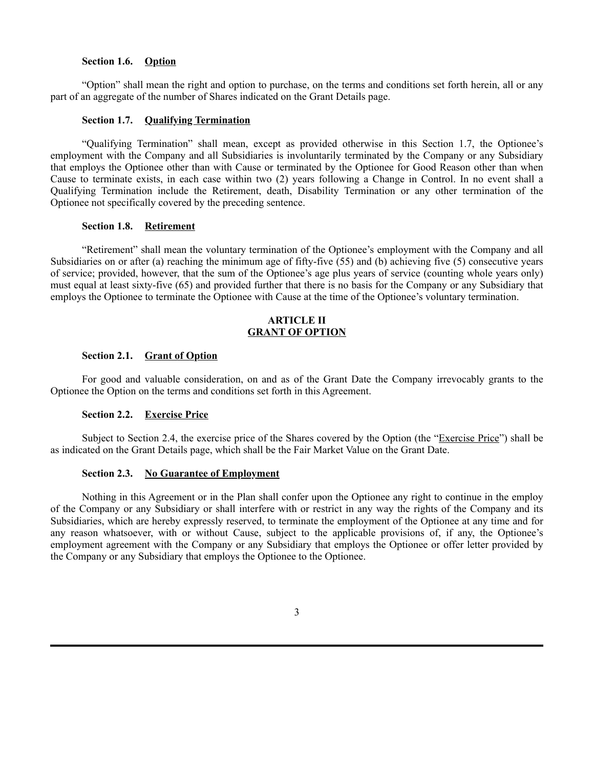**Section 1.6. Option**

"Option" shall mean the right and option to purchase, on the terms and conditions set forth herein, all or any part of an aggregate of the number of Shares indicated on the Grant Details page.

**Section 1.7. Qualifying Termination**

"Qualifying Termination" shall mean, except as provided otherwise in this Section 1.7, the Optionee's employment with the Company and all Subsidiaries is involuntarily terminated by the Company or any Subsidiary that employs the Optionee other than with Cause or terminated by the Optionee for Good Reason other than when Cause to terminate exists, in each case within two (2) years following a Change in Control. In no event shall a Qualifying Termination include the Retirement, death, Disability Termination or any other termination of the Optionee not specifically covered by the preceding sentence.

**Section 1.8. Retirement**

"Retirement" shall mean the voluntary termination of the Optionee's employment with the Company and all Subsidiaries on or after (a) reaching the minimum age of fifty-five (55) and (b) achieving five (5) consecutive years of service; provided, however, that the sum of the Optionee's age plus years of service (counting whole years only) must equal at least sixty-five (65) and provided further that there is no basis for the Company or any Subsidiary that employs the Optionee to terminate the Optionee with Cause at the time of the Optionee's voluntary termination.

## ARTICLE II
## GRANT OF OPTION

**Section 2.1. Grant of Option**

For good and valuable consideration, on and as of the Grant Date the Company irrevocably grants to the Optionee the Option on the terms and conditions set forth in this Agreement.

**Section 2.2. Exercise Price**

Subject to Section 2.4, the exercise price of the Shares covered by the Option (the "Exercise Price") shall be as indicated on the Grant Details page, which shall be the Fair Market Value on the Grant Date.

**Section 2.3. No Guarantee of Employment**

Nothing in this Agreement or in the Plan shall confer upon the Optionee any right to continue in the employ of the Company or any Subsidiary or shall interfere with or restrict in any way the rights of the Company and its Subsidiaries, which are hereby expressly reserved, to terminate the employment of the Optionee at any time and for any reason whatsoever, with or without Cause, subject to the applicable provisions of, if any, the Optionee's employment agreement with the Company or any Subsidiary that employs the Optionee or offer letter provided by the Company or any Subsidiary that employs the Optionee to the Optionee.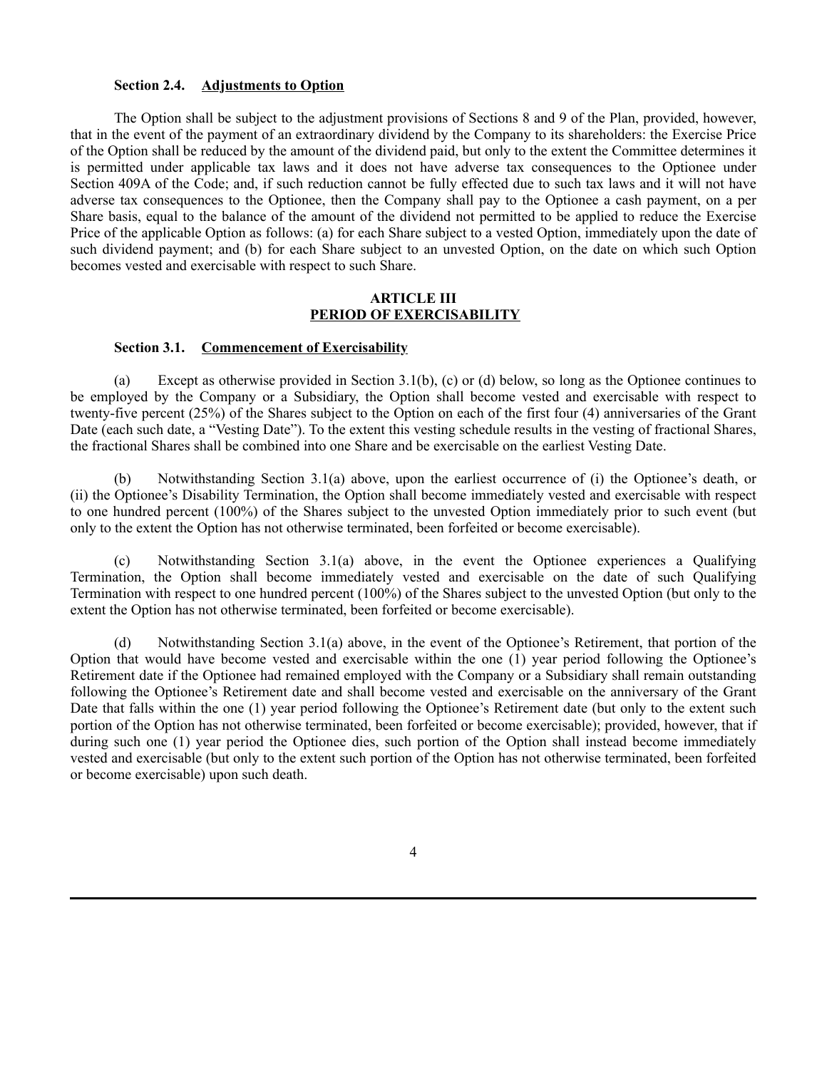**Section 2.4.    Adjustments to Option**

The Option shall be subject to the adjustment provisions of Sections 8 and 9 of the Plan, provided, however, that in the event of the payment of an extraordinary dividend by the Company to its shareholders: the Exercise Price of the Option shall be reduced by the amount of the dividend paid, but only to the extent the Committee determines it is permitted under applicable tax laws and it does not have adverse tax consequences to the Optionee under Section 409A of the Code; and, if such reduction cannot be fully effected due to such tax laws and it will not have adverse tax consequences to the Optionee, then the Company shall pay to the Optionee a cash payment, on a per Share basis, equal to the balance of the amount of the dividend not permitted to be applied to reduce the Exercise Price of the applicable Option as follows: (a) for each Share subject to a vested Option, immediately upon the date of such dividend payment; and (b) for each Share subject to an unvested Option, on the date on which such Option becomes vested and exercisable with respect to such Share.

## ARTICLE III
## PERIOD OF EXERCISABILITY

**Section 3.1.    Commencement of Exercisability**

(a)    Except as otherwise provided in Section 3.1(b), (c) or (d) below, so long as the Optionee continues to be employed by the Company or a Subsidiary, the Option shall become vested and exercisable with respect to twenty-five percent (25%) of the Shares subject to the Option on each of the first four (4) anniversaries of the Grant Date (each such date, a "Vesting Date"). To the extent this vesting schedule results in the vesting of fractional Shares, the fractional Shares shall be combined into one Share and be exercisable on the earliest Vesting Date.

(b)    Notwithstanding Section 3.1(a) above, upon the earliest occurrence of (i) the Optionee's death, or (ii) the Optionee's Disability Termination, the Option shall become immediately vested and exercisable with respect to one hundred percent (100%) of the Shares subject to the unvested Option immediately prior to such event (but only to the extent the Option has not otherwise terminated, been forfeited or become exercisable).

(c)    Notwithstanding Section 3.1(a) above, in the event the Optionee experiences a Qualifying Termination, the Option shall become immediately vested and exercisable on the date of such Qualifying Termination with respect to one hundred percent (100%) of the Shares subject to the unvested Option (but only to the extent the Option has not otherwise terminated, been forfeited or become exercisable).

(d)    Notwithstanding Section 3.1(a) above, in the event of the Optionee's Retirement, that portion of the Option that would have become vested and exercisable within the one (1) year period following the Optionee's Retirement date if the Optionee had remained employed with the Company or a Subsidiary shall remain outstanding following the Optionee's Retirement date and shall become vested and exercisable on the anniversary of the Grant Date that falls within the one (1) year period following the Optionee's Retirement date (but only to the extent such portion of the Option has not otherwise terminated, been forfeited or become exercisable); provided, however, that if during such one (1) year period the Optionee dies, such portion of the Option shall instead become immediately vested and exercisable (but only to the extent such portion of the Option has not otherwise terminated, been forfeited or become exercisable) upon such death.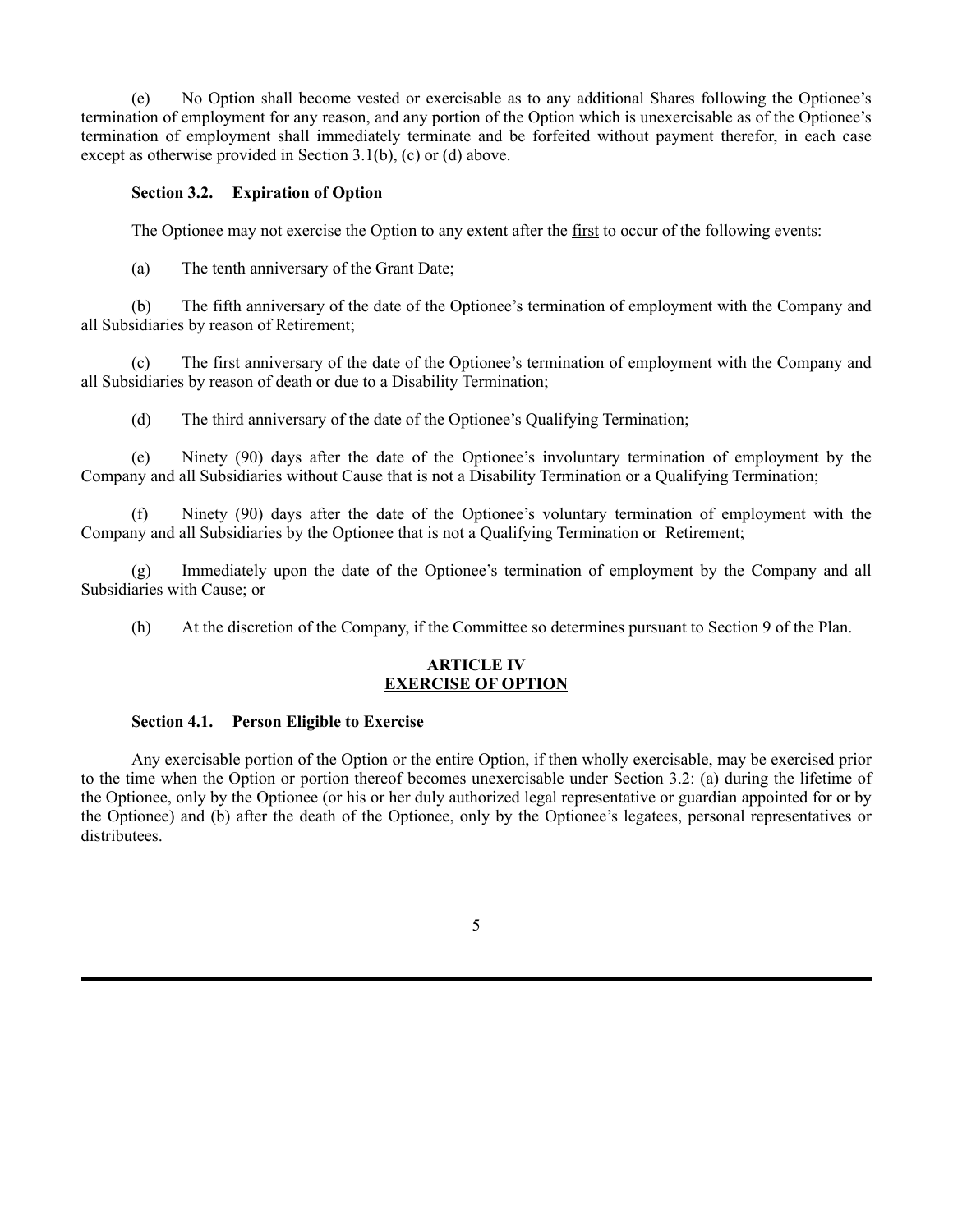(e) No Option shall become vested or exercisable as to any additional Shares following the Optionee's termination of employment for any reason, and any portion of the Option which is unexercisable as of the Optionee's termination of employment shall immediately terminate and be forfeited without payment therefor, in each case except as otherwise provided in Section 3.1(b), (c) or (d) above.

**Section 3.2. Expiration of Option**

The Optionee may not exercise the Option to any extent after the first to occur of the following events:

(a) The tenth anniversary of the Grant Date;

(b) The fifth anniversary of the date of the Optionee's termination of employment with the Company and all Subsidiaries by reason of Retirement;

(c) The first anniversary of the date of the Optionee's termination of employment with the Company and all Subsidiaries by reason of death or due to a Disability Termination;

(d) The third anniversary of the date of the Optionee's Qualifying Termination;

(e) Ninety (90) days after the date of the Optionee's involuntary termination of employment by the Company and all Subsidiaries without Cause that is not a Disability Termination or a Qualifying Termination;

(f) Ninety (90) days after the date of the Optionee's voluntary termination of employment with the Company and all Subsidiaries by the Optionee that is not a Qualifying Termination or Retirement;

(g) Immediately upon the date of the Optionee's termination of employment by the Company and all Subsidiaries with Cause; or

(h) At the discretion of the Company, if the Committee so determines pursuant to Section 9 of the Plan.

## ARTICLE IV
## EXERCISE OF OPTION

**Section 4.1. Person Eligible to Exercise**

Any exercisable portion of the Option or the entire Option, if then wholly exercisable, may be exercised prior to the time when the Option or portion thereof becomes unexercisable under Section 3.2: (a) during the lifetime of the Optionee, only by the Optionee (or his or her duly authorized legal representative or guardian appointed for or by the Optionee) and (b) after the death of the Optionee, only by the Optionee's legatees, personal representatives or distributees.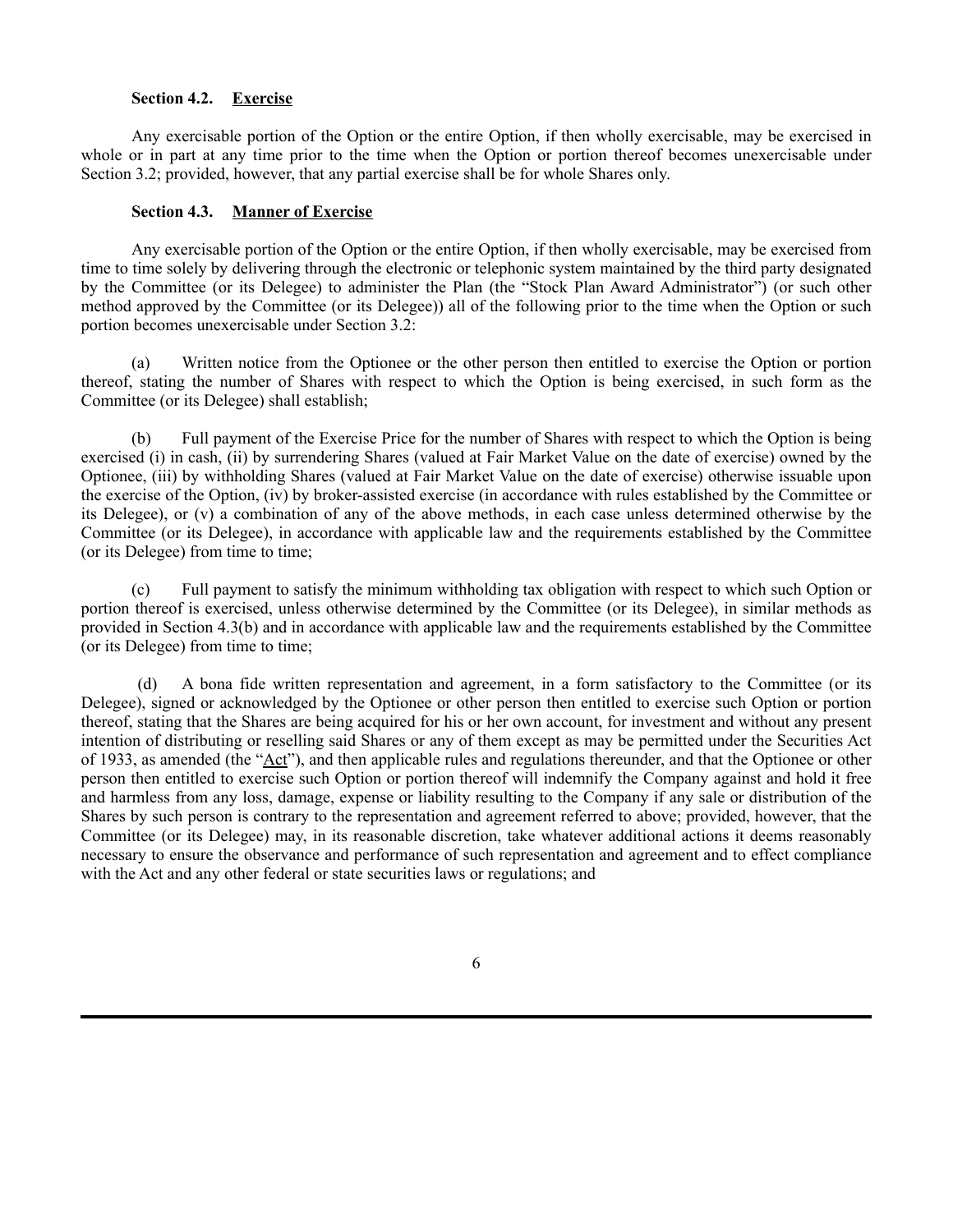**Section 4.2. Exercise**

Any exercisable portion of the Option or the entire Option, if then wholly exercisable, may be exercised in whole or in part at any time prior to the time when the Option or portion thereof becomes unexercisable under Section 3.2; provided, however, that any partial exercise shall be for whole Shares only.

**Section 4.3. Manner of Exercise**

Any exercisable portion of the Option or the entire Option, if then wholly exercisable, may be exercised from time to time solely by delivering through the electronic or telephonic system maintained by the third party designated by the Committee (or its Delegee) to administer the Plan (the "Stock Plan Award Administrator") (or such other method approved by the Committee (or its Delegee)) all of the following prior to the time when the Option or such portion becomes unexercisable under Section 3.2:

(a) Written notice from the Optionee or the other person then entitled to exercise the Option or portion thereof, stating the number of Shares with respect to which the Option is being exercised, in such form as the Committee (or its Delegee) shall establish;

(b) Full payment of the Exercise Price for the number of Shares with respect to which the Option is being exercised (i) in cash, (ii) by surrendering Shares (valued at Fair Market Value on the date of exercise) owned by the Optionee, (iii) by withholding Shares (valued at Fair Market Value on the date of exercise) otherwise issuable upon the exercise of the Option, (iv) by broker-assisted exercise (in accordance with rules established by the Committee or its Delegee), or (v) a combination of any of the above methods, in each case unless determined otherwise by the Committee (or its Delegee), in accordance with applicable law and the requirements established by the Committee (or its Delegee) from time to time;

(c) Full payment to satisfy the minimum withholding tax obligation with respect to which such Option or portion thereof is exercised, unless otherwise determined by the Committee (or its Delegee), in similar methods as provided in Section 4.3(b) and in accordance with applicable law and the requirements established by the Committee (or its Delegee) from time to time;

(d) A bona fide written representation and agreement, in a form satisfactory to the Committee (or its Delegee), signed or acknowledged by the Optionee or other person then entitled to exercise such Option or portion thereof, stating that the Shares are being acquired for his or her own account, for investment and without any present intention of distributing or reselling said Shares or any of them except as may be permitted under the Securities Act of 1933, as amended (the "Act"), and then applicable rules and regulations thereunder, and that the Optionee or other person then entitled to exercise such Option or portion thereof will indemnify the Company against and hold it free and harmless from any loss, damage, expense or liability resulting to the Company if any sale or distribution of the Shares by such person is contrary to the representation and agreement referred to above; provided, however, that the Committee (or its Delegee) may, in its reasonable discretion, take whatever additional actions it deems reasonably necessary to ensure the observance and performance of such representation and agreement and to effect compliance with the Act and any other federal or state securities laws or regulations; and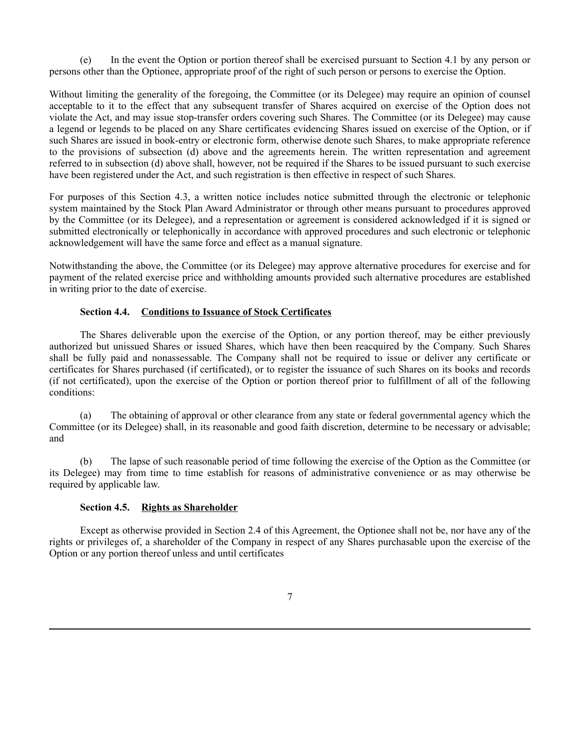(e) In the event the Option or portion thereof shall be exercised pursuant to Section 4.1 by any person or persons other than the Optionee, appropriate proof of the right of such person or persons to exercise the Option.

Without limiting the generality of the foregoing, the Committee (or its Delegee) may require an opinion of counsel acceptable to it to the effect that any subsequent transfer of Shares acquired on exercise of the Option does not violate the Act, and may issue stop-transfer orders covering such Shares. The Committee (or its Delegee) may cause a legend or legends to be placed on any Share certificates evidencing Shares issued on exercise of the Option, or if such Shares are issued in book-entry or electronic form, otherwise denote such Shares, to make appropriate reference to the provisions of subsection (d) above and the agreements herein. The written representation and agreement referred to in subsection (d) above shall, however, not be required if the Shares to be issued pursuant to such exercise have been registered under the Act, and such registration is then effective in respect of such Shares.

For purposes of this Section 4.3, a written notice includes notice submitted through the electronic or telephonic system maintained by the Stock Plan Award Administrator or through other means pursuant to procedures approved by the Committee (or its Delegee), and a representation or agreement is considered acknowledged if it is signed or submitted electronically or telephonically in accordance with approved procedures and such electronic or telephonic acknowledgement will have the same force and effect as a manual signature.

Notwithstanding the above, the Committee (or its Delegee) may approve alternative procedures for exercise and for payment of the related exercise price and withholding amounts provided such alternative procedures are established in writing prior to the date of exercise.

**Section 4.4. Conditions to Issuance of Stock Certificates**

The Shares deliverable upon the exercise of the Option, or any portion thereof, may be either previously authorized but unissued Shares or issued Shares, which have then been reacquired by the Company. Such Shares shall be fully paid and nonassessable. The Company shall not be required to issue or deliver any certificate or certificates for Shares purchased (if certificated), or to register the issuance of such Shares on its books and records (if not certificated), upon the exercise of the Option or portion thereof prior to fulfillment of all of the following conditions:

(a) The obtaining of approval or other clearance from any state or federal governmental agency which the Committee (or its Delegee) shall, in its reasonable and good faith discretion, determine to be necessary or advisable; and

(b) The lapse of such reasonable period of time following the exercise of the Option as the Committee (or its Delegee) may from time to time establish for reasons of administrative convenience or as may otherwise be required by applicable law.

**Section 4.5. Rights as Shareholder**

Except as otherwise provided in Section 2.4 of this Agreement, the Optionee shall not be, nor have any of the rights or privileges of, a shareholder of the Company in respect of any Shares purchasable upon the exercise of the Option or any portion thereof unless and until certificates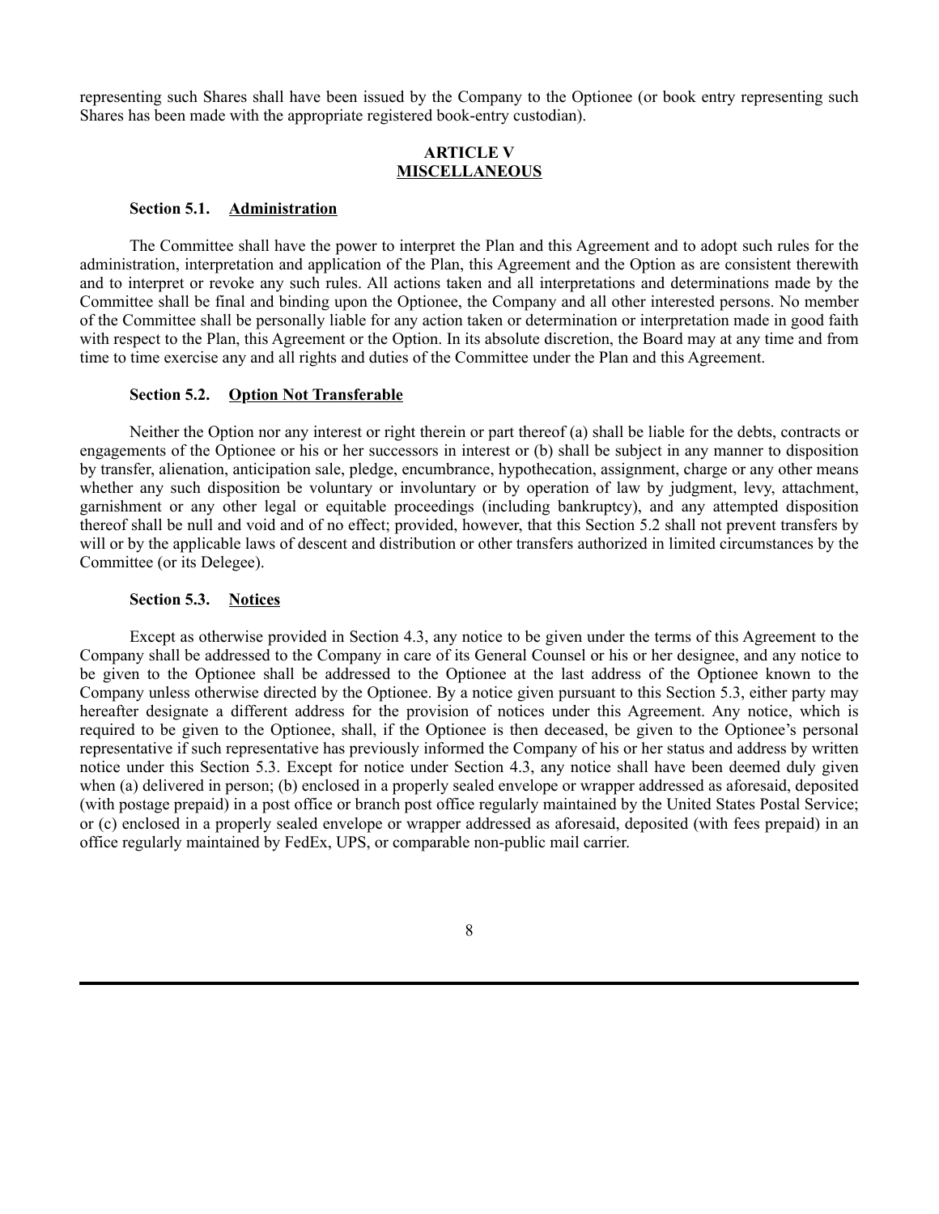representing such Shares shall have been issued by the Company to the Optionee (or book entry representing such Shares has been made with the appropriate registered book-entry custodian).

## ARTICLE V
## MISCELLANEOUS

### Section 5.1. Administration

The Committee shall have the power to interpret the Plan and this Agreement and to adopt such rules for the administration, interpretation and application of the Plan, this Agreement and the Option as are consistent therewith and to interpret or revoke any such rules. All actions taken and all interpretations and determinations made by the Committee shall be final and binding upon the Optionee, the Company and all other interested persons. No member of the Committee shall be personally liable for any action taken or determination or interpretation made in good faith with respect to the Plan, this Agreement or the Option. In its absolute discretion, the Board may at any time and from time to time exercise any and all rights and duties of the Committee under the Plan and this Agreement.

### Section 5.2. Option Not Transferable

Neither the Option nor any interest or right therein or part thereof (a) shall be liable for the debts, contracts or engagements of the Optionee or his or her successors in interest or (b) shall be subject in any manner to disposition by transfer, alienation, anticipation sale, pledge, encumbrance, hypothecation, assignment, charge or any other means whether any such disposition be voluntary or involuntary or by operation of law by judgment, levy, attachment, garnishment or any other legal or equitable proceedings (including bankruptcy), and any attempted disposition thereof shall be null and void and of no effect; provided, however, that this Section 5.2 shall not prevent transfers by will or by the applicable laws of descent and distribution or other transfers authorized in limited circumstances by the Committee (or its Delegee).

### Section 5.3. Notices

Except as otherwise provided in Section 4.3, any notice to be given under the terms of this Agreement to the Company shall be addressed to the Company in care of its General Counsel or his or her designee, and any notice to be given to the Optionee shall be addressed to the Optionee at the last address of the Optionee known to the Company unless otherwise directed by the Optionee. By a notice given pursuant to this Section 5.3, either party may hereafter designate a different address for the provision of notices under this Agreement. Any notice, which is required to be given to the Optionee, shall, if the Optionee is then deceased, be given to the Optionee's personal representative if such representative has previously informed the Company of his or her status and address by written notice under this Section 5.3. Except for notice under Section 4.3, any notice shall have been deemed duly given when (a) delivered in person; (b) enclosed in a properly sealed envelope or wrapper addressed as aforesaid, deposited (with postage prepaid) in a post office or branch post office regularly maintained by the United States Postal Service; or (c) enclosed in a properly sealed envelope or wrapper addressed as aforesaid, deposited (with fees prepaid) in an office regularly maintained by FedEx, UPS, or comparable non-public mail carrier.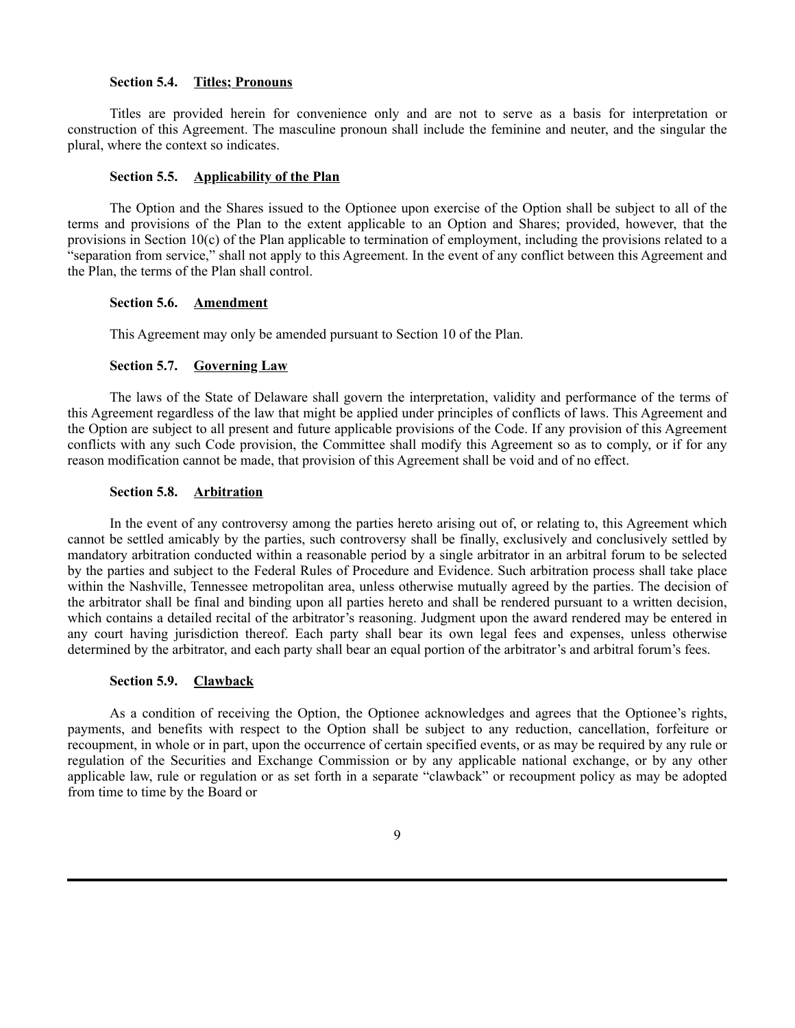**Section 5.4. Titles; Pronouns**

Titles are provided herein for convenience only and are not to serve as a basis for interpretation or construction of this Agreement. The masculine pronoun shall include the feminine and neuter, and the singular the plural, where the context so indicates.

**Section 5.5. Applicability of the Plan**

The Option and the Shares issued to the Optionee upon exercise of the Option shall be subject to all of the terms and provisions of the Plan to the extent applicable to an Option and Shares; provided, however, that the provisions in Section 10(c) of the Plan applicable to termination of employment, including the provisions related to a "separation from service," shall not apply to this Agreement. In the event of any conflict between this Agreement and the Plan, the terms of the Plan shall control.

**Section 5.6. Amendment**

This Agreement may only be amended pursuant to Section 10 of the Plan.

**Section 5.7. Governing Law**

The laws of the State of Delaware shall govern the interpretation, validity and performance of the terms of this Agreement regardless of the law that might be applied under principles of conflicts of laws. This Agreement and the Option are subject to all present and future applicable provisions of the Code. If any provision of this Agreement conflicts with any such Code provision, the Committee shall modify this Agreement so as to comply, or if for any reason modification cannot be made, that provision of this Agreement shall be void and of no effect.

**Section 5.8. Arbitration**

In the event of any controversy among the parties hereto arising out of, or relating to, this Agreement which cannot be settled amicably by the parties, such controversy shall be finally, exclusively and conclusively settled by mandatory arbitration conducted within a reasonable period by a single arbitrator in an arbitral forum to be selected by the parties and subject to the Federal Rules of Procedure and Evidence. Such arbitration process shall take place within the Nashville, Tennessee metropolitan area, unless otherwise mutually agreed by the parties. The decision of the arbitrator shall be final and binding upon all parties hereto and shall be rendered pursuant to a written decision, which contains a detailed recital of the arbitrator's reasoning. Judgment upon the award rendered may be entered in any court having jurisdiction thereof. Each party shall bear its own legal fees and expenses, unless otherwise determined by the arbitrator, and each party shall bear an equal portion of the arbitrator's and arbitral forum's fees.

**Section 5.9. Clawback**

As a condition of receiving the Option, the Optionee acknowledges and agrees that the Optionee's rights, payments, and benefits with respect to the Option shall be subject to any reduction, cancellation, forfeiture or recoupment, in whole or in part, upon the occurrence of certain specified events, or as may be required by any rule or regulation of the Securities and Exchange Commission or by any applicable national exchange, or by any other applicable law, rule or regulation or as set forth in a separate "clawback" or recoupment policy as may be adopted from time to time by the Board or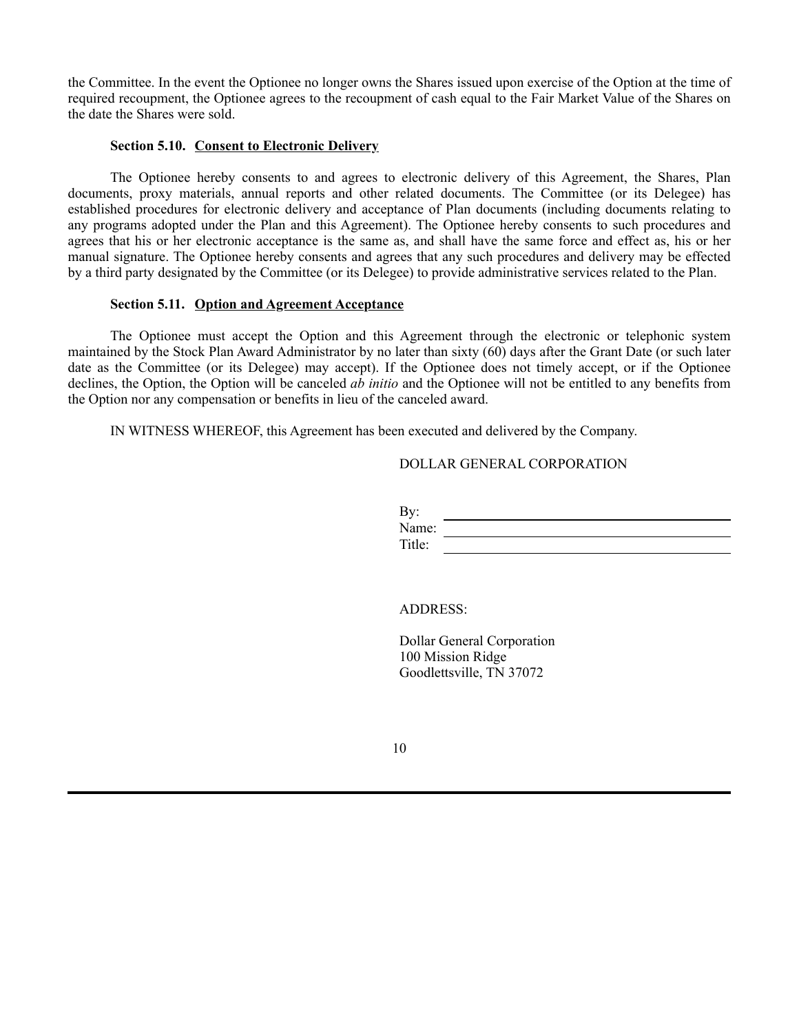the Committee. In the event the Optionee no longer owns the Shares issued upon exercise of the Option at the time of required recoupment, the Optionee agrees to the recoupment of cash equal to the Fair Market Value of the Shares on the date the Shares were sold.

**Section 5.10. <u>Consent to Electronic Delivery</u>**

The Optionee hereby consents to and agrees to electronic delivery of this Agreement, the Shares, Plan documents, proxy materials, annual reports and other related documents. The Committee (or its Delegee) has established procedures for electronic delivery and acceptance of Plan documents (including documents relating to any programs adopted under the Plan and this Agreement). The Optionee hereby consents to such procedures and agrees that his or her electronic acceptance is the same as, and shall have the same force and effect as, his or her manual signature. The Optionee hereby consents and agrees that any such procedures and delivery may be effected by a third party designated by the Committee (or its Delegee) to provide administrative services related to the Plan.

**Section 5.11. <u>Option and Agreement Acceptance</u>**

The Optionee must accept the Option and this Agreement through the electronic or telephonic system maintained by the Stock Plan Award Administrator by no later than sixty (60) days after the Grant Date (or such later date as the Committee (or its Delegee) may accept). If the Optionee does not timely accept, or if the Optionee declines, the Option, the Option will be canceled *ab initio* and the Optionee will not be entitled to any benefits from the Option nor any compensation or benefits in lieu of the canceled award.

IN WITNESS WHEREOF, this Agreement has been executed and delivered by the Company.

DOLLAR GENERAL CORPORATION

By: \_\_\_\_\_\_\_\_\_\_\_\_\_\_\_\_\_\_\_\_\_\_\_\_\_\_\_\_\_\_
Name: \_\_\_\_\_\_\_\_\_\_\_\_\_\_\_\_\_\_\_\_\_\_\_\_\_\_\_\_
Title: \_\_\_\_\_\_\_\_\_\_\_\_\_\_\_\_\_\_\_\_\_\_\_\_\_\_\_\_\_

ADDRESS:

Dollar General Corporation
100 Mission Ridge
Goodlettsville, TN 37072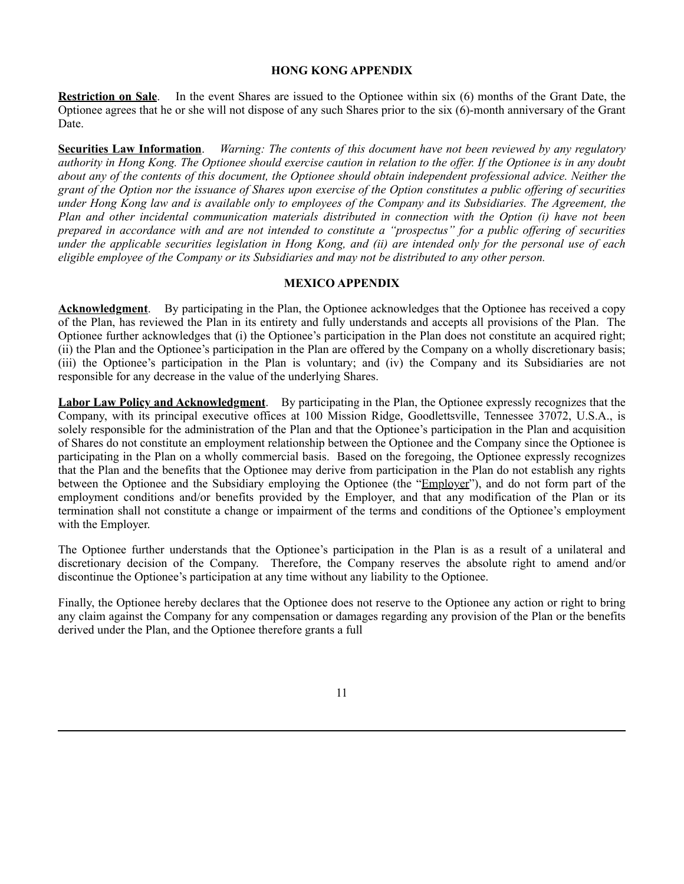## HONG KONG APPENDIX

**Restriction on Sale**. In the event Shares are issued to the Optionee within six (6) months of the Grant Date, the Optionee agrees that he or she will not dispose of any such Shares prior to the six (6)-month anniversary of the Grant Date.

**Securities Law Information**. *Warning: The contents of this document have not been reviewed by any regulatory authority in Hong Kong. The Optionee should exercise caution in relation to the offer. If the Optionee is in any doubt about any of the contents of this document, the Optionee should obtain independent professional advice. Neither the grant of the Option nor the issuance of Shares upon exercise of the Option constitutes a public offering of securities under Hong Kong law and is available only to employees of the Company and its Subsidiaries. The Agreement, the Plan and other incidental communication materials distributed in connection with the Option (i) have not been prepared in accordance with and are not intended to constitute a "prospectus" for a public offering of securities under the applicable securities legislation in Hong Kong, and (ii) are intended only for the personal use of each eligible employee of the Company or its Subsidiaries and may not be distributed to any other person.*

## MEXICO APPENDIX

**Acknowledgment**. By participating in the Plan, the Optionee acknowledges that the Optionee has received a copy of the Plan, has reviewed the Plan in its entirety and fully understands and accepts all provisions of the Plan. The Optionee further acknowledges that (i) the Optionee's participation in the Plan does not constitute an acquired right; (ii) the Plan and the Optionee's participation in the Plan are offered by the Company on a wholly discretionary basis; (iii) the Optionee's participation in the Plan is voluntary; and (iv) the Company and its Subsidiaries are not responsible for any decrease in the value of the underlying Shares.

**Labor Law Policy and Acknowledgment**. By participating in the Plan, the Optionee expressly recognizes that the Company, with its principal executive offices at 100 Mission Ridge, Goodlettsville, Tennessee 37072, U.S.A., is solely responsible for the administration of the Plan and that the Optionee's participation in the Plan and acquisition of Shares do not constitute an employment relationship between the Optionee and the Company since the Optionee is participating in the Plan on a wholly commercial basis. Based on the foregoing, the Optionee expressly recognizes that the Plan and the benefits that the Optionee may derive from participation in the Plan do not establish any rights between the Optionee and the Subsidiary employing the Optionee (the "Employer"), and do not form part of the employment conditions and/or benefits provided by the Employer, and that any modification of the Plan or its termination shall not constitute a change or impairment of the terms and conditions of the Optionee's employment with the Employer.

The Optionee further understands that the Optionee's participation in the Plan is as a result of a unilateral and discretionary decision of the Company. Therefore, the Company reserves the absolute right to amend and/or discontinue the Optionee's participation at any time without any liability to the Optionee.

Finally, the Optionee hereby declares that the Optionee does not reserve to the Optionee any action or right to bring any claim against the Company for any compensation or damages regarding any provision of the Plan or the benefits derived under the Plan, and the Optionee therefore grants a full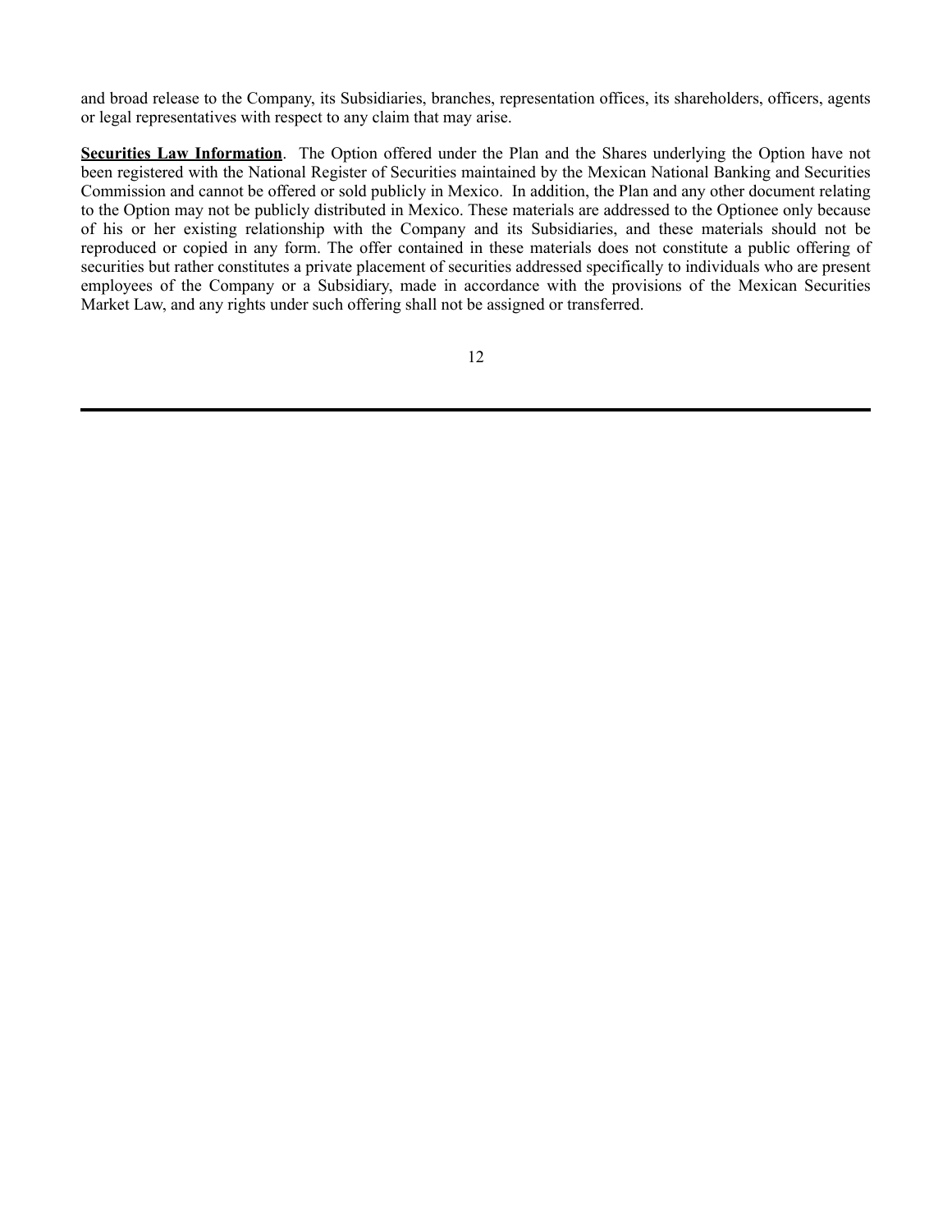and broad release to the Company, its Subsidiaries, branches, representation offices, its shareholders, officers, agents or legal representatives with respect to any claim that may arise.

**Securities Law Information**. The Option offered under the Plan and the Shares underlying the Option have not been registered with the National Register of Securities maintained by the Mexican National Banking and Securities Commission and cannot be offered or sold publicly in Mexico. In addition, the Plan and any other document relating to the Option may not be publicly distributed in Mexico. These materials are addressed to the Optionee only because of his or her existing relationship with the Company and its Subsidiaries, and these materials should not be reproduced or copied in any form. The offer contained in these materials does not constitute a public offering of securities but rather constitutes a private placement of securities addressed specifically to individuals who are present employees of the Company or a Subsidiary, made in accordance with the provisions of the Mexican Securities Market Law, and any rights under such offering shall not be assigned or transferred.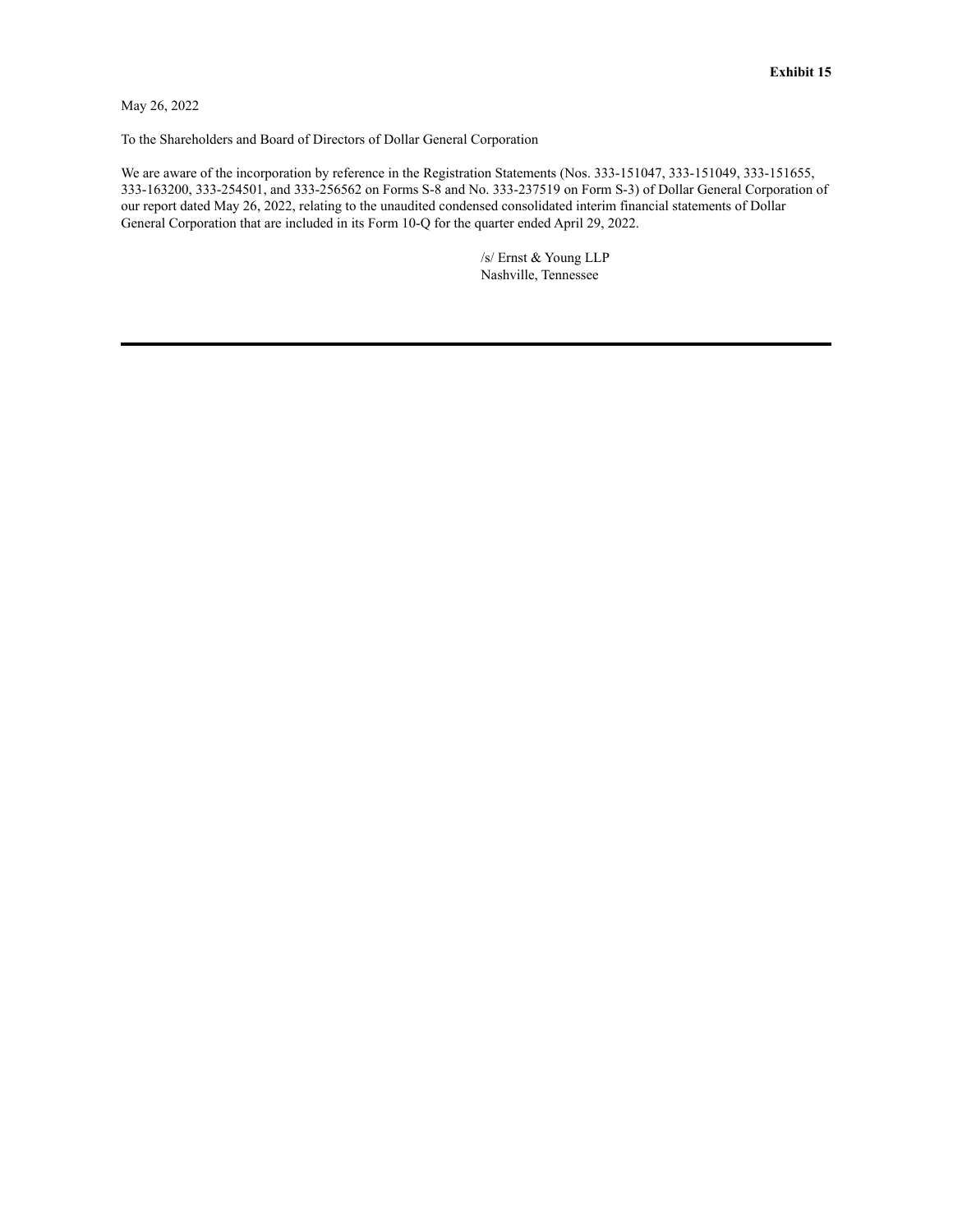**Exhibit 15**

May 26, 2022

To the Shareholders and Board of Directors of Dollar General Corporation

We are aware of the incorporation by reference in the Registration Statements (Nos. 333-151047, 333-151049, 333-151655, 333-163200, 333-254501, and 333-256562 on Forms S-8 and No. 333-237519 on Form S-3) of Dollar General Corporation of our report dated May 26, 2022, relating to the unaudited condensed consolidated interim financial statements of Dollar General Corporation that are included in its Form 10-Q for the quarter ended April 29, 2022.

/s/ Ernst & Young LLP
Nashville, Tennessee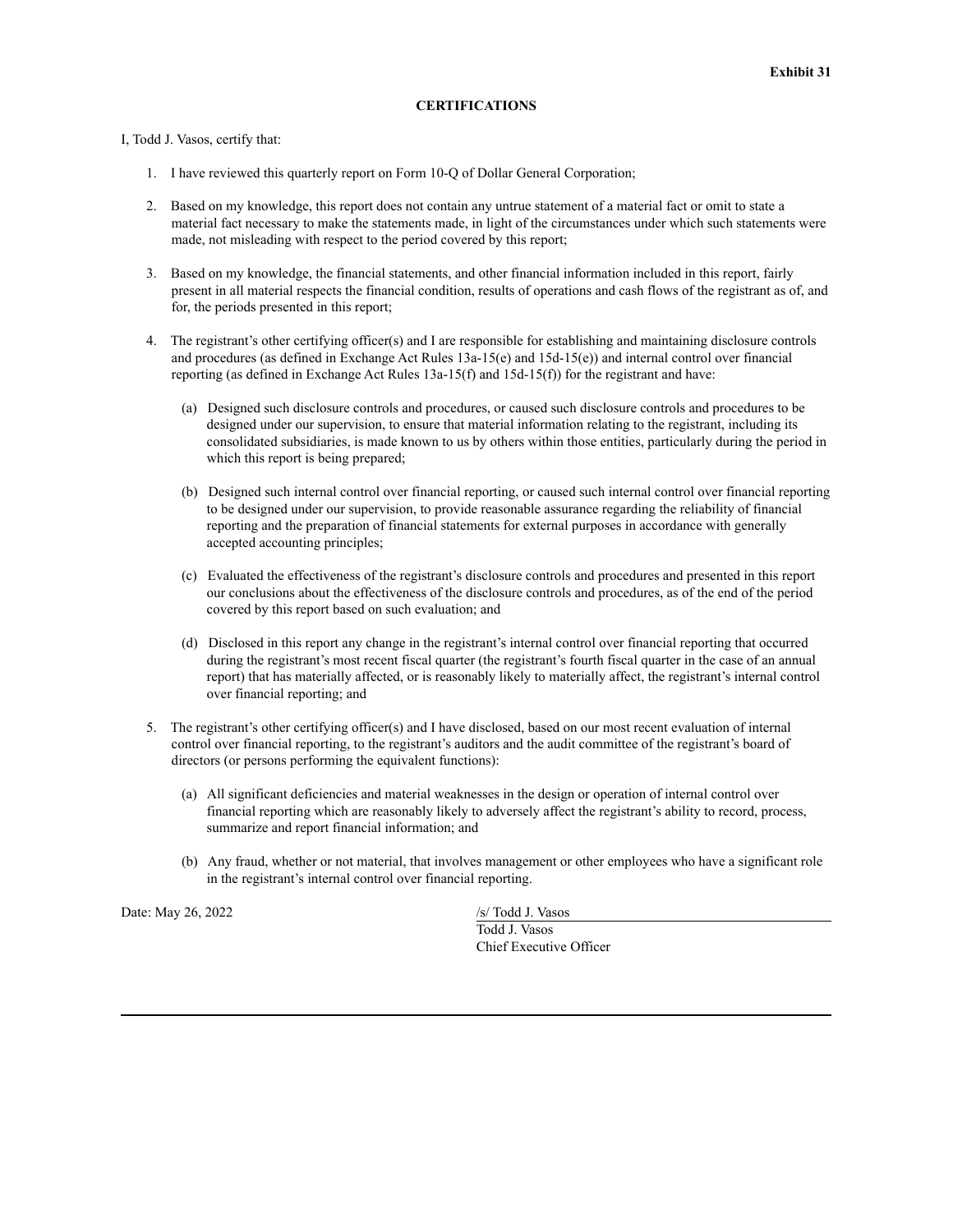**Exhibit 31**

**CERTIFICATIONS**

I, Todd J. Vasos, certify that:

1. I have reviewed this quarterly report on Form 10-Q of Dollar General Corporation;

2. Based on my knowledge, this report does not contain any untrue statement of a material fact or omit to state a material fact necessary to make the statements made, in light of the circumstances under which such statements were made, not misleading with respect to the period covered by this report;

3. Based on my knowledge, the financial statements, and other financial information included in this report, fairly present in all material respects the financial condition, results of operations and cash flows of the registrant as of, and for, the periods presented in this report;

4. The registrant's other certifying officer(s) and I are responsible for establishing and maintaining disclosure controls and procedures (as defined in Exchange Act Rules 13a-15(e) and 15d-15(e)) and internal control over financial reporting (as defined in Exchange Act Rules 13a-15(f) and 15d-15(f)) for the registrant and have:

   (a) Designed such disclosure controls and procedures, or caused such disclosure controls and procedures to be designed under our supervision, to ensure that material information relating to the registrant, including its consolidated subsidiaries, is made known to us by others within those entities, particularly during the period in which this report is being prepared;

   (b) Designed such internal control over financial reporting, or caused such internal control over financial reporting to be designed under our supervision, to provide reasonable assurance regarding the reliability of financial reporting and the preparation of financial statements for external purposes in accordance with generally accepted accounting principles;

   (c) Evaluated the effectiveness of the registrant's disclosure controls and procedures and presented in this report our conclusions about the effectiveness of the disclosure controls and procedures, as of the end of the period covered by this report based on such evaluation; and

   (d) Disclosed in this report any change in the registrant's internal control over financial reporting that occurred during the registrant's most recent fiscal quarter (the registrant's fourth fiscal quarter in the case of an annual report) that has materially affected, or is reasonably likely to materially affect, the registrant's internal control over financial reporting; and

5. The registrant's other certifying officer(s) and I have disclosed, based on our most recent evaluation of internal control over financial reporting, to the registrant's auditors and the audit committee of the registrant's board of directors (or persons performing the equivalent functions):

   (a) All significant deficiencies and material weaknesses in the design or operation of internal control over financial reporting which are reasonably likely to adversely affect the registrant's ability to record, process, summarize and report financial information; and

   (b) Any fraud, whether or not material, that involves management or other employees who have a significant role in the registrant's internal control over financial reporting.

Date: May 26, 2022

/s/ Todd J. Vasos
Todd J. Vasos
Chief Executive Officer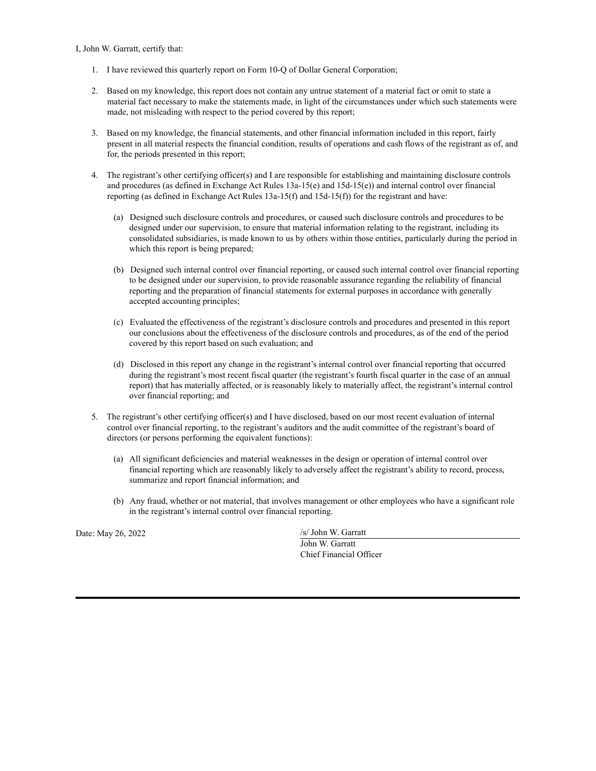I, John W. Garratt, certify that:

1. I have reviewed this quarterly report on Form 10-Q of Dollar General Corporation;

2. Based on my knowledge, this report does not contain any untrue statement of a material fact or omit to state a material fact necessary to make the statements made, in light of the circumstances under which such statements were made, not misleading with respect to the period covered by this report;

3. Based on my knowledge, the financial statements, and other financial information included in this report, fairly present in all material respects the financial condition, results of operations and cash flows of the registrant as of, and for, the periods presented in this report;

4. The registrant's other certifying officer(s) and I are responsible for establishing and maintaining disclosure controls and procedures (as defined in Exchange Act Rules 13a-15(e) and 15d-15(e)) and internal control over financial reporting (as defined in Exchange Act Rules 13a-15(f) and 15d-15(f)) for the registrant and have:

   (a) Designed such disclosure controls and procedures, or caused such disclosure controls and procedures to be designed under our supervision, to ensure that material information relating to the registrant, including its consolidated subsidiaries, is made known to us by others within those entities, particularly during the period in which this report is being prepared;

   (b) Designed such internal control over financial reporting, or caused such internal control over financial reporting to be designed under our supervision, to provide reasonable assurance regarding the reliability of financial reporting and the preparation of financial statements for external purposes in accordance with generally accepted accounting principles;

   (c) Evaluated the effectiveness of the registrant's disclosure controls and procedures and presented in this report our conclusions about the effectiveness of the disclosure controls and procedures, as of the end of the period covered by this report based on such evaluation; and

   (d) Disclosed in this report any change in the registrant's internal control over financial reporting that occurred during the registrant's most recent fiscal quarter (the registrant's fourth fiscal quarter in the case of an annual report) that has materially affected, or is reasonably likely to materially affect, the registrant's internal control over financial reporting; and

5. The registrant's other certifying officer(s) and I have disclosed, based on our most recent evaluation of internal control over financial reporting, to the registrant's auditors and the audit committee of the registrant's board of directors (or persons performing the equivalent functions):

   (a) All significant deficiencies and material weaknesses in the design or operation of internal control over financial reporting which are reasonably likely to adversely affect the registrant's ability to record, process, summarize and report financial information; and

   (b) Any fraud, whether or not material, that involves management or other employees who have a significant role in the registrant's internal control over financial reporting.

Date: May 26, 2022

/s/ John W. Garratt
John W. Garratt
Chief Financial Officer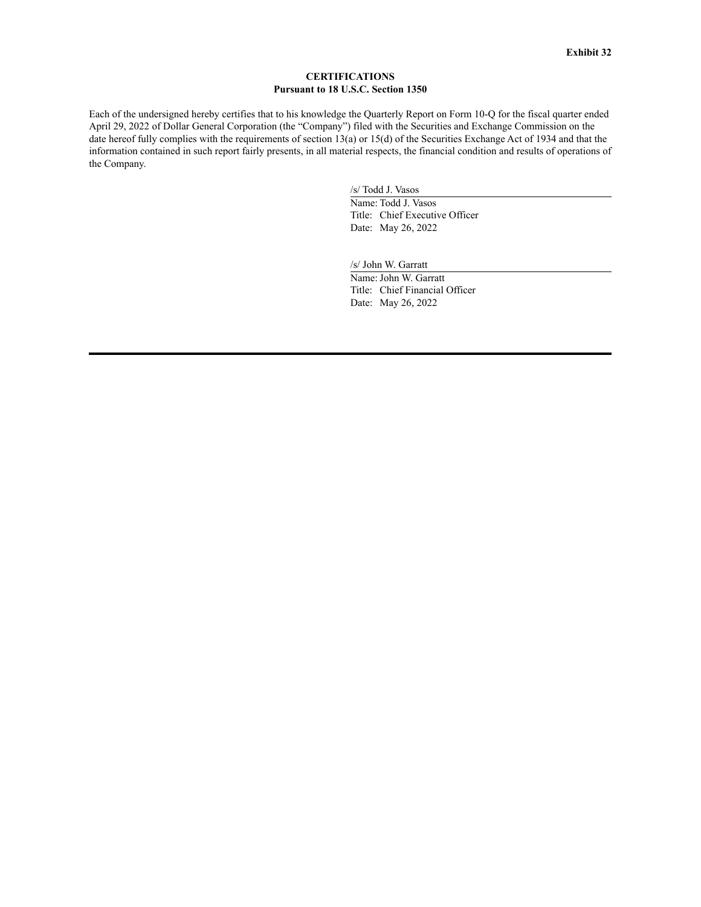**Exhibit 32**

**CERTIFICATIONS**
**Pursuant to 18 U.S.C. Section 1350**

Each of the undersigned hereby certifies that to his knowledge the Quarterly Report on Form 10-Q for the fiscal quarter ended April 29, 2022 of Dollar General Corporation (the "Company") filed with the Securities and Exchange Commission on the date hereof fully complies with the requirements of section 13(a) or 15(d) of the Securities Exchange Act of 1934 and that the information contained in such report fairly presents, in all material respects, the financial condition and results of operations of the Company.

/s/ Todd J. Vasos
Name: Todd J. Vasos
Title: Chief Executive Officer
Date: May 26, 2022

/s/ John W. Garratt
Name: John W. Garratt
Title: Chief Financial Officer
Date: May 26, 2022